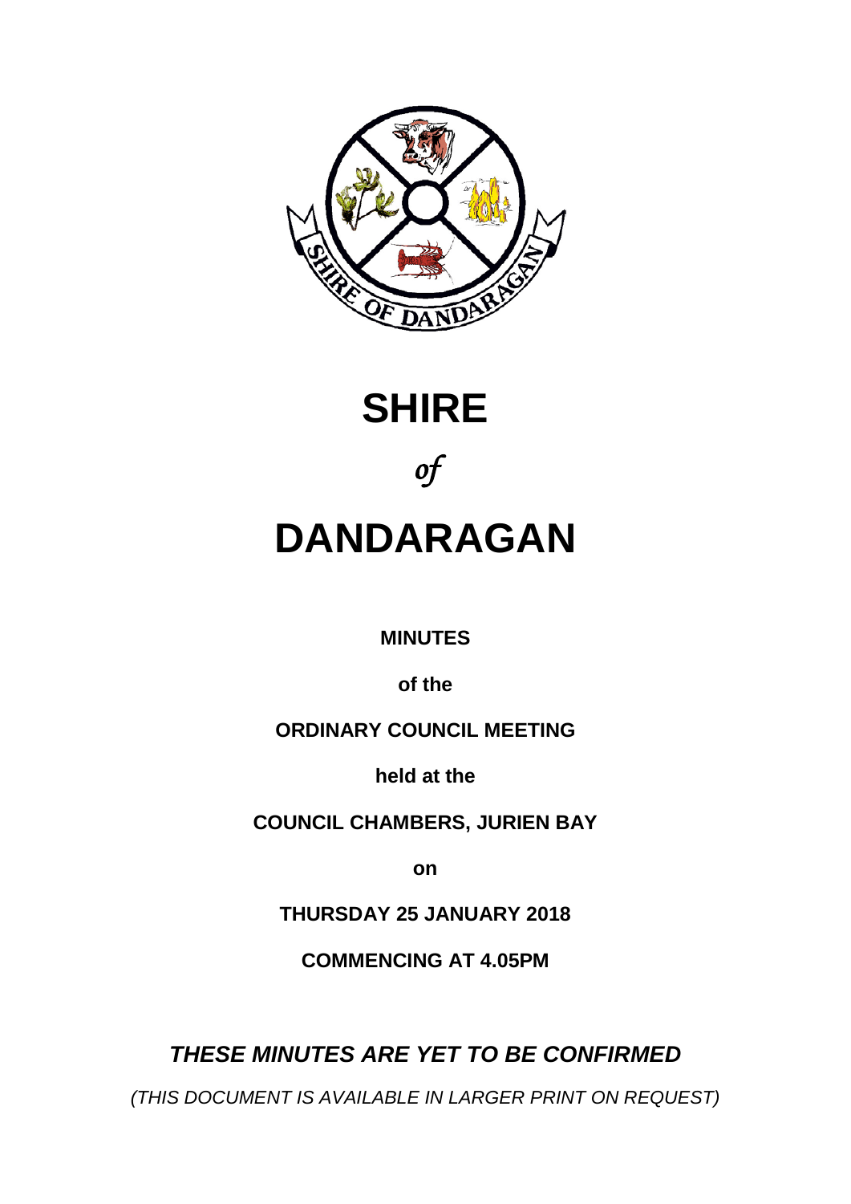# SHIRE

*of*

# DANDARAGAN

**MINUTES**

**of the**

**ORDINARY COUNCIL MEETING**

**held at the**

**COUNCIL CHAMBERS, JURIEN BAY**

**on**

**THURSDAY 25 JANUARY 2018**

**COMMENCING AT 4.05PM**

***THESE MINUTES ARE YET TO BE CONFIRMED***

*(THIS DOCUMENT IS AVAILABLE IN LARGER PRINT ON REQUEST)*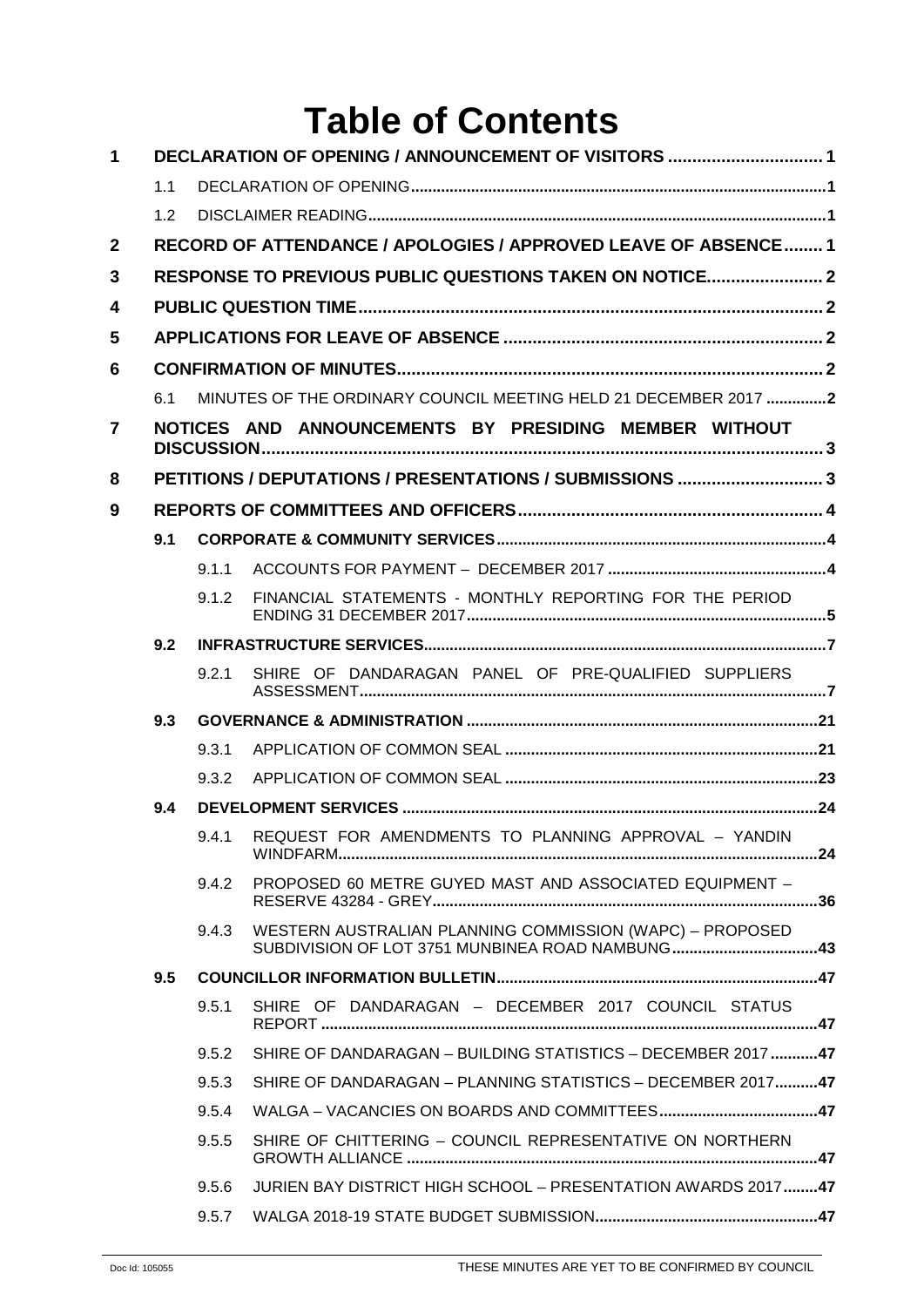# Table of Contents

**1 DECLARATION OF OPENING / ANNOUNCEMENT OF VISITORS ................................ 1**

1.1 DECLARATION OF OPENING ................................................................................................ 1

1.2 DISCLAIMER READING ......................................................................................................... 1

**2 RECORD OF ATTENDANCE / APOLOGIES / APPROVED LEAVE OF ABSENCE ........ 1**

**3 RESPONSE TO PREVIOUS PUBLIC QUESTIONS TAKEN ON NOTICE ........................ 2**

**4 PUBLIC QUESTION TIME ................................................................................................ 2**

**5 APPLICATIONS FOR LEAVE OF ABSENCE .................................................................. 2**

**6 CONFIRMATION OF MINUTES ........................................................................................ 2**

6.1 MINUTES OF THE ORDINARY COUNCIL MEETING HELD 21 DECEMBER 2017 .............. 2

**7 NOTICES AND ANNOUNCEMENTS BY PRESIDING MEMBER WITHOUT DISCUSSION .................................................................................................................... 3**

**8 PETITIONS / DEPUTATIONS / PRESENTATIONS / SUBMISSIONS .............................. 3**

**9 REPORTS OF COMMITTEES AND OFFICERS ............................................................... 4**

**9.1 CORPORATE & COMMUNITY SERVICES ............................................................................ 4**

9.1.1 ACCOUNTS FOR PAYMENT – DECEMBER 2017 ................................................... 4

9.1.2 FINANCIAL STATEMENTS - MONTHLY REPORTING FOR THE PERIOD ENDING 31 DECEMBER 2017 ................................................................................... 5

**9.2 INFRASTRUCTURE SERVICES ............................................................................................ 7**

9.2.1 SHIRE OF DANDARAGAN PANEL OF PRE-QUALIFIED SUPPLIERS ASSESSMENT ............................................................................................................ 7

**9.3 GOVERNANCE & ADMINISTRATION ................................................................................. 21**

9.3.1 APPLICATION OF COMMON SEAL ........................................................................ 21

9.3.2 APPLICATION OF COMMON SEAL ........................................................................ 23

**9.4 DEVELOPMENT SERVICES ................................................................................................ 24**

9.4.1 REQUEST FOR AMENDMENTS TO PLANNING APPROVAL – YANDIN WINDFARM ............................................................................................................... 24

9.4.2 PROPOSED 60 METRE GUYED MAST AND ASSOCIATED EQUIPMENT – RESERVE 43284 - GREY ......................................................................................... 36

9.4.3 WESTERN AUSTRALIAN PLANNING COMMISSION (WAPC) – PROPOSED SUBDIVISION OF LOT 3751 MUNBINEA ROAD NAMBUNG .................................. 43

**9.5 COUNCILLOR INFORMATION BULLETIN .......................................................................... 47**

9.5.1 SHIRE OF DANDARAGAN – DECEMBER 2017 COUNCIL STATUS REPORT .................................................................................................................. 47

9.5.2 SHIRE OF DANDARAGAN – BUILDING STATISTICS – DECEMBER 2017 ........... 47

9.5.3 SHIRE OF DANDARAGAN – PLANNING STATISTICS – DECEMBER 2017 .......... 47

9.5.4 WALGA – VACANCIES ON BOARDS AND COMMITTEES ..................................... 47

9.5.5 SHIRE OF CHITTERING – COUNCIL REPRESENTATIVE ON NORTHERN GROWTH ALLIANCE ............................................................................................... 47

9.5.6 JURIEN BAY DISTRICT HIGH SCHOOL – PRESENTATION AWARDS 2017 ........ 47

9.5.7 WALGA 2018-19 STATE BUDGET SUBMISSION .................................................... 47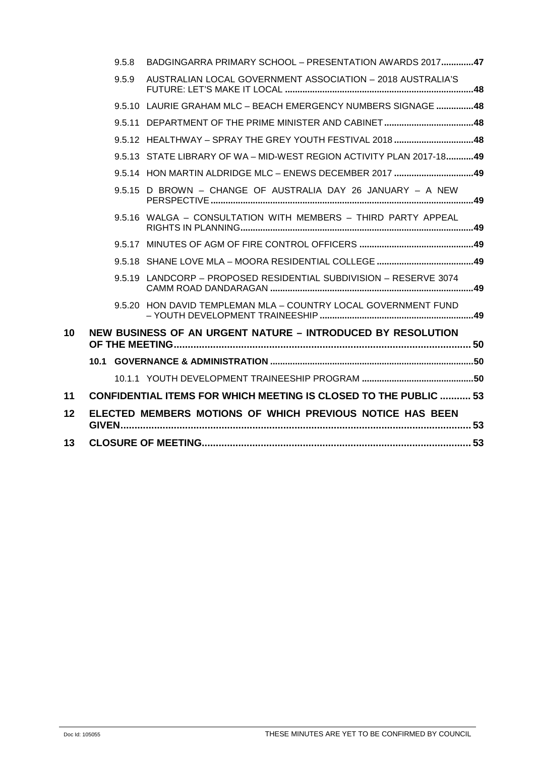- 9.5.8 BADGINGARRA PRIMARY SCHOOL – PRESENTATION AWARDS 2017 ....... 47
- 9.5.9 AUSTRALIAN LOCAL GOVERNMENT ASSOCIATION – 2018 AUSTRALIA'S FUTURE: LET'S MAKE IT LOCAL ....... 48
- 9.5.10 LAURIE GRAHAM MLC – BEACH EMERGENCY NUMBERS SIGNAGE ....... 48
- 9.5.11 DEPARTMENT OF THE PRIME MINISTER AND CABINET ....... 48
- 9.5.12 HEALTHWAY – SPRAY THE GREY YOUTH FESTIVAL 2018 ....... 48
- 9.5.13 STATE LIBRARY OF WA – MID-WEST REGION ACTIVITY PLAN 2017-18 ....... 49
- 9.5.14 HON MARTIN ALDRIDGE MLC – ENEWS DECEMBER 2017 ....... 49
- 9.5.15 D BROWN – CHANGE OF AUSTRALIA DAY 26 JANUARY – A NEW PERSPECTIVE ....... 49
- 9.5.16 WALGA – CONSULTATION WITH MEMBERS – THIRD PARTY APPEAL RIGHTS IN PLANNING ....... 49
- 9.5.17 MINUTES OF AGM OF FIRE CONTROL OFFICERS ....... 49
- 9.5.18 SHANE LOVE MLA – MOORA RESIDENTIAL COLLEGE ....... 49
- 9.5.19 LANDCORP – PROPOSED RESIDENTIAL SUBDIVISION – RESERVE 3074 CAMM ROAD DANDARAGAN ....... 49
- 9.5.20 HON DAVID TEMPLEMAN MLA – COUNTRY LOCAL GOVERNMENT FUND – YOUTH DEVELOPMENT TRAINEESHIP ....... 49

**10 NEW BUSINESS OF AN URGENT NATURE – INTRODUCED BY RESOLUTION OF THE MEETING ....... 50**

**10.1 GOVERNANCE & ADMINISTRATION ....... 50**

- 10.1.1 YOUTH DEVELOPMENT TRAINEESHIP PROGRAM ....... 50

**11 CONFIDENTIAL ITEMS FOR WHICH MEETING IS CLOSED TO THE PUBLIC ....... 53**

**12 ELECTED MEMBERS MOTIONS OF WHICH PREVIOUS NOTICE HAS BEEN GIVEN ....... 53**

**13 CLOSURE OF MEETING ....... 53**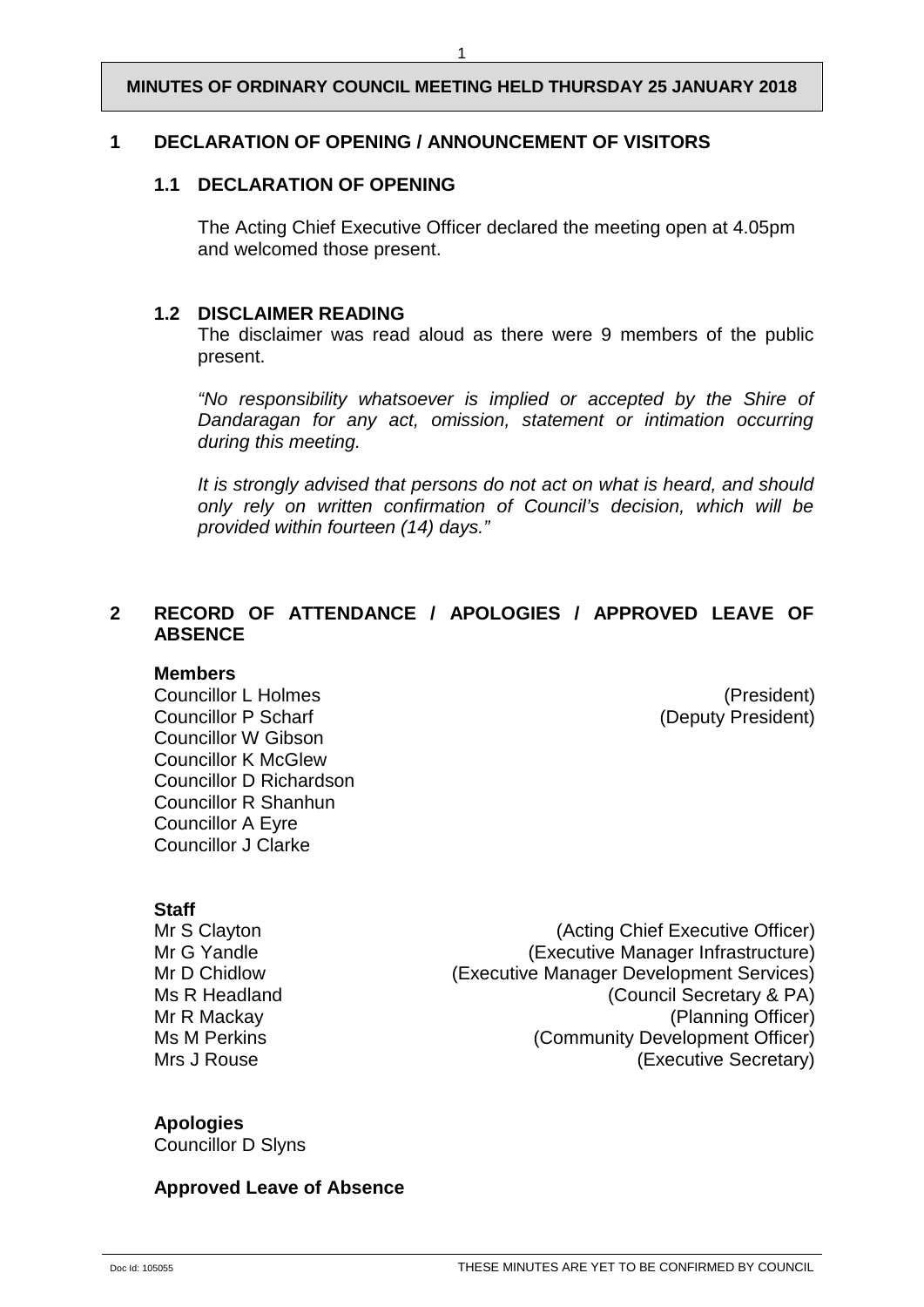**MINUTES OF ORDINARY COUNCIL MEETING HELD THURSDAY 25 JANUARY 2018**

## 1 DECLARATION OF OPENING / ANNOUNCEMENT OF VISITORS

### 1.1 DECLARATION OF OPENING

The Acting Chief Executive Officer declared the meeting open at 4.05pm and welcomed those present.

### 1.2 DISCLAIMER READING

The disclaimer was read aloud as there were 9 members of the public present.

*"No responsibility whatsoever is implied or accepted by the Shire of Dandaragan for any act, omission, statement or intimation occurring during this meeting.*

*It is strongly advised that persons do not act on what is heard, and should only rely on written confirmation of Council's decision, which will be provided within fourteen (14) days."*

## 2 RECORD OF ATTENDANCE / APOLOGIES / APPROVED LEAVE OF ABSENCE

**Members**

Councillor L Holmes (President)
Councillor P Scharf (Deputy President)
Councillor W Gibson
Councillor K McGlew
Councillor D Richardson
Councillor R Shanhun
Councillor A Eyre
Councillor J Clarke

**Staff**

Mr S Clayton (Acting Chief Executive Officer)
Mr G Yandle (Executive Manager Infrastructure)
Mr D Chidlow (Executive Manager Development Services)
Ms R Headland (Council Secretary & PA)
Mr R Mackay (Planning Officer)
Ms M Perkins (Community Development Officer)
Mrs J Rouse (Executive Secretary)

**Apologies**

Councillor D Slyns

**Approved Leave of Absence**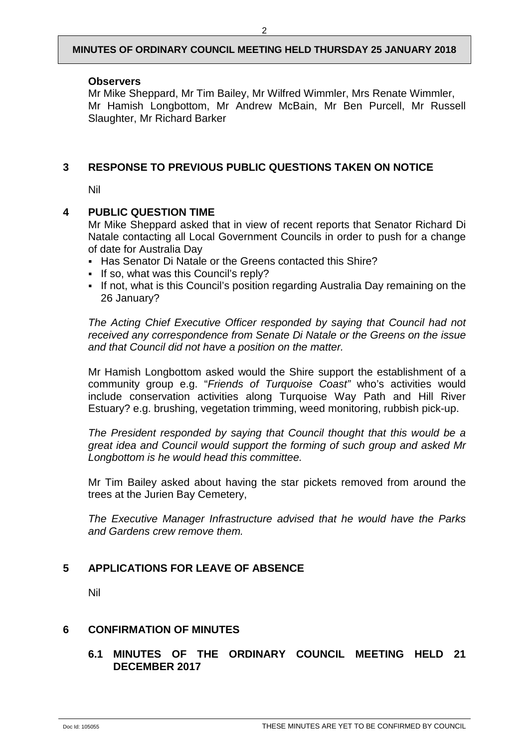**Observers**

Mr Mike Sheppard, Mr Tim Bailey, Mr Wilfred Wimmler, Mrs Renate Wimmler, Mr Hamish Longbottom, Mr Andrew McBain, Mr Ben Purcell, Mr Russell Slaughter, Mr Richard Barker

## 3 RESPONSE TO PREVIOUS PUBLIC QUESTIONS TAKEN ON NOTICE

Nil

## 4 PUBLIC QUESTION TIME

Mr Mike Sheppard asked that in view of recent reports that Senator Richard Di Natale contacting all Local Government Councils in order to push for a change of date for Australia Day

- Has Senator Di Natale or the Greens contacted this Shire?
- If so, what was this Council's reply?
- If not, what is this Council's position regarding Australia Day remaining on the 26 January?

*The Acting Chief Executive Officer responded by saying that Council had not received any correspondence from Senate Di Natale or the Greens on the issue and that Council did not have a position on the matter.*

Mr Hamish Longbottom asked would the Shire support the establishment of a community group e.g. "*Friends of Turquoise Coast"* who's activities would include conservation activities along Turquoise Way Path and Hill River Estuary? e.g. brushing, vegetation trimming, weed monitoring, rubbish pick-up.

*The President responded by saying that Council thought that this would be a great idea and Council would support the forming of such group and asked Mr Longbottom is he would head this committee.*

Mr Tim Bailey asked about having the star pickets removed from around the trees at the Jurien Bay Cemetery,

*The Executive Manager Infrastructure advised that he would have the Parks and Gardens crew remove them.*

## 5 APPLICATIONS FOR LEAVE OF ABSENCE

Nil

## 6 CONFIRMATION OF MINUTES

### 6.1 MINUTES OF THE ORDINARY COUNCIL MEETING HELD 21 DECEMBER 2017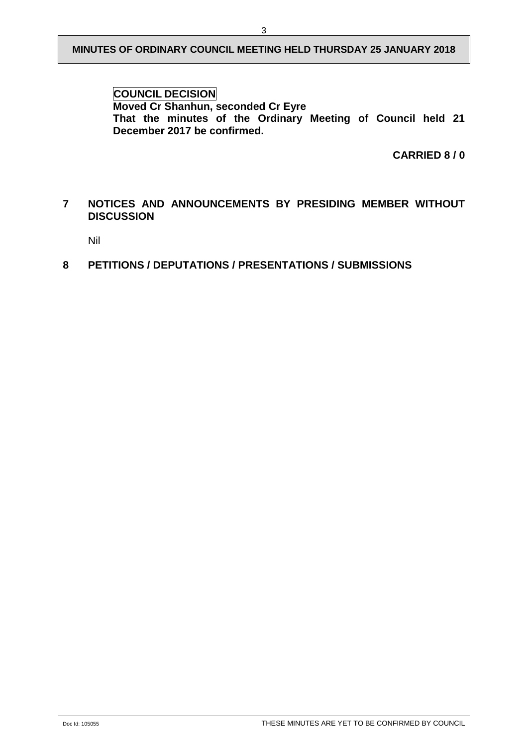**COUNCIL DECISION**

**Moved Cr Shanhun, seconded Cr Eyre**

**That the minutes of the Ordinary Meeting of Council held 21 December 2017 be confirmed.**

**CARRIED 8 / 0**

## 7 NOTICES AND ANNOUNCEMENTS BY PRESIDING MEMBER WITHOUT DISCUSSION

Nil

## 8 PETITIONS / DEPUTATIONS / PRESENTATIONS / SUBMISSIONS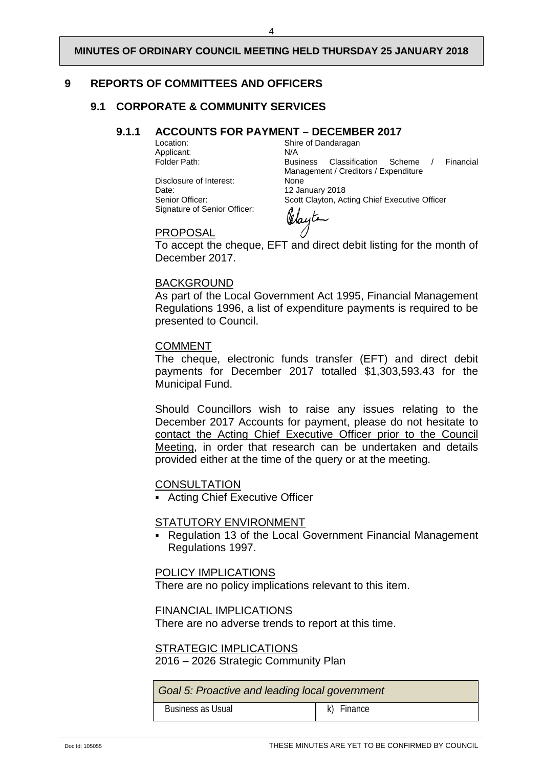## 9 REPORTS OF COMMITTEES AND OFFICERS

### 9.1 CORPORATE & COMMUNITY SERVICES

#### 9.1.1 ACCOUNTS FOR PAYMENT – DECEMBER 2017

| | |
|---|---|
| Location: | Shire of Dandaragan |
| Applicant: | N/A |
| Folder Path: | Business Classification Scheme / Financial Management / Creditors / Expenditure |
| Disclosure of Interest: | None |
| Date: | 12 January 2018 |
| Senior Officer: | Scott Clayton, Acting Chief Executive Officer |
| Signature of Senior Officer: | |

PROPOSAL

To accept the cheque, EFT and direct debit listing for the month of December 2017.

BACKGROUND

As part of the Local Government Act 1995, Financial Management Regulations 1996, a list of expenditure payments is required to be presented to Council.

COMMENT

The cheque, electronic funds transfer (EFT) and direct debit payments for December 2017 totalled $1,303,593.43 for the Municipal Fund.

Should Councillors wish to raise any issues relating to the December 2017 Accounts for payment, please do not hesitate to contact the Acting Chief Executive Officer prior to the Council Meeting, in order that research can be undertaken and details provided either at the time of the query or at the meeting.

CONSULTATION

- Acting Chief Executive Officer

STATUTORY ENVIRONMENT

- Regulation 13 of the Local Government Financial Management Regulations 1997.

POLICY IMPLICATIONS

There are no policy implications relevant to this item.

FINANCIAL IMPLICATIONS

There are no adverse trends to report at this time.

STRATEGIC IMPLICATIONS

2016 – 2026 Strategic Community Plan

| *Goal 5: Proactive and leading local government* | |
|---|---|
| Business as Usual | k) Finance |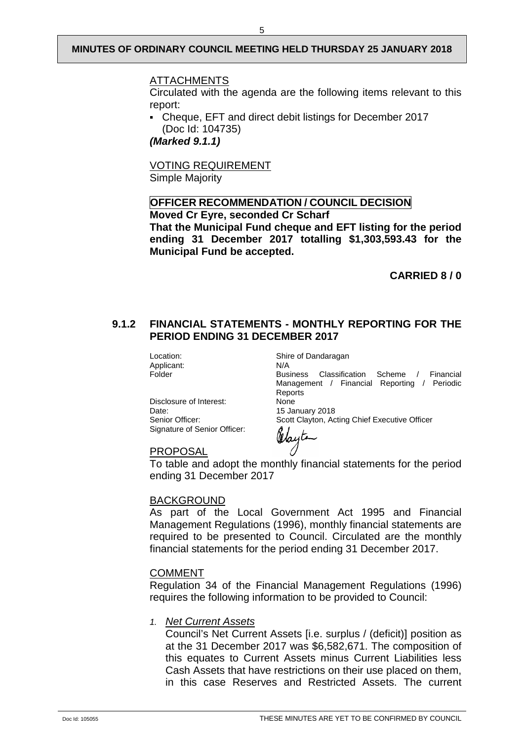ATTACHMENTS

Circulated with the agenda are the following items relevant to this report:

- Cheque, EFT and direct debit listings for December 2017 (Doc Id: 104735)

***(Marked 9.1.1)***

VOTING REQUIREMENT

Simple Majority

**OFFICER RECOMMENDATION / COUNCIL DECISION**

**Moved Cr Eyre, seconded Cr Scharf**

**That the Municipal Fund cheque and EFT listing for the period ending 31 December 2017 totalling $1,303,593.43 for the Municipal Fund be accepted.**

**CARRIED 8 / 0**

### 9.1.2 FINANCIAL STATEMENTS - MONTHLY REPORTING FOR THE PERIOD ENDING 31 DECEMBER 2017

| | |
|---|---|
| Location: | Shire of Dandaragan |
| Applicant: | N/A |
| Folder | Business Classification Scheme / Financial Management / Financial Reporting / Periodic Reports |
| Disclosure of Interest: | None |
| Date: | 15 January 2018 |
| Senior Officer: | Scott Clayton, Acting Chief Executive Officer |
| Signature of Senior Officer: | |

PROPOSAL

To table and adopt the monthly financial statements for the period ending 31 December 2017

BACKGROUND

As part of the Local Government Act 1995 and Financial Management Regulations (1996), monthly financial statements are required to be presented to Council. Circulated are the monthly financial statements for the period ending 31 December 2017.

COMMENT

Regulation 34 of the Financial Management Regulations (1996) requires the following information to be provided to Council:

1. *Net Current Assets*

   Council's Net Current Assets [i.e. surplus / (deficit)] position as at the 31 December 2017 was $6,582,671. The composition of this equates to Current Assets minus Current Liabilities less Cash Assets that have restrictions on their use placed on them, in this case Reserves and Restricted Assets. The current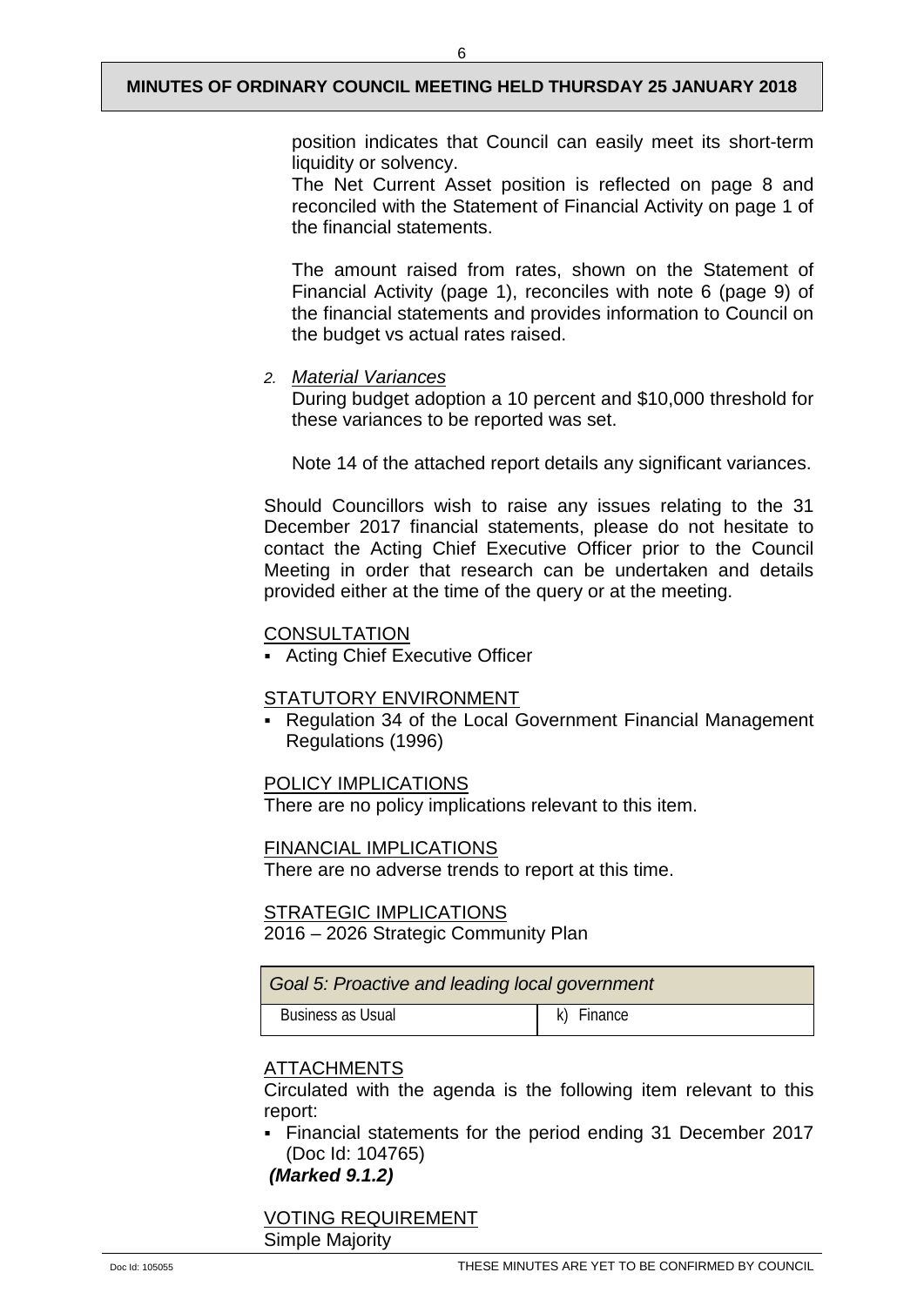position indicates that Council can easily meet its short-term liquidity or solvency.

The Net Current Asset position is reflected on page 8 and reconciled with the Statement of Financial Activity on page 1 of the financial statements.

The amount raised from rates, shown on the Statement of Financial Activity (page 1), reconciles with note 6 (page 9) of the financial statements and provides information to Council on the budget vs actual rates raised.

2. *Material Variances*

During budget adoption a 10 percent and $10,000 threshold for these variances to be reported was set.

Note 14 of the attached report details any significant variances.

Should Councillors wish to raise any issues relating to the 31 December 2017 financial statements, please do not hesitate to contact the Acting Chief Executive Officer prior to the Council Meeting in order that research can be undertaken and details provided either at the time of the query or at the meeting.

## CONSULTATION

- Acting Chief Executive Officer

## STATUTORY ENVIRONMENT

- Regulation 34 of the Local Government Financial Management Regulations (1996)

## POLICY IMPLICATIONS

There are no policy implications relevant to this item.

## FINANCIAL IMPLICATIONS

There are no adverse trends to report at this time.

## STRATEGIC IMPLICATIONS

2016 – 2026 Strategic Community Plan

| *Goal 5: Proactive and leading local government* | |
|---|---|
| Business as Usual | k) Finance |

## ATTACHMENTS

Circulated with the agenda is the following item relevant to this report:

- Financial statements for the period ending 31 December 2017 (Doc Id: 104765)

***(Marked 9.1.2)***

## VOTING REQUIREMENT

Simple Majority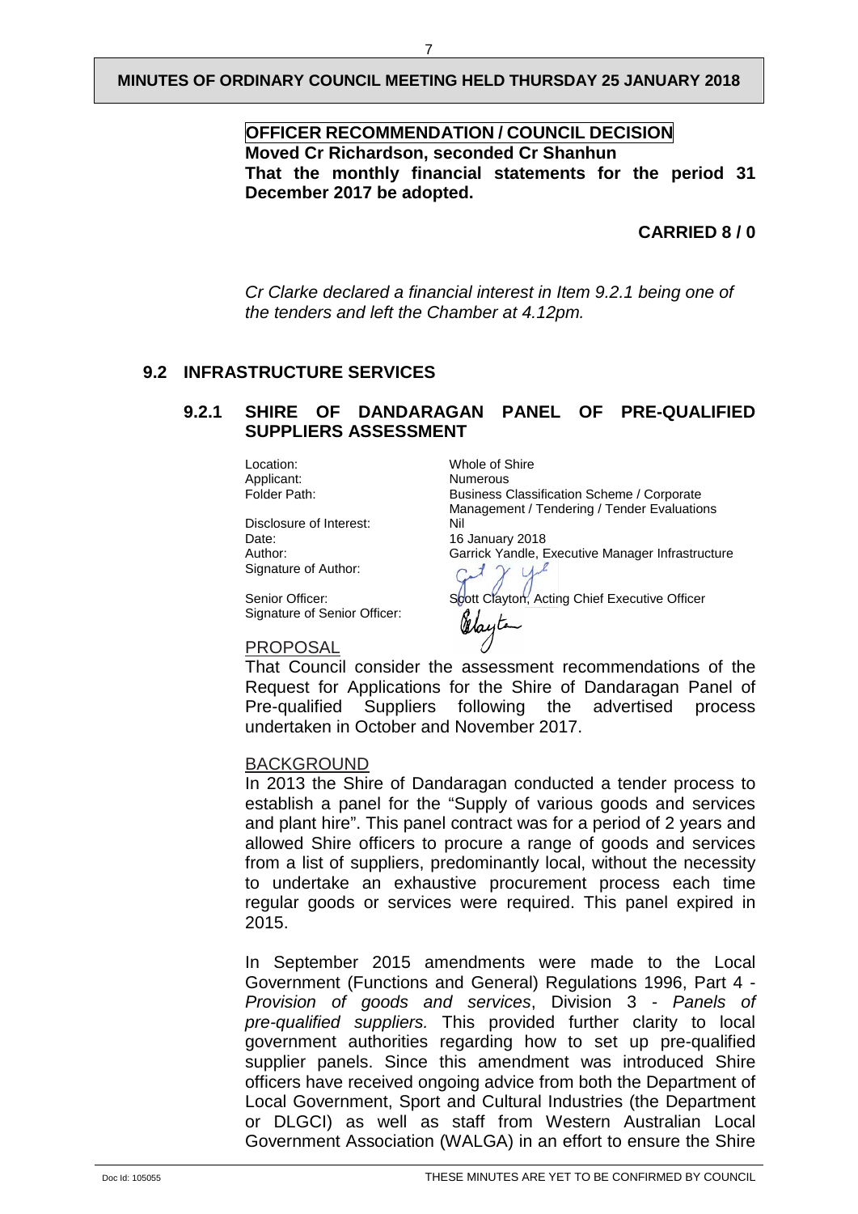**OFFICER RECOMMENDATION / COUNCIL DECISION**

**Moved Cr Richardson, seconded Cr Shanhun**

**That the monthly financial statements for the period 31 December 2017 be adopted.**

**CARRIED 8 / 0**

*Cr Clarke declared a financial interest in Item 9.2.1 being one of the tenders and left the Chamber at 4.12pm.*

## 9.2 INFRASTRUCTURE SERVICES

### 9.2.1 SHIRE OF DANDARAGAN PANEL OF PRE-QUALIFIED SUPPLIERS ASSESSMENT

| | |
|---|---|
| Location: | Whole of Shire |
| Applicant: | Numerous |
| Folder Path: | Business Classification Scheme / Corporate Management / Tendering / Tender Evaluations |
| Disclosure of Interest: | Nil |
| Date: | 16 January 2018 |
| Author: | Garrick Yandle, Executive Manager Infrastructure |
| Signature of Author: | |
| Senior Officer: | Scott Clayton, Acting Chief Executive Officer |
| Signature of Senior Officer: | |

PROPOSAL

That Council consider the assessment recommendations of the Request for Applications for the Shire of Dandaragan Panel of Pre-qualified Suppliers following the advertised process undertaken in October and November 2017.

BACKGROUND

In 2013 the Shire of Dandaragan conducted a tender process to establish a panel for the "Supply of various goods and services and plant hire". This panel contract was for a period of 2 years and allowed Shire officers to procure a range of goods and services from a list of suppliers, predominantly local, without the necessity to undertake an exhaustive procurement process each time regular goods or services were required. This panel expired in 2015.

In September 2015 amendments were made to the Local Government (Functions and General) Regulations 1996, Part 4 - *Provision of goods and services*, Division 3 - *Panels of pre-qualified suppliers.* This provided further clarity to local government authorities regarding how to set up pre-qualified supplier panels. Since this amendment was introduced Shire officers have received ongoing advice from both the Department of Local Government, Sport and Cultural Industries (the Department or DLGCI) as well as staff from Western Australian Local Government Association (WALGA) in an effort to ensure the Shire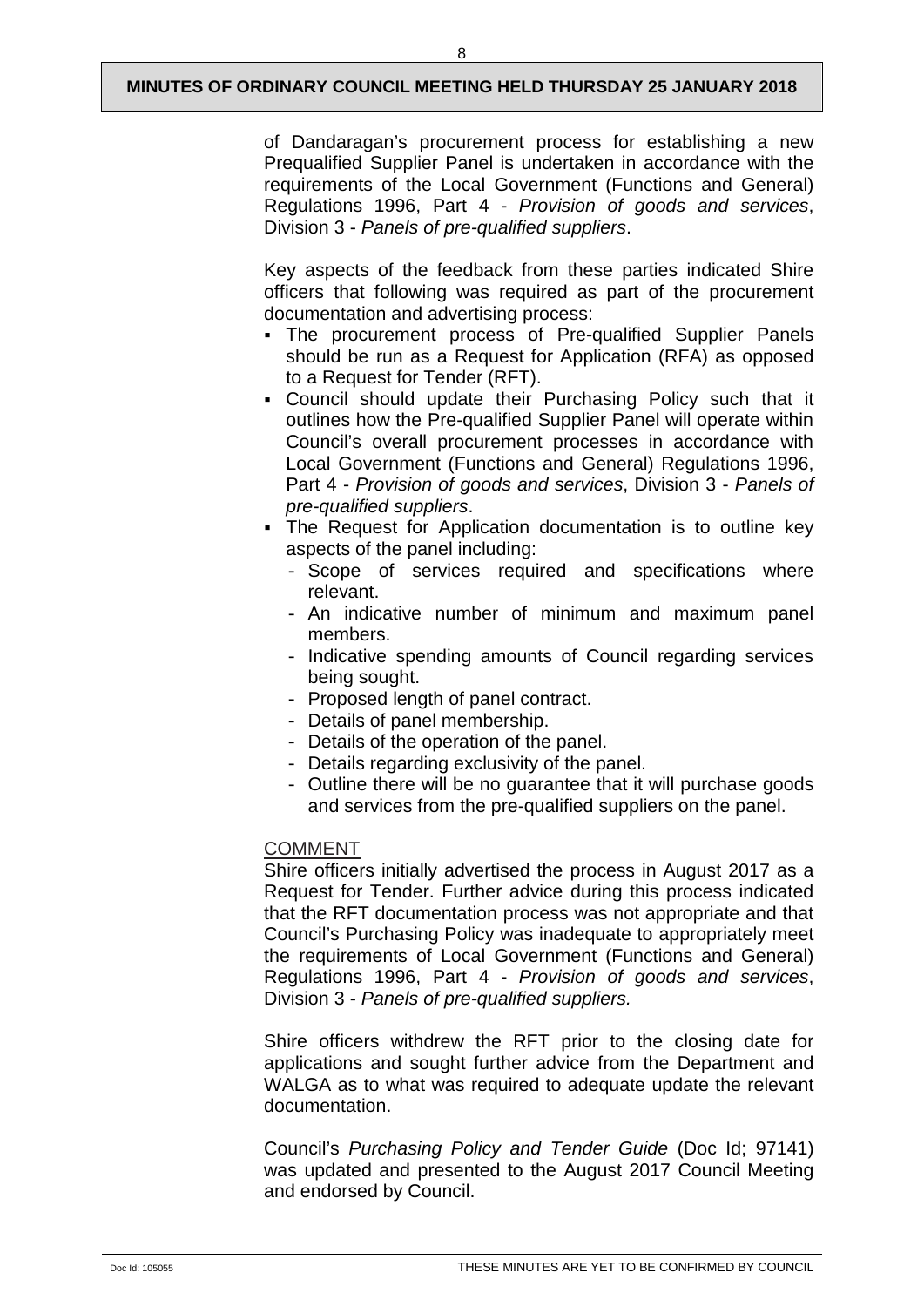of Dandaragan's procurement process for establishing a new Prequalified Supplier Panel is undertaken in accordance with the requirements of the Local Government (Functions and General) Regulations 1996, Part 4 - *Provision of goods and services*, Division 3 - *Panels of pre-qualified suppliers*.

Key aspects of the feedback from these parties indicated Shire officers that following was required as part of the procurement documentation and advertising process:

- The procurement process of Pre-qualified Supplier Panels should be run as a Request for Application (RFA) as opposed to a Request for Tender (RFT).
- Council should update their Purchasing Policy such that it outlines how the Pre-qualified Supplier Panel will operate within Council's overall procurement processes in accordance with Local Government (Functions and General) Regulations 1996, Part 4 - *Provision of goods and services*, Division 3 - *Panels of pre-qualified suppliers*.
- The Request for Application documentation is to outline key aspects of the panel including:
  - Scope of services required and specifications where relevant.
  - An indicative number of minimum and maximum panel members.
  - Indicative spending amounts of Council regarding services being sought.
  - Proposed length of panel contract.
  - Details of panel membership.
  - Details of the operation of the panel.
  - Details regarding exclusivity of the panel.
  - Outline there will be no guarantee that it will purchase goods and services from the pre-qualified suppliers on the panel.

COMMENT

Shire officers initially advertised the process in August 2017 as a Request for Tender. Further advice during this process indicated that the RFT documentation process was not appropriate and that Council's Purchasing Policy was inadequate to appropriately meet the requirements of Local Government (Functions and General) Regulations 1996, Part 4 - *Provision of goods and services*, Division 3 - *Panels of pre-qualified suppliers.*

Shire officers withdrew the RFT prior to the closing date for applications and sought further advice from the Department and WALGA as to what was required to adequate update the relevant documentation.

Council's *Purchasing Policy and Tender Guide* (Doc Id; 97141) was updated and presented to the August 2017 Council Meeting and endorsed by Council.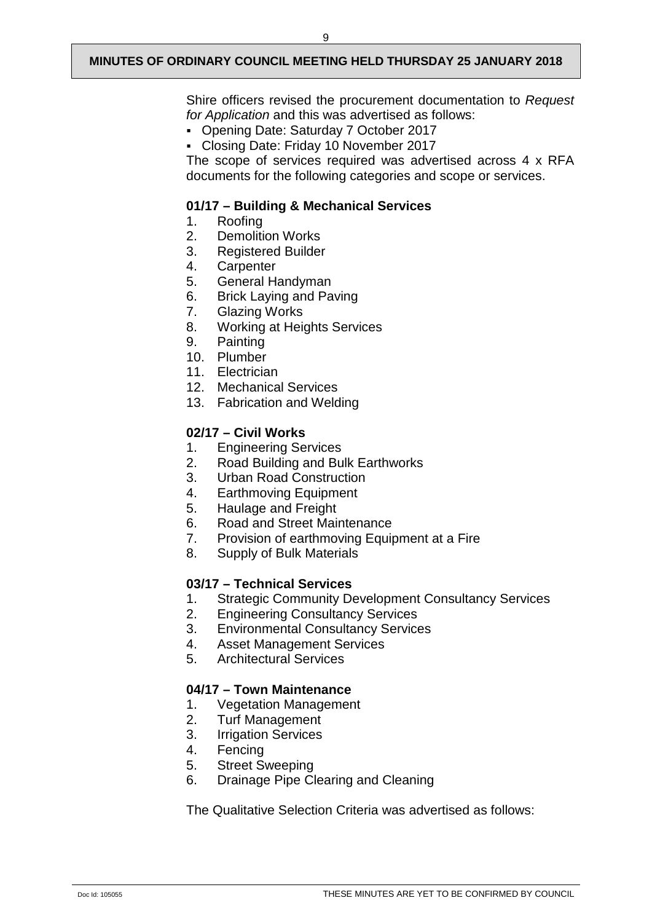Shire officers revised the procurement documentation to *Request for Application* and this was advertised as follows:

- Opening Date: Saturday 7 October 2017
- Closing Date: Friday 10 November 2017

The scope of services required was advertised across 4 x RFA documents for the following categories and scope or services.

**01/17 – Building & Mechanical Services**

1. Roofing
2. Demolition Works
3. Registered Builder
4. Carpenter
5. General Handyman
6. Brick Laying and Paving
7. Glazing Works
8. Working at Heights Services
9. Painting
10. Plumber
11. Electrician
12. Mechanical Services
13. Fabrication and Welding

**02/17 – Civil Works**

1. Engineering Services
2. Road Building and Bulk Earthworks
3. Urban Road Construction
4. Earthmoving Equipment
5. Haulage and Freight
6. Road and Street Maintenance
7. Provision of earthmoving Equipment at a Fire
8. Supply of Bulk Materials

**03/17 – Technical Services**

1. Strategic Community Development Consultancy Services
2. Engineering Consultancy Services
3. Environmental Consultancy Services
4. Asset Management Services
5. Architectural Services

**04/17 – Town Maintenance**

1. Vegetation Management
2. Turf Management
3. Irrigation Services
4. Fencing
5. Street Sweeping
6. Drainage Pipe Clearing and Cleaning

The Qualitative Selection Criteria was advertised as follows: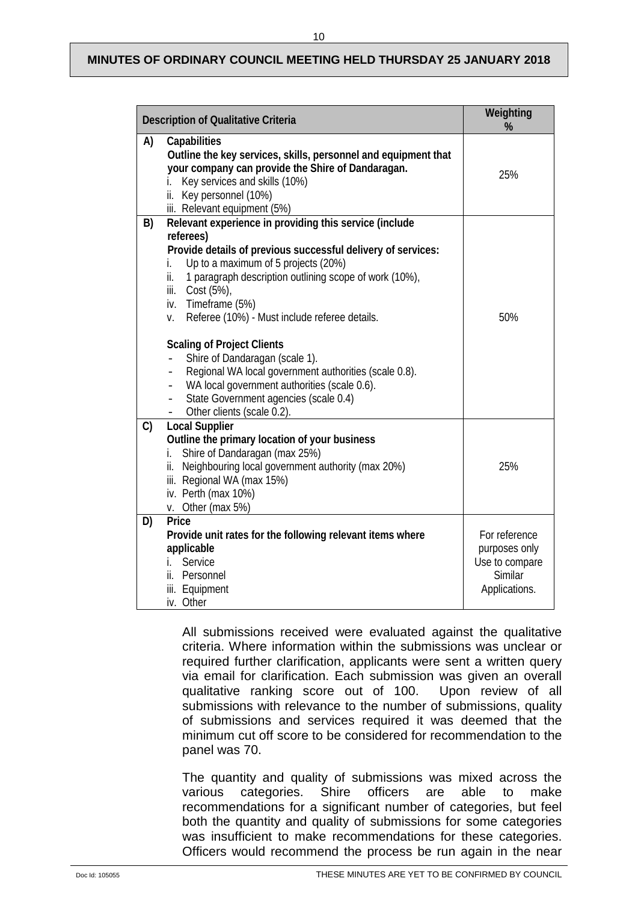| Description of Qualitative Criteria | Weighting % |
|---|---|
| **A) Capabilities**<br>**Outline the key services, skills, personnel and equipment that your company can provide the Shire of Dandaragan.**<br>i. Key services and skills (10%)<br>ii. Key personnel (10%)<br>iii. Relevant equipment (5%) | 25% |
| **B) Relevant experience in providing this service (include referees)**<br>**Provide details of previous successful delivery of services:**<br>i. Up to a maximum of 5 projects (20%)<br>ii. 1 paragraph description outlining scope of work (10%),<br>iii. Cost (5%),<br>iv. Timeframe (5%)<br>v. Referee (10%) - Must include referee details.<br><br>**Scaling of Project Clients**<br>- Shire of Dandaragan (scale 1).<br>- Regional WA local government authorities (scale 0.8).<br>- WA local government authorities (scale 0.6).<br>- State Government agencies (scale 0.4)<br>- Other clients (scale 0.2). | 50% |
| **C) Local Supplier**<br>**Outline the primary location of your business**<br>i. Shire of Dandaragan (max 25%)<br>ii. Neighbouring local government authority (max 20%)<br>iii. Regional WA (max 15%)<br>iv. Perth (max 10%)<br>v. Other (max 5%) | 25% |
| **D) Price**<br>**Provide unit rates for the following relevant items where applicable**<br>i. Service<br>ii. Personnel<br>iii. Equipment<br>iv. Other | For reference purposes only Use to compare Similar Applications. |

All submissions received were evaluated against the qualitative criteria. Where information within the submissions was unclear or required further clarification, applicants were sent a written query via email for clarification. Each submission was given an overall qualitative ranking score out of 100. Upon review of all submissions with relevance to the number of submissions, quality of submissions and services required it was deemed that the minimum cut off score to be considered for recommendation to the panel was 70.

The quantity and quality of submissions was mixed across the various categories. Shire officers are able to make recommendations for a significant number of categories, but feel both the quantity and quality of submissions for some categories was insufficient to make recommendations for these categories. Officers would recommend the process be run again in the near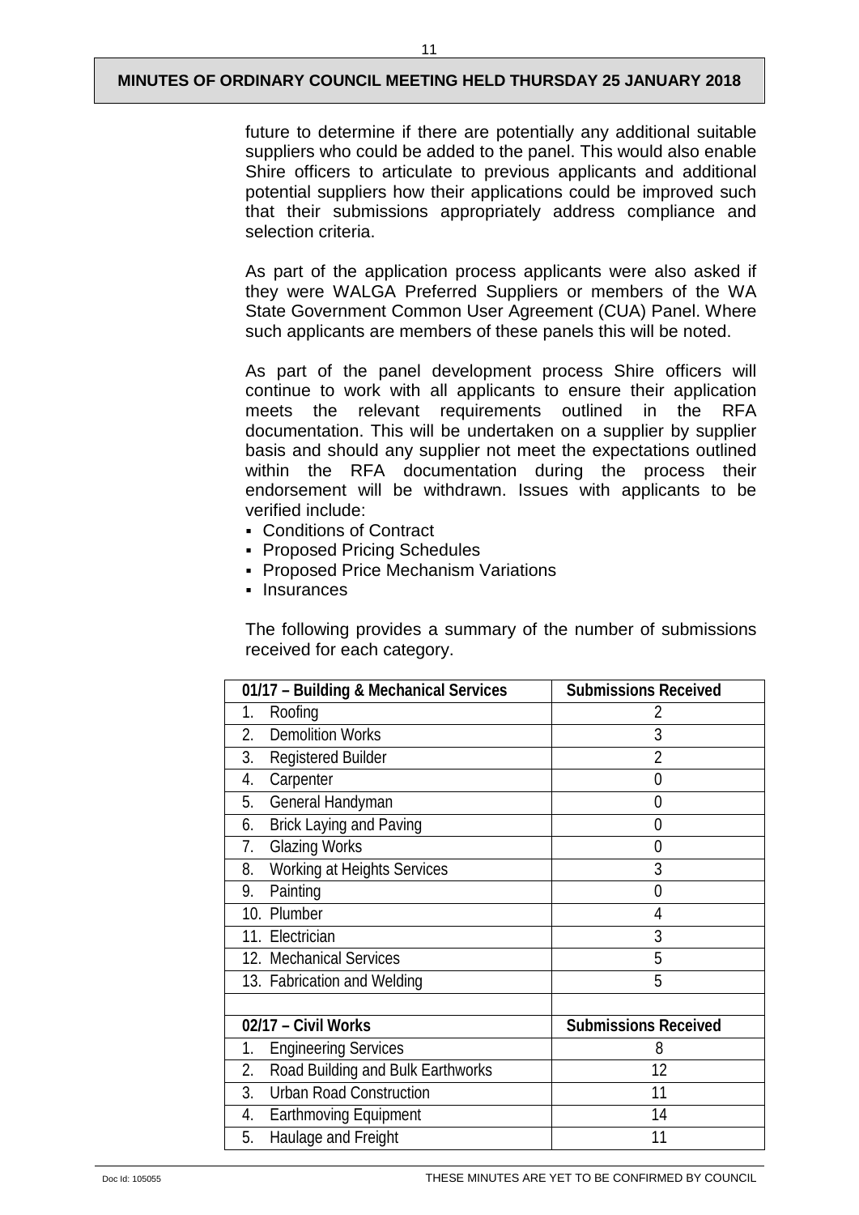future to determine if there are potentially any additional suitable suppliers who could be added to the panel. This would also enable Shire officers to articulate to previous applicants and additional potential suppliers how their applications could be improved such that their submissions appropriately address compliance and selection criteria.

As part of the application process applicants were also asked if they were WALGA Preferred Suppliers or members of the WA State Government Common User Agreement (CUA) Panel. Where such applicants are members of these panels this will be noted.

As part of the panel development process Shire officers will continue to work with all applicants to ensure their application meets the relevant requirements outlined in the RFA documentation. This will be undertaken on a supplier by supplier basis and should any supplier not meet the expectations outlined within the RFA documentation during the process their endorsement will be withdrawn. Issues with applicants to be verified include:

- Conditions of Contract
- Proposed Pricing Schedules
- Proposed Price Mechanism Variations
- Insurances

The following provides a summary of the number of submissions received for each category.

| 01/17 – Building & Mechanical Services | Submissions Received |
|---|---|
| 1. Roofing | 2 |
| 2. Demolition Works | 3 |
| 3. Registered Builder | 2 |
| 4. Carpenter | 0 |
| 5. General Handyman | 0 |
| 6. Brick Laying and Paving | 0 |
| 7. Glazing Works | 0 |
| 8. Working at Heights Services | 3 |
| 9. Painting | 0 |
| 10. Plumber | 4 |
| 11. Electrician | 3 |
| 12. Mechanical Services | 5 |
| 13. Fabrication and Welding | 5 |
| | |
| **02/17 – Civil Works** | **Submissions Received** |
| 1. Engineering Services | 8 |
| 2. Road Building and Bulk Earthworks | 12 |
| 3. Urban Road Construction | 11 |
| 4. Earthmoving Equipment | 14 |
| 5. Haulage and Freight | 11 |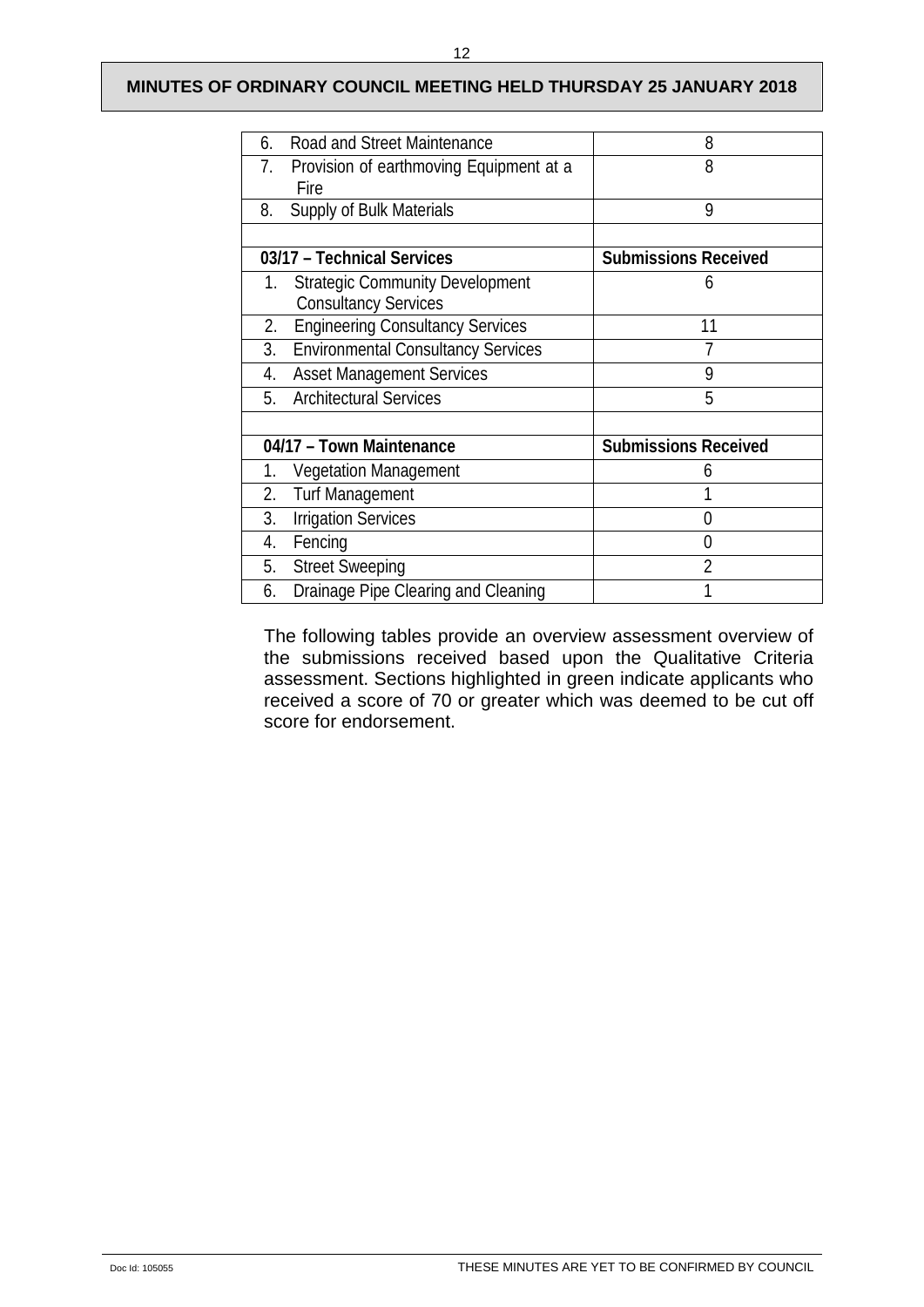| | |
|---|---|
| 6. Road and Street Maintenance | 8 |
| 7. Provision of earthmoving Equipment at a Fire | 8 |
| 8. Supply of Bulk Materials | 9 |
| | |
| **03/17 – Technical Services** | **Submissions Received** |
| 1. Strategic Community Development Consultancy Services | 6 |
| 2. Engineering Consultancy Services | 11 |
| 3. Environmental Consultancy Services | 7 |
| 4. Asset Management Services | 9 |
| 5. Architectural Services | 5 |
| | |
| **04/17 – Town Maintenance** | **Submissions Received** |
| 1. Vegetation Management | 6 |
| 2. Turf Management | 1 |
| 3. Irrigation Services | 0 |
| 4. Fencing | 0 |
| 5. Street Sweeping | 2 |
| 6. Drainage Pipe Clearing and Cleaning | 1 |

The following tables provide an overview assessment overview of the submissions received based upon the Qualitative Criteria assessment. Sections highlighted in green indicate applicants who received a score of 70 or greater which was deemed to be cut off score for endorsement.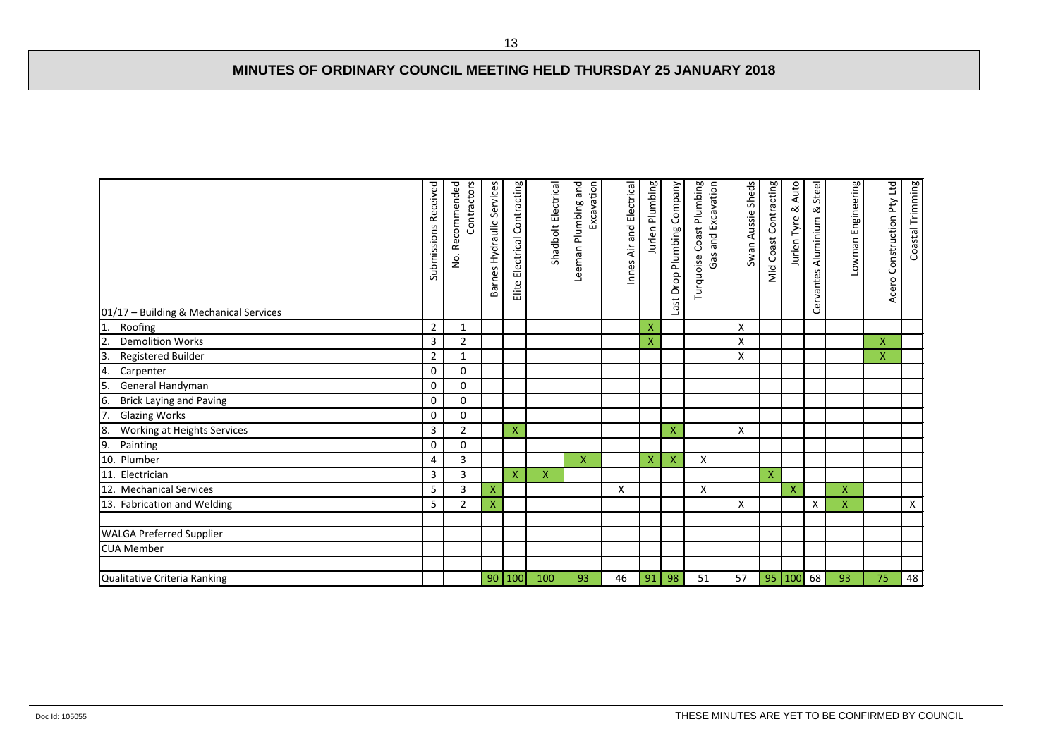| 01/17 – Building & Mechanical Services | Submissions Received | No. Recommended Contractors | Barnes Hydraulic Services | Elite Electrical Contracting | Shadbolt Electrical | Leeman Plumbing and Excavation | Innes Air and Electrical | Jurien Plumbing | Last Drop Plumbing Company | Turquoise Coast Plumbing Gas and Excavation | Swan Aussie Sheds | Mid Coast Contracting | Jurien Tyre & Auto | Cervantes Aluminium & Steel | Lowman Engineering | Acero Construction Pty Ltd | Coastal Trimming |
|---|---|---|---|---|---|---|---|---|---|---|---|---|---|---|---|---|---|
| 1. Roofing | 2 | 1 | | | | | | X | | | X | | | | | | |
| 2. Demolition Works | 3 | 2 | | | | | | X | | | X | | | | | X | |
| 3. Registered Builder | 2 | 1 | | | | | | | | | X | | | | | X | |
| 4. Carpenter | 0 | 0 | | | | | | | | | | | | | | | |
| 5. General Handyman | 0 | 0 | | | | | | | | | | | | | | | |
| 6. Brick Laying and Paving | 0 | 0 | | | | | | | | | | | | | | | |
| 7. Glazing Works | 0 | 0 | | | | | | | | | | | | | | | |
| 8. Working at Heights Services | 3 | 2 | | X | | | | | X | | X | | | | | | |
| 9. Painting | 0 | 0 | | | | | | | | | | | | | | | |
| 10. Plumber | 4 | 3 | | | | X | | X | X | X | | | | | | | |
| 11. Electrician | 3 | 3 | | X | X | | | | | | | X | | | | | |
| 12. Mechanical Services | 5 | 3 | X | | | | X | | | X | | | X | | X | | |
| 13. Fabrication and Welding | 5 | 2 | X | | | | | | | | X | | | X | X | | X |
| | | | | | | | | | | | | | | | | | |
| WALGA Preferred Supplier | | | | | | | | | | | | | | | | | |
| CUA Member | | | | | | | | | | | | | | | | | |
| | | | | | | | | | | | | | | | | | |
| Qualitative Criteria Ranking | | | 90 | 100 | 100 | 93 | 46 | 91 | 98 | 51 | 57 | 95 | 100 | 68 | 93 | 75 | 48 |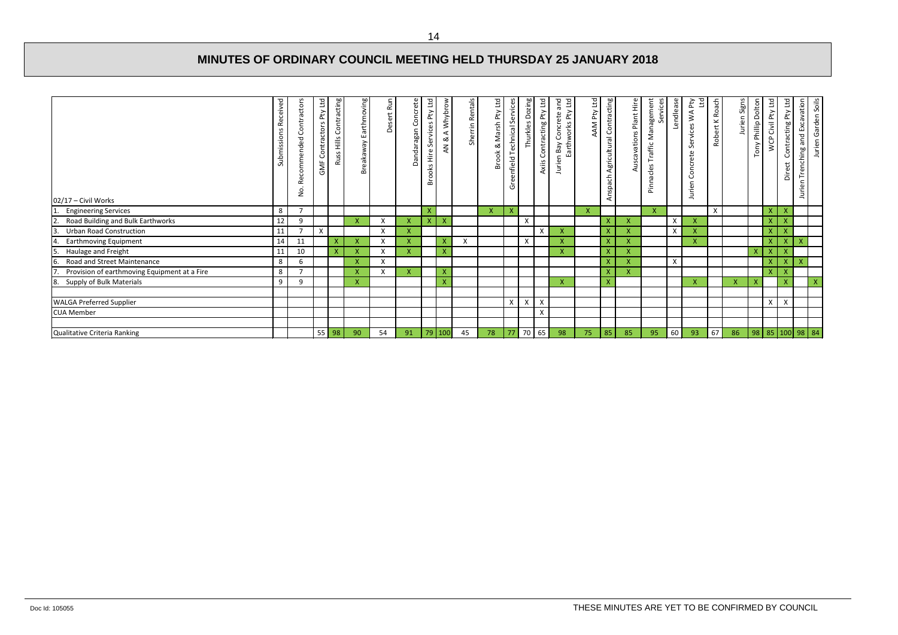| 02/17 – Civil Works | Submissions Received | No. Recommended Contractors | GMF Contractors Pty Ltd | Russ Hills Contracting | Breakaway Earthmoving | Desert Run | Dandaragan Concrete | Brooks Hire Services Pty Ltd | AN & A Whybrow | Sherrin Rentals | Brook & Marsh Pty Ltd | Greenfield Technical Services | Thurkles Dozing | Axiis Contracting Pty Ltd | Jurien Bay Concrete and Earthworks Pty Ltd | AAM Pty Ltd | Anspach Agricultural Contracting | Auscavations Plant Hire | Pinnacles Traffic Management Services | Lendlease | Jurien Concrete Services WA Pty Ltd | Robert K Roach | Jurien Signs | Tony Phillip Dolton | WCP Civil Pty Ltd | Direct Contracting Pty Ltd | Jurien Trenching and Excavation | Jurien Garden Soils |
|---|---|---|---|---|---|---|---|---|---|---|---|---|---|---|---|---|---|---|---|---|---|---|---|---|---|---|---|---|
| 1. Engineering Services | 8 | 7 | | | | | | X | | | X | X | | | | X | | | X | | | X | | | X | X | | |
| 2. Road Building and Bulk Earthworks | 12 | 9 | | | X | X | X | X | X | | | | X | | | | X | X | | X | X | | | | X | X | | |
| 3. Urban Road Construction | 11 | 7 | X | | | X | X | | | | | | | X | X | | X | X | | X | X | | | | X | X | | |
| 4. Earthmoving Equipment | 14 | 11 | | X | X | X | X | | X | X | | | X | | X | | X | X | | | X | | | | X | X | X | |
| 5. Haulage and Freight | 11 | 10 | | X | X | X | X | | X | | | | | | X | | X | X | | | | | | X | X | X | | |
| 6. Road and Street Maintenance | 8 | 6 | | | X | X | | | | | | | | | | | X | X | | X | | | | | X | X | X | |
| 7. Provision of earthmoving Equipment at a Fire | 8 | 7 | | | X | X | X | | X | | | | | | | | X | X | | | | | | | X | X | | |
| 8. Supply of Bulk Materials | 9 | 9 | | | X | | | | X | | | | | | X | | X | | | | X | | X | X | | X | | X |
| | | | | | | | | | | | | | | | | | | | | | | | | | | | | |
| WALGA Preferred Supplier | | | | | | | | | | | | X | X | X | | | | | | | | | | | X | X | | |
| CUA Member | | | | | | | | | | | | | | X | | | | | | | | | | | | | | |
| | | | | | | | | | | | | | | | | | | | | | | | | | | | | |
| Qualitative Criteria Ranking | | | 55 | 98 | 90 | 54 | 91 | 79 | 100 | 45 | 78 | 77 | 70 | 65 | 98 | 75 | 85 | 85 | 95 | 60 | 93 | 67 | 86 | 98 | 85 | 100 | 98 | 84 |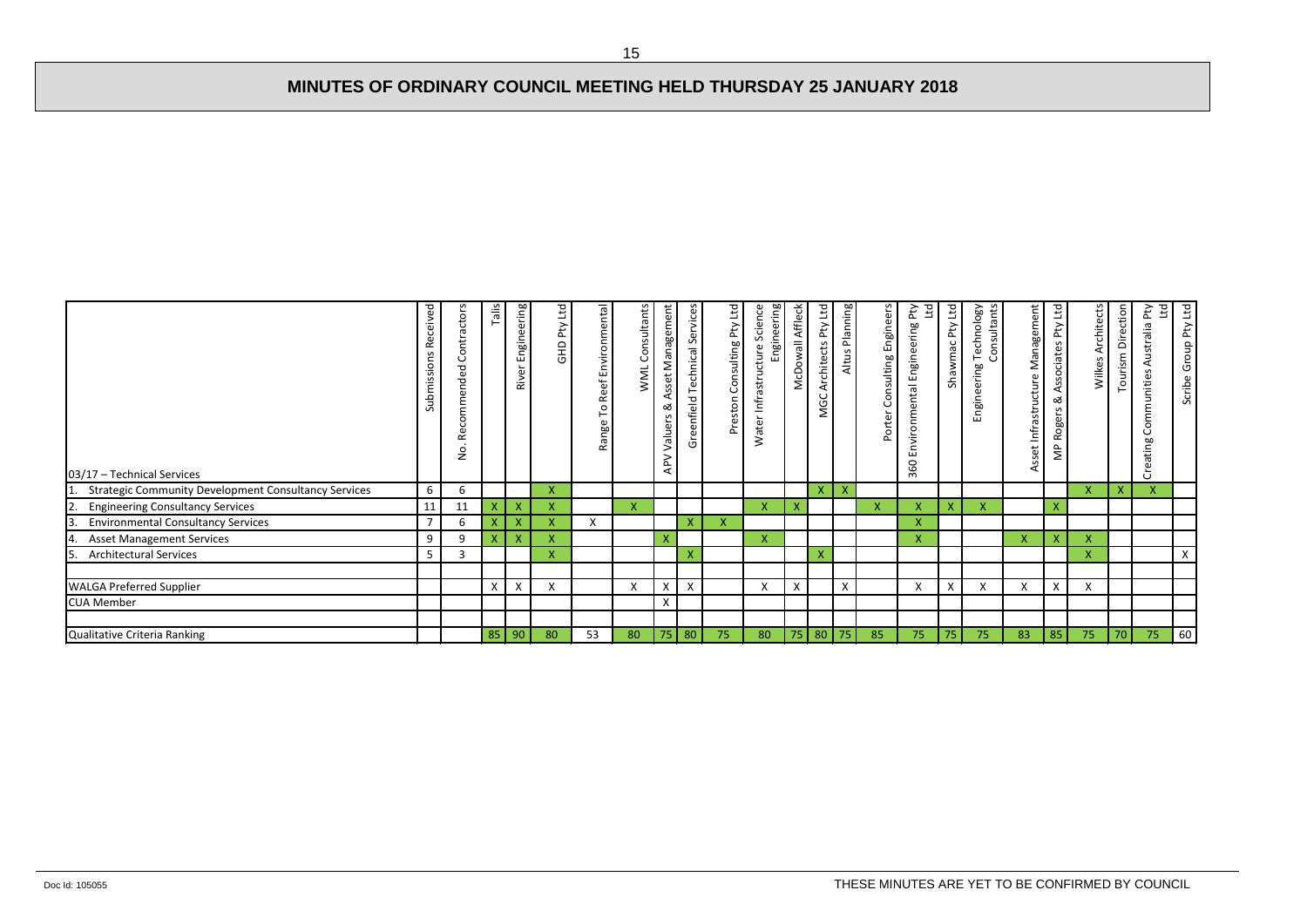| 03/17 – Technical Services | Submissions Received | No. Recommended Contractors | Talis | River Engineering | GHD Pty Ltd | Range To Reef Environmental | WML Consultants | APV Valuers & Asset Management | Greenfield Technical Services | Preston Consulting Pty Ltd | Water Infrastructure Science Engineering | McDowall Affleck | MGC Architects Pty Ltd | Altus Planning | Porter Consulting Engineers | 360 Environmental Engineering Pty Ltd | Shawmac Pty Ltd | Engineering Technology Consultants | Asset Infrastructure Management | MP Rogers & Associates Pty Ltd | Wilkes Architects | Tourism Direction | Creating Communities Australia Pty Ltd | Scribe Group Pty Ltd |
|---|---|---|---|---|---|---|---|---|---|---|---|---|---|---|---|---|---|---|---|---|---|---|---|---|
| 1. Strategic Community Development Consultancy Services | 6 | 6 | | | X | | | | | | | | X | X | | | | | | | X | X | X | |
| 2. Engineering Consultancy Services | 11 | 11 | X | X | X | | X | | | | X | X | | | X | X | X | X | | X | | | | |
| 3. Environmental Consultancy Services | 7 | 6 | X | X | X | X | | | X | X | | | | | | X | | | | | | | | |
| 4. Asset Management Services | 9 | 9 | X | X | X | | | X | | | X | | | | | X | | | X | X | X | | | |
| 5. Architectural Services | 5 | 3 | | | X | | | | X | | | | X | | | | | | | | X | | | X |
| | | | | | | | | | | | | | | | | | | | | | | | | |
| WALGA Preferred Supplier | | | X | X | X | | X | X | X | | X | X | | X | | X | X | X | X | X | X | | | |
| CUA Member | | | | | | | | X | | | | | | | | | | | | | | | | |
| | | | | | | | | | | | | | | | | | | | | | | | | |
| Qualitative Criteria Ranking | | | 85 | 90 | 80 | 53 | 80 | 75 | 80 | 75 | 80 | 75 | 80 | 75 | 85 | 75 | 75 | 75 | 83 | 85 | 75 | 70 | 75 | 60 |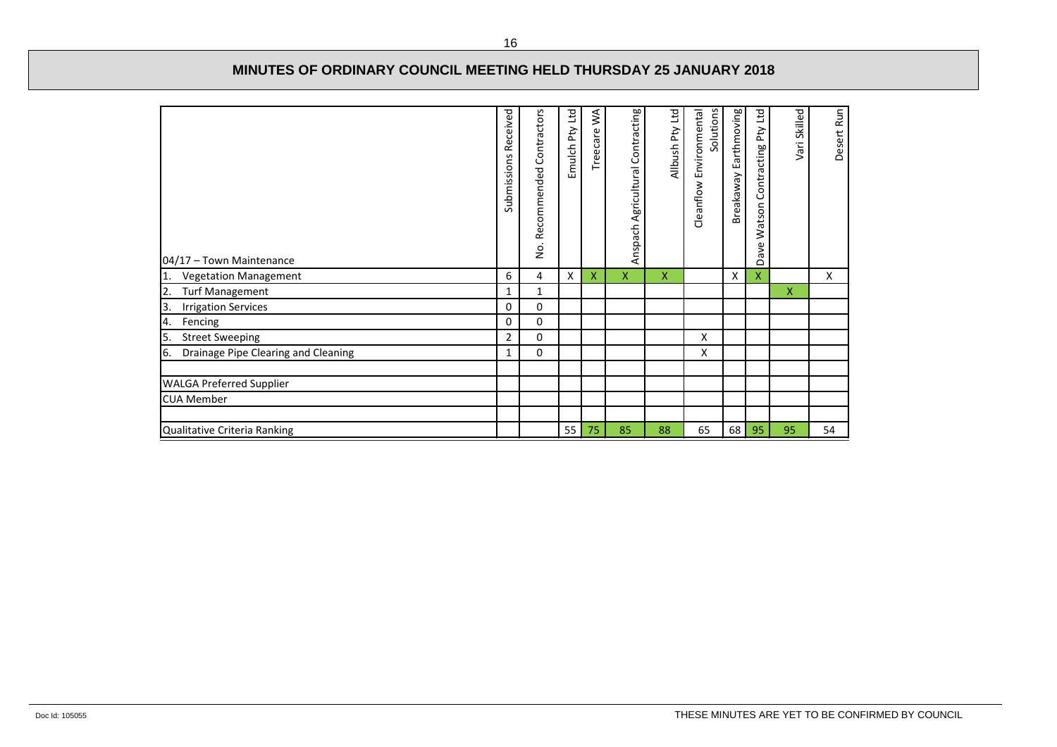| 04/17 – Town Maintenance | Submissions Received | No. Recommended Contractors | Emulch Pty Ltd | Treecare WA | Anspach Agricultural Contracting | Allbush Pty Ltd | Cleanflow Environmental Solutions | Breakaway Earthmoving | Dave Watson Contracting Pty Ltd | Vari Skilled | Desert Run |
|---|---|---|---|---|---|---|---|---|---|---|---|
| 1. Vegetation Management | 6 | 4 | X | X | X | X | | X | X | | X |
| 2. Turf Management | 1 | 1 | | | | | | | | X | |
| 3. Irrigation Services | 0 | 0 | | | | | | | | | |
| 4. Fencing | 0 | 0 | | | | | | | | | |
| 5. Street Sweeping | 2 | 0 | | | | | X | | | | |
| 6. Drainage Pipe Clearing and Cleaning | 1 | 0 | | | | | X | | | | |
| | | | | | | | | | | | |
| WALGA Preferred Supplier | | | | | | | | | | | |
| CUA Member | | | | | | | | | | | |
| | | | | | | | | | | | |
| Qualitative Criteria Ranking | | | 55 | 75 | 85 | 88 | 65 | 68 | 95 | 95 | 54 |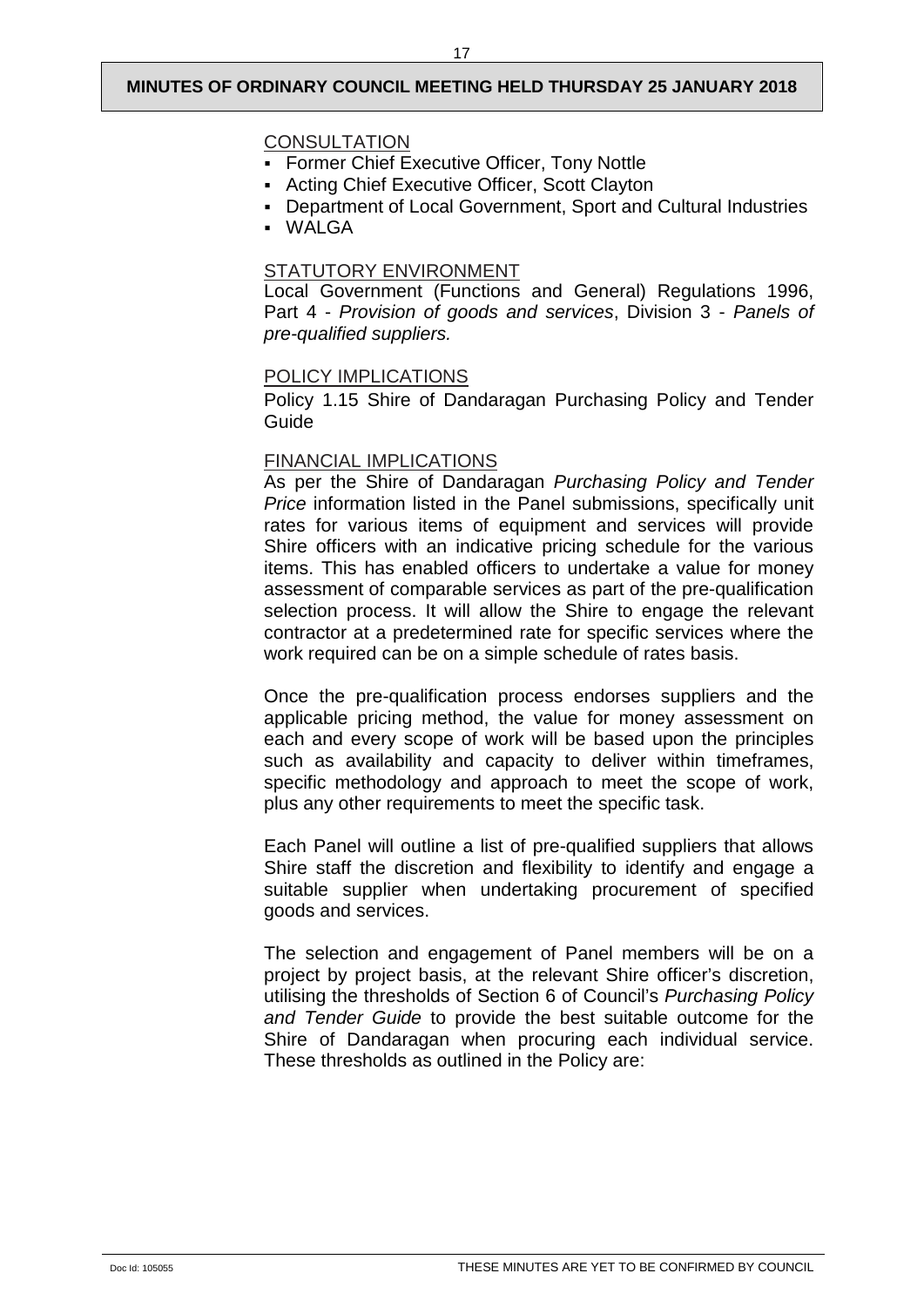CONSULTATION

- Former Chief Executive Officer, Tony Nottle
- Acting Chief Executive Officer, Scott Clayton
- Department of Local Government, Sport and Cultural Industries
- WALGA

STATUTORY ENVIRONMENT

Local Government (Functions and General) Regulations 1996, Part 4 - *Provision of goods and services*, Division 3 - *Panels of pre-qualified suppliers.*

POLICY IMPLICATIONS

Policy 1.15 Shire of Dandaragan Purchasing Policy and Tender Guide

FINANCIAL IMPLICATIONS

As per the Shire of Dandaragan *Purchasing Policy and Tender Price* information listed in the Panel submissions, specifically unit rates for various items of equipment and services will provide Shire officers with an indicative pricing schedule for the various items. This has enabled officers to undertake a value for money assessment of comparable services as part of the pre-qualification selection process. It will allow the Shire to engage the relevant contractor at a predetermined rate for specific services where the work required can be on a simple schedule of rates basis.

Once the pre-qualification process endorses suppliers and the applicable pricing method, the value for money assessment on each and every scope of work will be based upon the principles such as availability and capacity to deliver within timeframes, specific methodology and approach to meet the scope of work, plus any other requirements to meet the specific task.

Each Panel will outline a list of pre-qualified suppliers that allows Shire staff the discretion and flexibility to identify and engage a suitable supplier when undertaking procurement of specified goods and services.

The selection and engagement of Panel members will be on a project by project basis, at the relevant Shire officer's discretion, utilising the thresholds of Section 6 of Council's *Purchasing Policy and Tender Guide* to provide the best suitable outcome for the Shire of Dandaragan when procuring each individual service. These thresholds as outlined in the Policy are: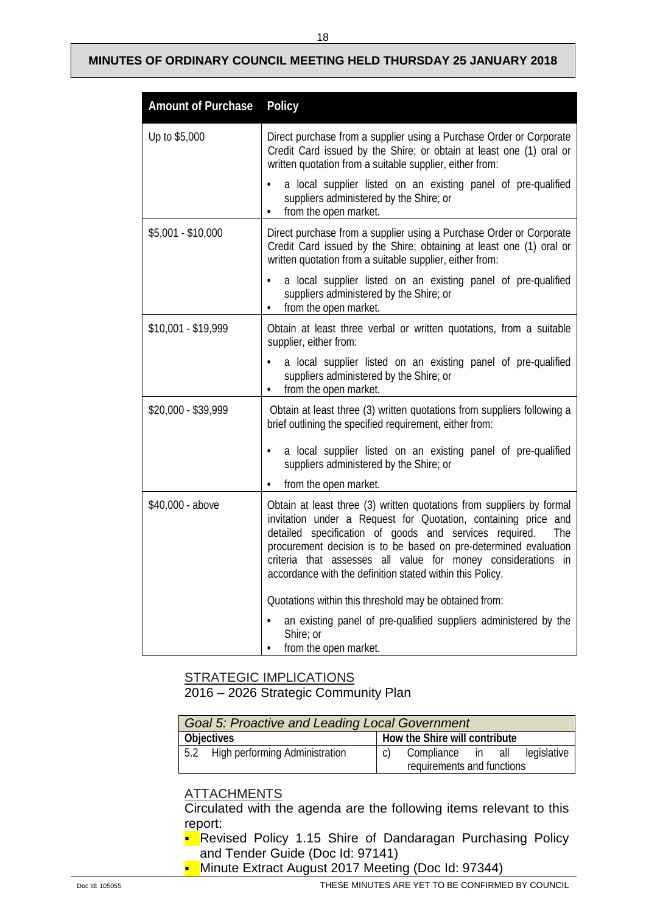| Amount of Purchase | Policy |
|---|---|
| Up to $5,000 | Direct purchase from a supplier using a Purchase Order or Corporate Credit Card issued by the Shire; or obtain at least one (1) oral or written quotation from a suitable supplier, either from:<br>• a local supplier listed on an existing panel of pre-qualified suppliers administered by the Shire; or<br>• from the open market. |
| $5,001 - $10,000 | Direct purchase from a supplier using a Purchase Order or Corporate Credit Card issued by the Shire; obtaining at least one (1) oral or written quotation from a suitable supplier, either from:<br>• a local supplier listed on an existing panel of pre-qualified suppliers administered by the Shire; or<br>• from the open market. |
| $10,001 - $19,999 | Obtain at least three verbal or written quotations, from a suitable supplier, either from:<br>• a local supplier listed on an existing panel of pre-qualified suppliers administered by the Shire; or<br>• from the open market. |
| $20,000 - $39,999 | Obtain at least three (3) written quotations from suppliers following a brief outlining the specified requirement, either from:<br>• a local supplier listed on an existing panel of pre-qualified suppliers administered by the Shire; or<br>• from the open market. |
| $40,000 - above | Obtain at least three (3) written quotations from suppliers by formal invitation under a Request for Quotation, containing price and detailed specification of goods and services required. The procurement decision is to be based on pre-determined evaluation criteria that assesses all value for money considerations in accordance with the definition stated within this Policy.<br>Quotations within this threshold may be obtained from:<br>• an existing panel of pre-qualified suppliers administered by the Shire; or<br>• from the open market. |

STRATEGIC IMPLICATIONS

2016 – 2026 Strategic Community Plan

| *Goal 5: Proactive and Leading Local Government* | |
|---|---|
| **Objectives** | **How the Shire will contribute** |
| 5.2 High performing Administration | c) Compliance in all legislative requirements and functions |

ATTACHMENTS

Circulated with the agenda are the following items relevant to this report:

- Revised Policy 1.15 Shire of Dandaragan Purchasing Policy and Tender Guide (Doc Id: 97141)
- Minute Extract August 2017 Meeting (Doc Id: 97344)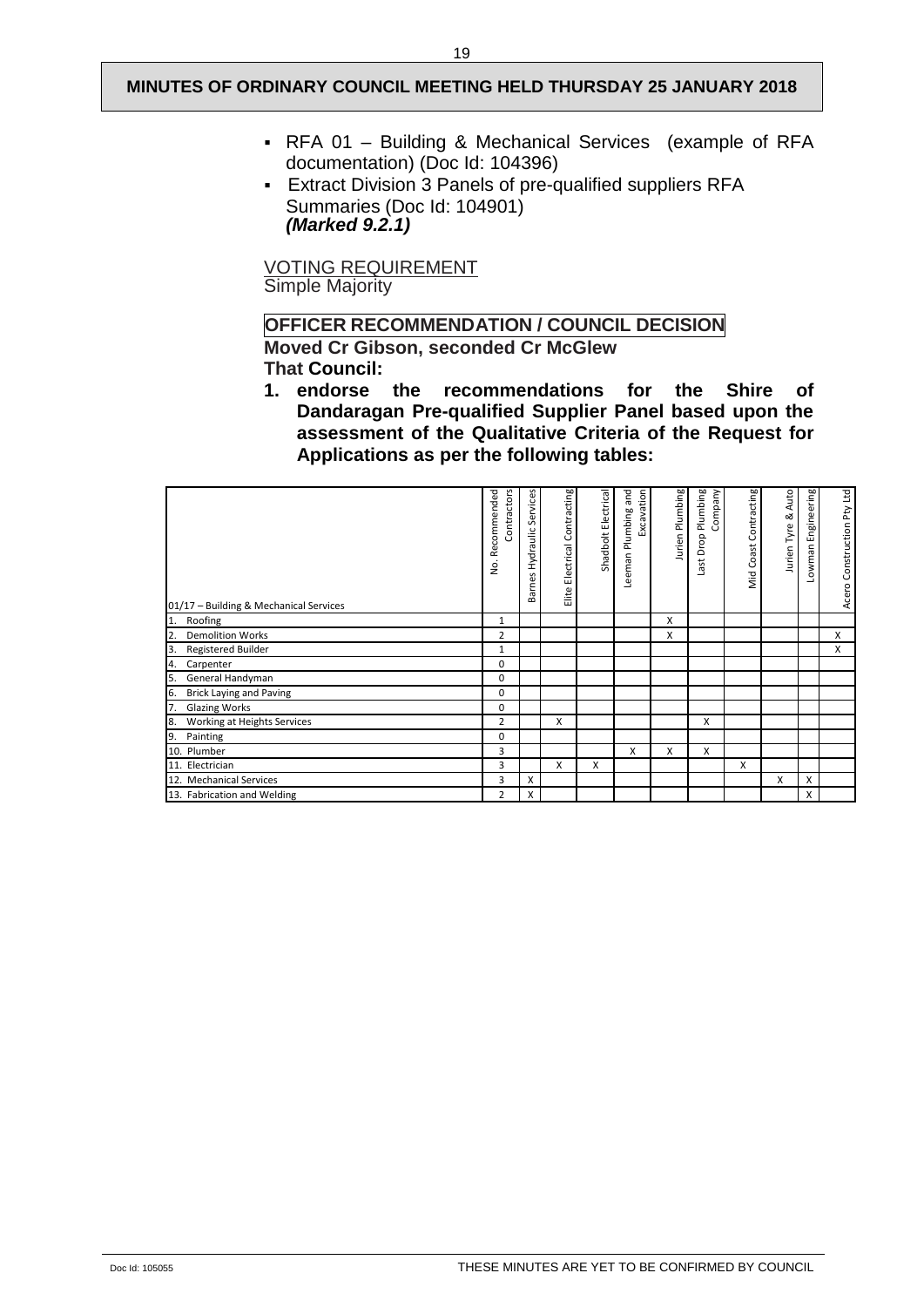- RFA 01 – Building & Mechanical Services (example of RFA documentation) (Doc Id: 104396)
- Extract Division 3 Panels of pre-qualified suppliers RFA Summaries (Doc Id: 104901) ***(Marked 9.2.1)***

VOTING REQUIREMENT
Simple Majority

**OFFICER RECOMMENDATION / COUNCIL DECISION**

**Moved Cr Gibson, seconded Cr McGlew**

**That Council:**

1. **endorse the recommendations for the Shire of Dandaragan Pre-qualified Supplier Panel based upon the assessment of the Qualitative Criteria of the Request for Applications as per the following tables:**

| 01/17 – Building & Mechanical Services | No. Recommended Contractors | Barnes Hydraulic Services | Elite Electrical Contracting | Shadbolt Electrical | Leeman Plumbing and Excavation | Jurien Plumbing | Last Drop Plumbing Company | Mid Coast Contracting | Jurien Tyre & Auto | Lowman Engineering | Acero Construction Pty Ltd |
|---|---|---|---|---|---|---|---|---|---|---|---|
| 1. Roofing | 1 | | | | | X | | | | | |
| 2. Demolition Works | 2 | | | | | X | | | | | X |
| 3. Registered Builder | 1 | | | | | | | | | | X |
| 4. Carpenter | 0 | | | | | | | | | | |
| 5. General Handyman | 0 | | | | | | | | | | |
| 6. Brick Laying and Paving | 0 | | | | | | | | | | |
| 7. Glazing Works | 0 | | | | | | | | | | |
| 8. Working at Heights Services | 2 | | X | | | | X | | | | |
| 9. Painting | 0 | | | | | | | | | | |
| 10. Plumber | 3 | | | | X | X | X | | | | |
| 11. Electrician | 3 | | X | X | | | | X | | | |
| 12. Mechanical Services | 3 | X | | | | | | | X | X | |
| 13. Fabrication and Welding | 2 | X | | | | | | | | X | |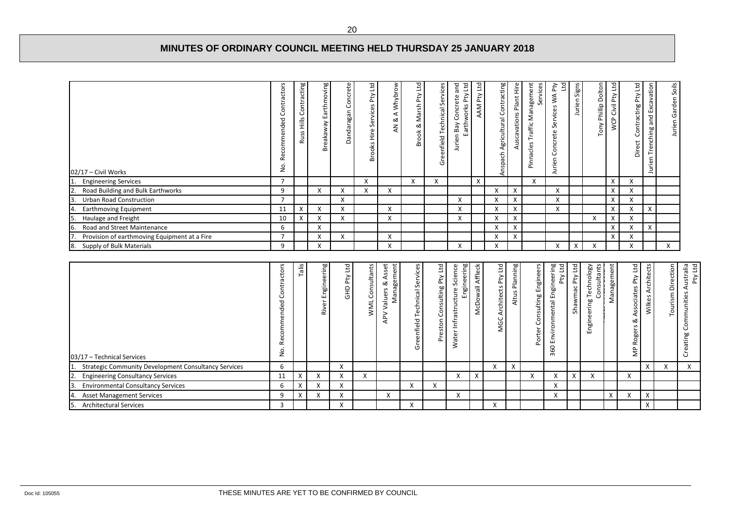| 02/17 – Civil Works | No. Recommended Contractors | Russ Hills Contracting | Breakaway Earthmoving | Dandaragan Concrete | Brooks Hire Services Pty Ltd | AN & A Whybrow | Brook & Marsh Pty Ltd | Greenfield Technical Services | Jurien Bay Concrete and Earthworks Pty Ltd | AAM Pty Ltd | Anspach Agricultural Contracting | Auscavations Plant Hire | Pinnacles Traffic Management Services | Jurien Concrete Services WA Pty Ltd | Jurien Signs | Tony Phillip Dolton | WCP Civil Pty Ltd | Direct Contracting Pty Ltd | Jurien Trenching and Excavation | Jurien Garden Soils |
|---|---|---|---|---|---|---|---|---|---|---|---|---|---|---|---|---|---|---|---|---|
| 1. Engineering Services | 7 | | | | X | | X | X | | X | | | X | | | | X | X | | |
| 2. Road Building and Bulk Earthworks | 9 | | X | X | X | X | | | | | X | X | | X | | | X | X | | |
| 3. Urban Road Construction | 7 | | | X | | | | | X | | X | X | | X | | | X | X | | |
| 4. Earthmoving Equipment | 11 | X | X | X | | X | | | X | | X | X | | X | | | X | X | X | |
| 5. Haulage and Freight | 10 | X | X | X | | X | | | X | | X | X | | | | X | X | X | | |
| 6. Road and Street Maintenance | 6 | | X | | | | | | | | X | X | | | | | X | X | X | |
| 7. Provision of earthmoving Equipment at a Fire | 7 | | X | X | | X | | | | | X | X | | | | | X | X | | |
| 8. Supply of Bulk Materials | 9 | | X | | | X | | | X | | X | | | X | X | X | | X | | X |

| 03/17 – Technical Services | No. Recommended Contractors | Talis | River Engineering | GHD Pty Ltd | WML Consultants | APV Valuers & Asset Management | Greenfield Technical Services | Preston Consulting Pty Ltd | Water Infrastructure Science Engineering | McDowall Affleck | MGC Architects Pty Ltd | Altus Planning | Porter Consulting Engineers | 360 Environmental Engineering Pty Ltd | Shawmac Pty Ltd | Engineering Technology Consultants | Management | MP Rogers & Associates Pty Ltd | Wilkes Architects | Tourism Direction | Creating Communities Australia Pty Ltd |
|---|---|---|---|---|---|---|---|---|---|---|---|---|---|---|---|---|---|---|---|---|---|
| 1. Strategic Community Development Consultancy Services | 6 | | | X | | | | | | | X | X | | | | | | | X | X | X |
| 2. Engineering Consultancy Services | 11 | X | X | X | X | | | | X | X | | | X | X | X | X | | X | | | |
| 3. Environmental Consultancy Services | 6 | X | X | X | | | X | X | | | | | | X | | | | | | | |
| 4. Asset Management Services | 9 | X | X | X | | X | | | X | | | | | X | | | X | X | X | | |
| 5. Architectural Services | 3 | | | X | | | X | | | | X | | | | | | | | X | | |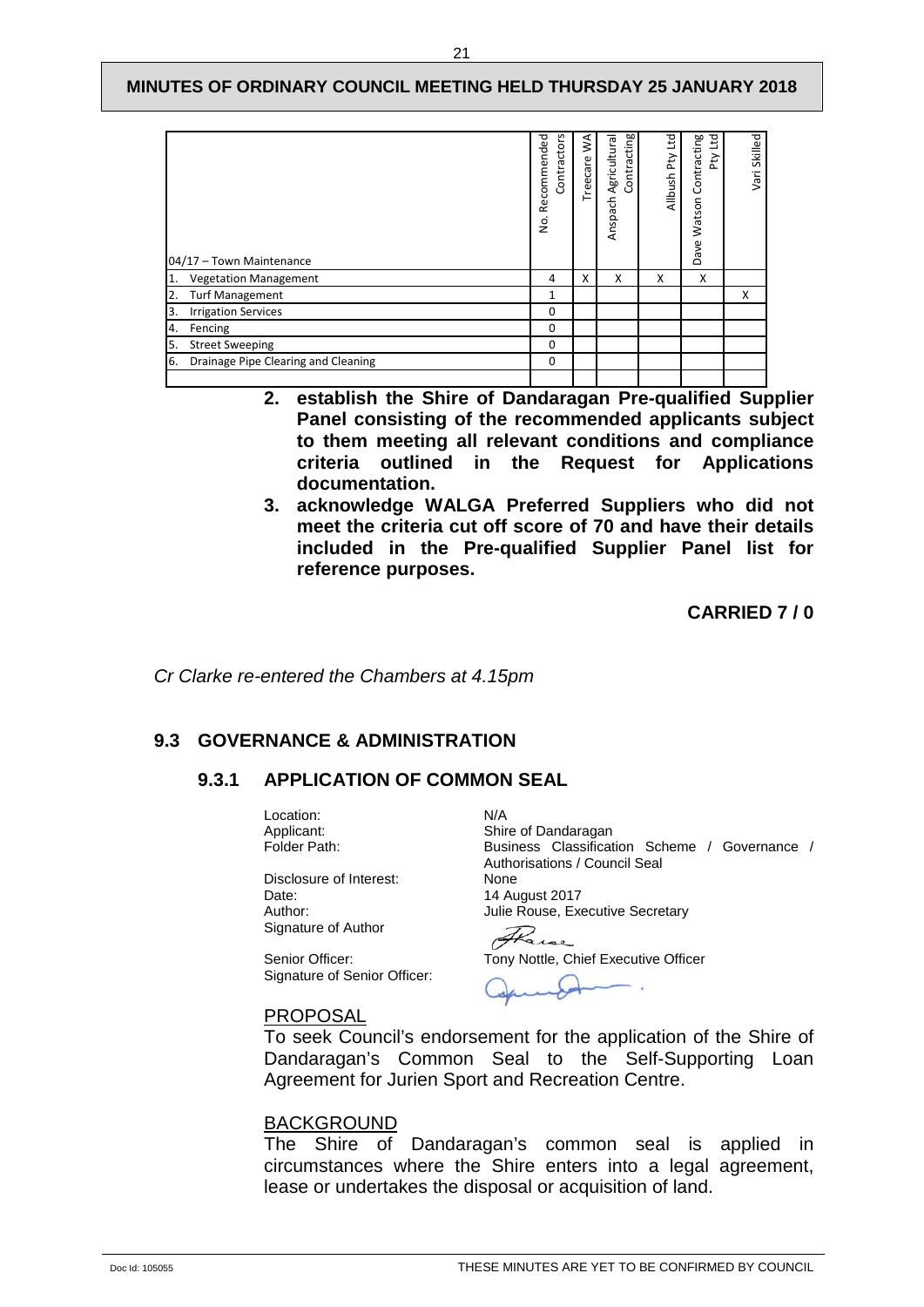| 04/17 – Town Maintenance | No. Recommended Contractors | Treecare WA | Anspach Agricultural Contracting | Allbush Pty Ltd | Dave Watson Contracting Pty Ltd | Vari Skilled |
|---|---|---|---|---|---|---|
| 1. Vegetation Management | 4 | X | X | X | X | |
| 2. Turf Management | 1 | | | | | X |
| 3. Irrigation Services | 0 | | | | | |
| 4. Fencing | 0 | | | | | |
| 5. Street Sweeping | 0 | | | | | |
| 6. Drainage Pipe Clearing and Cleaning | 0 | | | | | |

2. **establish the Shire of Dandaragan Pre-qualified Supplier Panel consisting of the recommended applicants subject to them meeting all relevant conditions and compliance criteria outlined in the Request for Applications documentation.**
3. **acknowledge WALGA Preferred Suppliers who did not meet the criteria cut off score of 70 and have their details included in the Pre-qualified Supplier Panel list for reference purposes.**

**CARRIED 7 / 0**

*Cr Clarke re-entered the Chambers at 4.15pm*

## 9.3 GOVERNANCE & ADMINISTRATION

### 9.3.1 APPLICATION OF COMMON SEAL

| | |
|---|---|
| Location: | N/A |
| Applicant: | Shire of Dandaragan |
| Folder Path: | Business Classification Scheme / Governance / Authorisations / Council Seal |
| Disclosure of Interest: | None |
| Date: | 14 August 2017 |
| Author: | Julie Rouse, Executive Secretary |
| Signature of Author | |
| Senior Officer: | Tony Nottle, Chief Executive Officer |
| Signature of Senior Officer: | |

PROPOSAL

To seek Council's endorsement for the application of the Shire of Dandaragan's Common Seal to the Self-Supporting Loan Agreement for Jurien Sport and Recreation Centre.

BACKGROUND

The Shire of Dandaragan's common seal is applied in circumstances where the Shire enters into a legal agreement, lease or undertakes the disposal or acquisition of land.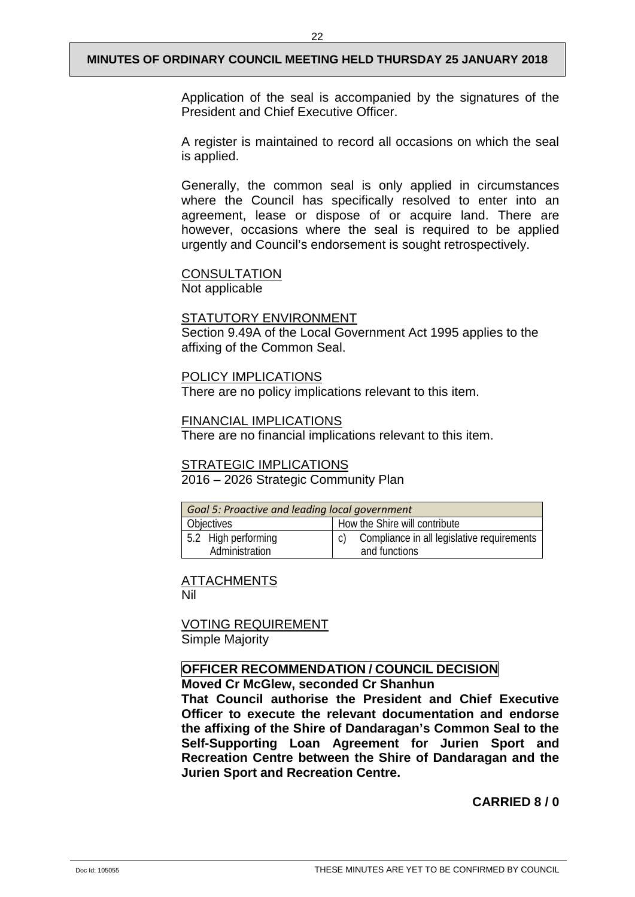Application of the seal is accompanied by the signatures of the President and Chief Executive Officer.

A register is maintained to record all occasions on which the seal is applied.

Generally, the common seal is only applied in circumstances where the Council has specifically resolved to enter into an agreement, lease or dispose of or acquire land. There are however, occasions where the seal is required to be applied urgently and Council's endorsement is sought retrospectively.

CONSULTATION
Not applicable

STATUTORY ENVIRONMENT
Section 9.49A of the Local Government Act 1995 applies to the affixing of the Common Seal.

POLICY IMPLICATIONS
There are no policy implications relevant to this item.

FINANCIAL IMPLICATIONS
There are no financial implications relevant to this item.

STRATEGIC IMPLICATIONS
2016 – 2026 Strategic Community Plan

| *Goal 5: Proactive and leading local government* | |
|---|---|
| Objectives | How the Shire will contribute |
| 5.2 High performing Administration | c) Compliance in all legislative requirements and functions |

ATTACHMENTS
Nil

VOTING REQUIREMENT
Simple Majority

**OFFICER RECOMMENDATION / COUNCIL DECISION**
**Moved Cr McGlew, seconded Cr Shanhun**
**That Council authorise the President and Chief Executive Officer to execute the relevant documentation and endorse the affixing of the Shire of Dandaragan's Common Seal to the Self-Supporting Loan Agreement for Jurien Sport and Recreation Centre between the Shire of Dandaragan and the Jurien Sport and Recreation Centre.**

**CARRIED 8 / 0**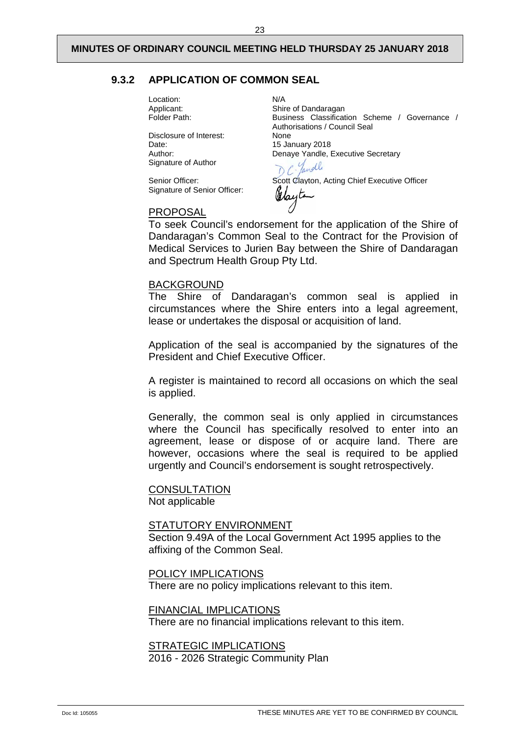## 9.3.2 APPLICATION OF COMMON SEAL

| | |
|---|---|
| Location: | N/A |
| Applicant: | Shire of Dandaragan |
| Folder Path: | Business Classification Scheme / Governance / Authorisations / Council Seal |
| Disclosure of Interest: | None |
| Date: | 15 January 2018 |
| Author: | Denaye Yandle, Executive Secretary |
| Signature of Author | |
| Senior Officer: | Scott Clayton, Acting Chief Executive Officer |
| Signature of Senior Officer: | |

PROPOSAL

To seek Council's endorsement for the application of the Shire of Dandaragan's Common Seal to the Contract for the Provision of Medical Services to Jurien Bay between the Shire of Dandaragan and Spectrum Health Group Pty Ltd.

BACKGROUND

The Shire of Dandaragan's common seal is applied in circumstances where the Shire enters into a legal agreement, lease or undertakes the disposal or acquisition of land.

Application of the seal is accompanied by the signatures of the President and Chief Executive Officer.

A register is maintained to record all occasions on which the seal is applied.

Generally, the common seal is only applied in circumstances where the Council has specifically resolved to enter into an agreement, lease or dispose of or acquire land. There are however, occasions where the seal is required to be applied urgently and Council's endorsement is sought retrospectively.

CONSULTATION

Not applicable

STATUTORY ENVIRONMENT

Section 9.49A of the Local Government Act 1995 applies to the affixing of the Common Seal.

POLICY IMPLICATIONS

There are no policy implications relevant to this item.

FINANCIAL IMPLICATIONS

There are no financial implications relevant to this item.

STRATEGIC IMPLICATIONS

2016 - 2026 Strategic Community Plan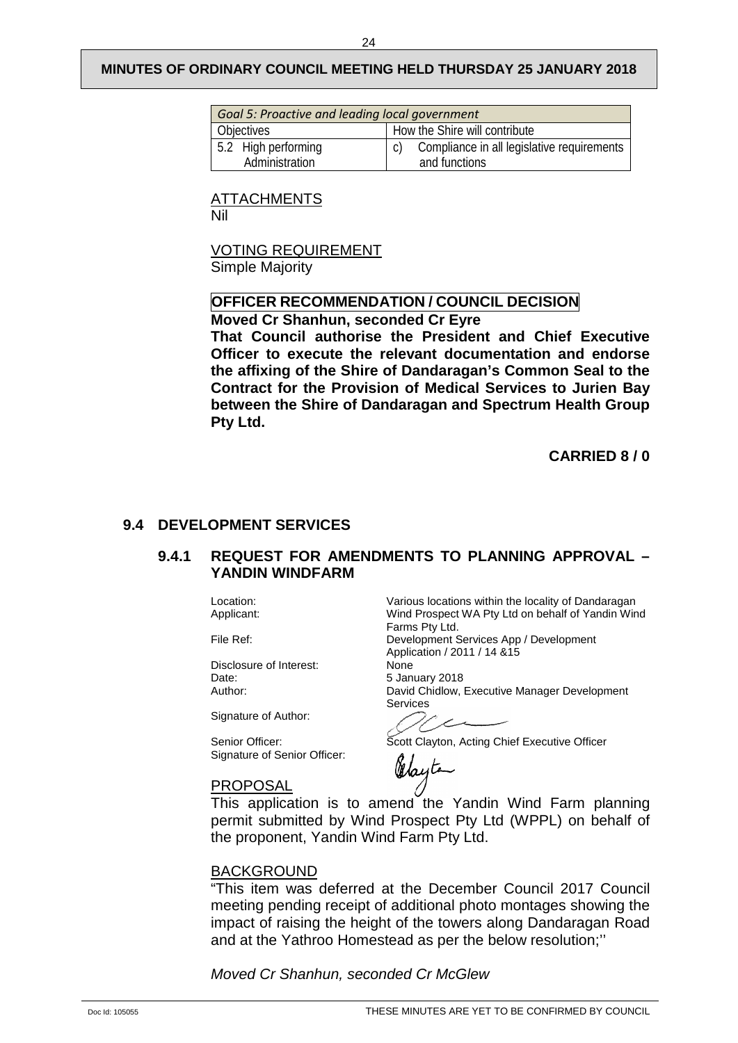| Goal 5: Proactive and leading local government | |
|---|---|
| Objectives | How the Shire will contribute |
| 5.2 High performing Administration | c) Compliance in all legislative requirements and functions |

ATTACHMENTS
Nil

VOTING REQUIREMENT
Simple Majority

**OFFICER RECOMMENDATION / COUNCIL DECISION**
**Moved Cr Shanhun, seconded Cr Eyre**
**That Council authorise the President and Chief Executive Officer to execute the relevant documentation and endorse the affixing of the Shire of Dandaragan's Common Seal to the Contract for the Provision of Medical Services to Jurien Bay between the Shire of Dandaragan and Spectrum Health Group Pty Ltd.**

**CARRIED 8 / 0**

## 9.4 DEVELOPMENT SERVICES

### 9.4.1 REQUEST FOR AMENDMENTS TO PLANNING APPROVAL – YANDIN WINDFARM

| | |
|---|---|
| Location: | Various locations within the locality of Dandaragan |
| Applicant: | Wind Prospect WA Pty Ltd on behalf of Yandin Wind Farms Pty Ltd. |
| File Ref: | Development Services App / Development Application / 2011 / 14 &15 |
| Disclosure of Interest: | None |
| Date: | 5 January 2018 |
| Author: | David Chidlow, Executive Manager Development Services |
| Signature of Author: | |
| Senior Officer: | Scott Clayton, Acting Chief Executive Officer |
| Signature of Senior Officer: | |

PROPOSAL
This application is to amend the Yandin Wind Farm planning permit submitted by Wind Prospect Pty Ltd (WPPL) on behalf of the proponent, Yandin Wind Farm Pty Ltd.

BACKGROUND
"This item was deferred at the December Council 2017 Council meeting pending receipt of additional photo montages showing the impact of raising the height of the towers along Dandaragan Road and at the Yathroo Homestead as per the below resolution;''

*Moved Cr Shanhun, seconded Cr McGlew*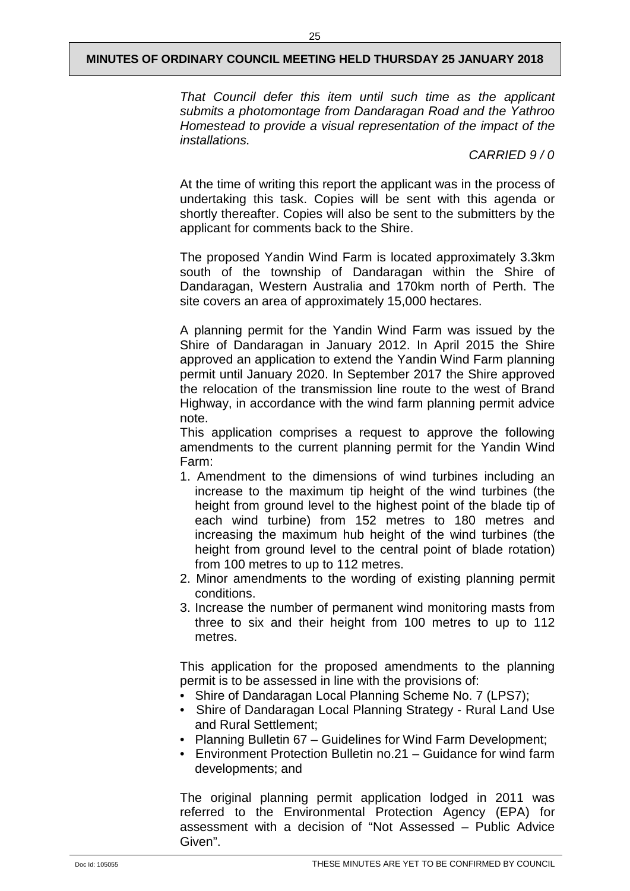*That Council defer this item until such time as the applicant submits a photomontage from Dandaragan Road and the Yathroo Homestead to provide a visual representation of the impact of the installations.*

*CARRIED 9 / 0*

At the time of writing this report the applicant was in the process of undertaking this task. Copies will be sent with this agenda or shortly thereafter. Copies will also be sent to the submitters by the applicant for comments back to the Shire.

The proposed Yandin Wind Farm is located approximately 3.3km south of the township of Dandaragan within the Shire of Dandaragan, Western Australia and 170km north of Perth. The site covers an area of approximately 15,000 hectares.

A planning permit for the Yandin Wind Farm was issued by the Shire of Dandaragan in January 2012. In April 2015 the Shire approved an application to extend the Yandin Wind Farm planning permit until January 2020. In September 2017 the Shire approved the relocation of the transmission line route to the west of Brand Highway, in accordance with the wind farm planning permit advice note.

This application comprises a request to approve the following amendments to the current planning permit for the Yandin Wind Farm:

1. Amendment to the dimensions of wind turbines including an increase to the maximum tip height of the wind turbines (the height from ground level to the highest point of the blade tip of each wind turbine) from 152 metres to 180 metres and increasing the maximum hub height of the wind turbines (the height from ground level to the central point of blade rotation) from 100 metres to up to 112 metres.
2. Minor amendments to the wording of existing planning permit conditions.
3. Increase the number of permanent wind monitoring masts from three to six and their height from 100 metres to up to 112 metres.

This application for the proposed amendments to the planning permit is to be assessed in line with the provisions of:

- Shire of Dandaragan Local Planning Scheme No. 7 (LPS7);
- Shire of Dandaragan Local Planning Strategy - Rural Land Use and Rural Settlement;
- Planning Bulletin 67 – Guidelines for Wind Farm Development;
- Environment Protection Bulletin no.21 – Guidance for wind farm developments; and

The original planning permit application lodged in 2011 was referred to the Environmental Protection Agency (EPA) for assessment with a decision of "Not Assessed – Public Advice Given".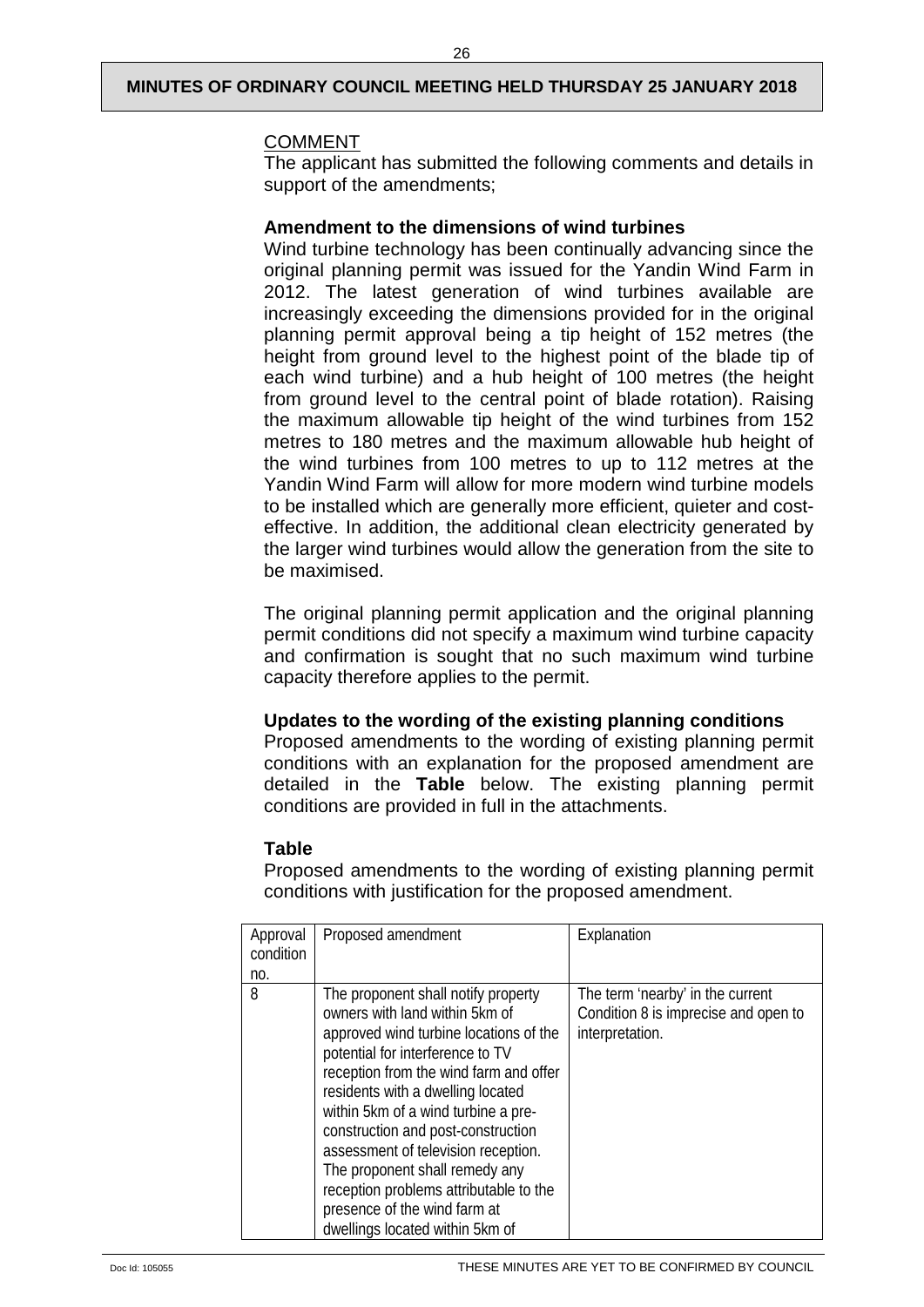COMMENT

The applicant has submitted the following comments and details in support of the amendments;

**Amendment to the dimensions of wind turbines**

Wind turbine technology has been continually advancing since the original planning permit was issued for the Yandin Wind Farm in 2012. The latest generation of wind turbines available are increasingly exceeding the dimensions provided for in the original planning permit approval being a tip height of 152 metres (the height from ground level to the highest point of the blade tip of each wind turbine) and a hub height of 100 metres (the height from ground level to the central point of blade rotation). Raising the maximum allowable tip height of the wind turbines from 152 metres to 180 metres and the maximum allowable hub height of the wind turbines from 100 metres to up to 112 metres at the Yandin Wind Farm will allow for more modern wind turbine models to be installed which are generally more efficient, quieter and cost-effective. In addition, the additional clean electricity generated by the larger wind turbines would allow the generation from the site to be maximised.

The original planning permit application and the original planning permit conditions did not specify a maximum wind turbine capacity and confirmation is sought that no such maximum wind turbine capacity therefore applies to the permit.

**Updates to the wording of the existing planning conditions**

Proposed amendments to the wording of existing planning permit conditions with an explanation for the proposed amendment are detailed in the **Table** below. The existing planning permit conditions are provided in full in the attachments.

**Table**

Proposed amendments to the wording of existing planning permit conditions with justification for the proposed amendment.

| Approval condition no. | Proposed amendment | Explanation |
|---|---|---|
| 8 | The proponent shall notify property owners with land within 5km of approved wind turbine locations of the potential for interference to TV reception from the wind farm and offer residents with a dwelling located within 5km of a wind turbine a pre-construction and post-construction assessment of television reception. The proponent shall remedy any reception problems attributable to the presence of the wind farm at dwellings located within 5km of | The term 'nearby' in the current Condition 8 is imprecise and open to interpretation. |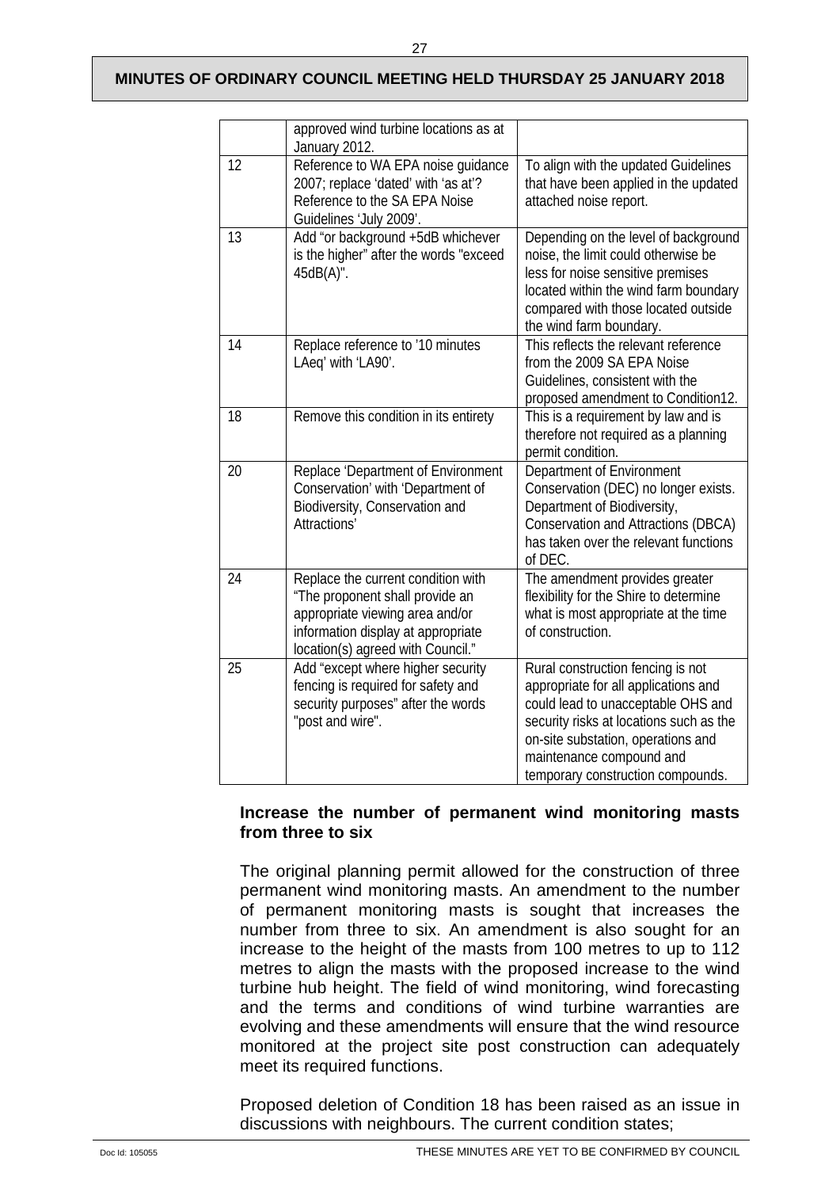| | | |
|---|---|---|
| | approved wind turbine locations as at January 2012. | |
| 12 | Reference to WA EPA noise guidance 2007; replace 'dated' with 'as at'? Reference to the SA EPA Noise Guidelines 'July 2009'. | To align with the updated Guidelines that have been applied in the updated attached noise report. |
| 13 | Add "or background +5dB whichever is the higher" after the words "exceed 45dB(A)". | Depending on the level of background noise, the limit could otherwise be less for noise sensitive premises located within the wind farm boundary compared with those located outside the wind farm boundary. |
| 14 | Replace reference to '10 minutes LAeq' with 'LA90'. | This reflects the relevant reference from the 2009 SA EPA Noise Guidelines, consistent with the proposed amendment to Condition12. |
| 18 | Remove this condition in its entirety | This is a requirement by law and is therefore not required as a planning permit condition. |
| 20 | Replace 'Department of Environment Conservation' with 'Department of Biodiversity, Conservation and Attractions' | Department of Environment Conservation (DEC) no longer exists. Department of Biodiversity, Conservation and Attractions (DBCA) has taken over the relevant functions of DEC. |
| 24 | Replace the current condition with "The proponent shall provide an appropriate viewing area and/or information display at appropriate location(s) agreed with Council." | The amendment provides greater flexibility for the Shire to determine what is most appropriate at the time of construction. |
| 25 | Add "except where higher security fencing is required for safety and security purposes" after the words "post and wire". | Rural construction fencing is not appropriate for all applications and could lead to unacceptable OHS and security risks at locations such as the on-site substation, operations and maintenance compound and temporary construction compounds. |

**Increase the number of permanent wind monitoring masts from three to six**

The original planning permit allowed for the construction of three permanent wind monitoring masts. An amendment to the number of permanent monitoring masts is sought that increases the number from three to six. An amendment is also sought for an increase to the height of the masts from 100 metres to up to 112 metres to align the masts with the proposed increase to the wind turbine hub height. The field of wind monitoring, wind forecasting and the terms and conditions of wind turbine warranties are evolving and these amendments will ensure that the wind resource monitored at the project site post construction can adequately meet its required functions.

Proposed deletion of Condition 18 has been raised as an issue in discussions with neighbours. The current condition states;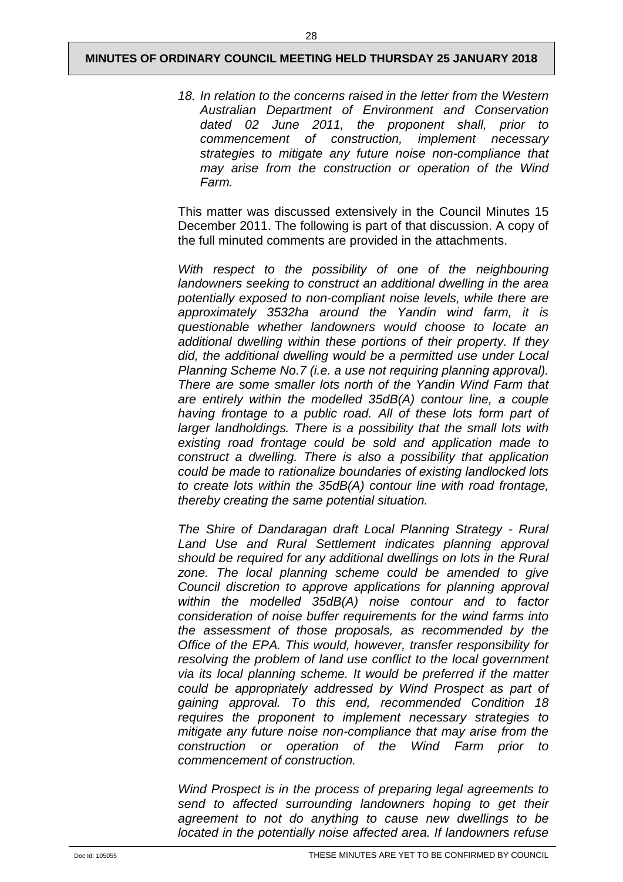18. *In relation to the concerns raised in the letter from the Western Australian Department of Environment and Conservation dated 02 June 2011, the proponent shall, prior to commencement of construction, implement necessary strategies to mitigate any future noise non-compliance that may arise from the construction or operation of the Wind Farm.*

This matter was discussed extensively in the Council Minutes 15 December 2011. The following is part of that discussion. A copy of the full minuted comments are provided in the attachments.

*With respect to the possibility of one of the neighbouring landowners seeking to construct an additional dwelling in the area potentially exposed to non-compliant noise levels, while there are approximately 3532ha around the Yandin wind farm, it is questionable whether landowners would choose to locate an additional dwelling within these portions of their property. If they did, the additional dwelling would be a permitted use under Local Planning Scheme No.7 (i.e. a use not requiring planning approval). There are some smaller lots north of the Yandin Wind Farm that are entirely within the modelled 35dB(A) contour line, a couple having frontage to a public road. All of these lots form part of larger landholdings. There is a possibility that the small lots with existing road frontage could be sold and application made to construct a dwelling. There is also a possibility that application could be made to rationalize boundaries of existing landlocked lots to create lots within the 35dB(A) contour line with road frontage, thereby creating the same potential situation.*

*The Shire of Dandaragan draft Local Planning Strategy - Rural Land Use and Rural Settlement indicates planning approval should be required for any additional dwellings on lots in the Rural zone. The local planning scheme could be amended to give Council discretion to approve applications for planning approval within the modelled 35dB(A) noise contour and to factor consideration of noise buffer requirements for the wind farms into the assessment of those proposals, as recommended by the Office of the EPA. This would, however, transfer responsibility for resolving the problem of land use conflict to the local government via its local planning scheme. It would be preferred if the matter could be appropriately addressed by Wind Prospect as part of gaining approval. To this end, recommended Condition 18 requires the proponent to implement necessary strategies to mitigate any future noise non-compliance that may arise from the construction or operation of the Wind Farm prior to commencement of construction.*

*Wind Prospect is in the process of preparing legal agreements to send to affected surrounding landowners hoping to get their agreement to not do anything to cause new dwellings to be located in the potentially noise affected area. If landowners refuse*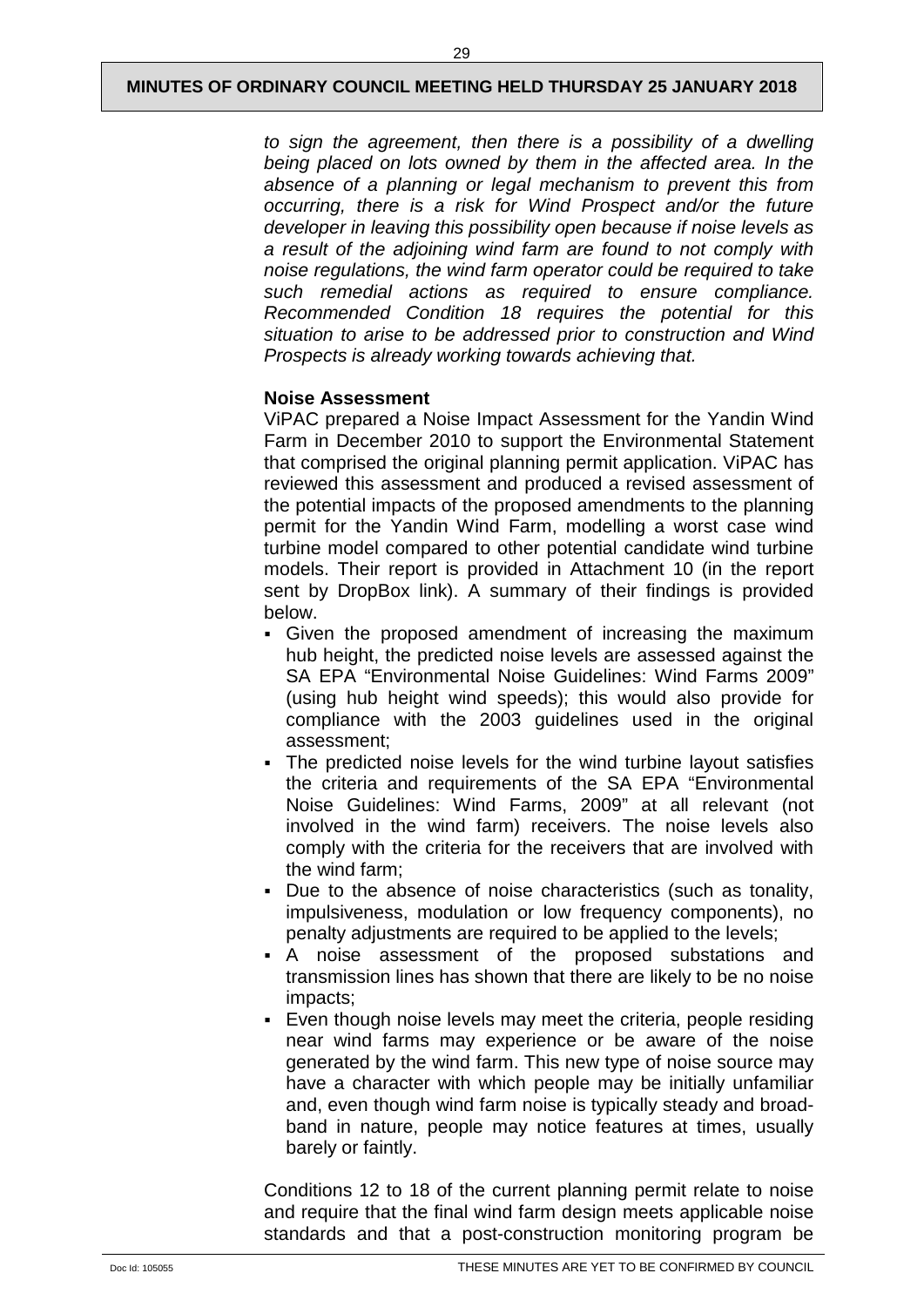*to sign the agreement, then there is a possibility of a dwelling being placed on lots owned by them in the affected area. In the absence of a planning or legal mechanism to prevent this from occurring, there is a risk for Wind Prospect and/or the future developer in leaving this possibility open because if noise levels as a result of the adjoining wind farm are found to not comply with noise regulations, the wind farm operator could be required to take such remedial actions as required to ensure compliance. Recommended Condition 18 requires the potential for this situation to arise to be addressed prior to construction and Wind Prospects is already working towards achieving that.*

**Noise Assessment**

ViPAC prepared a Noise Impact Assessment for the Yandin Wind Farm in December 2010 to support the Environmental Statement that comprised the original planning permit application. ViPAC has reviewed this assessment and produced a revised assessment of the potential impacts of the proposed amendments to the planning permit for the Yandin Wind Farm, modelling a worst case wind turbine model compared to other potential candidate wind turbine models. Their report is provided in Attachment 10 (in the report sent by DropBox link). A summary of their findings is provided below.

- Given the proposed amendment of increasing the maximum hub height, the predicted noise levels are assessed against the SA EPA "Environmental Noise Guidelines: Wind Farms 2009" (using hub height wind speeds); this would also provide for compliance with the 2003 guidelines used in the original assessment;
- The predicted noise levels for the wind turbine layout satisfies the criteria and requirements of the SA EPA "Environmental Noise Guidelines: Wind Farms, 2009" at all relevant (not involved in the wind farm) receivers. The noise levels also comply with the criteria for the receivers that are involved with the wind farm;
- Due to the absence of noise characteristics (such as tonality, impulsiveness, modulation or low frequency components), no penalty adjustments are required to be applied to the levels;
- A noise assessment of the proposed substations and transmission lines has shown that there are likely to be no noise impacts;
- Even though noise levels may meet the criteria, people residing near wind farms may experience or be aware of the noise generated by the wind farm. This new type of noise source may have a character with which people may be initially unfamiliar and, even though wind farm noise is typically steady and broad-band in nature, people may notice features at times, usually barely or faintly.

Conditions 12 to 18 of the current planning permit relate to noise and require that the final wind farm design meets applicable noise standards and that a post-construction monitoring program be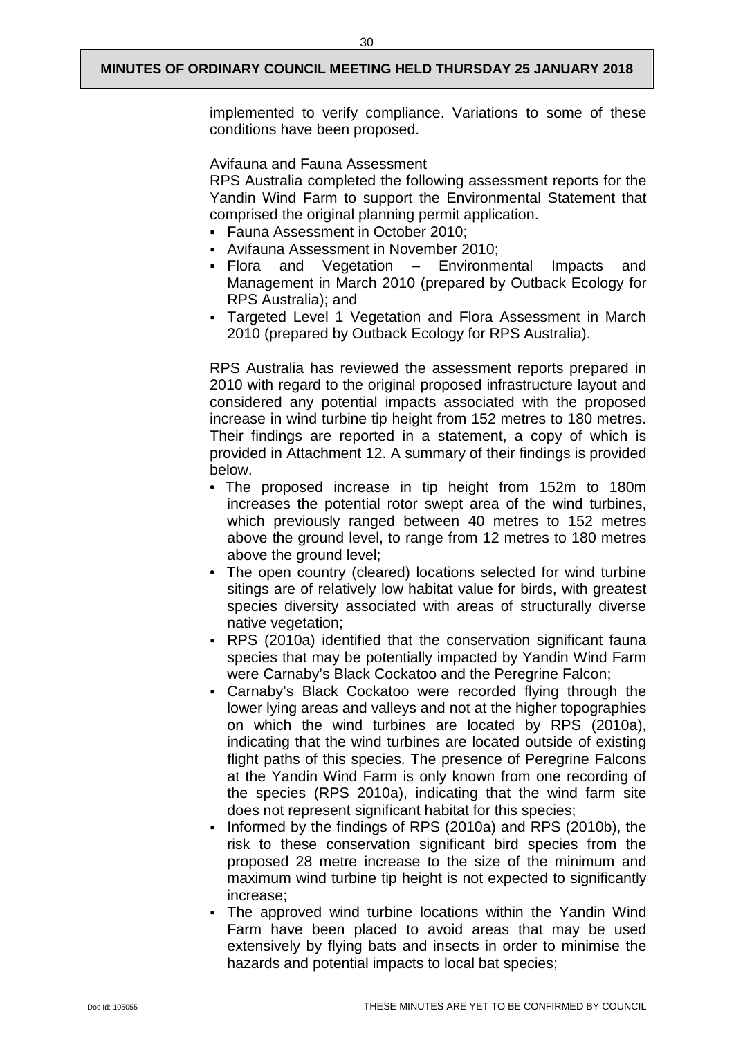implemented to verify compliance. Variations to some of these conditions have been proposed.

Avifauna and Fauna Assessment

RPS Australia completed the following assessment reports for the Yandin Wind Farm to support the Environmental Statement that comprised the original planning permit application.

- Fauna Assessment in October 2010;
- Avifauna Assessment in November 2010;
- Flora and Vegetation – Environmental Impacts and Management in March 2010 (prepared by Outback Ecology for RPS Australia); and
- Targeted Level 1 Vegetation and Flora Assessment in March 2010 (prepared by Outback Ecology for RPS Australia).

RPS Australia has reviewed the assessment reports prepared in 2010 with regard to the original proposed infrastructure layout and considered any potential impacts associated with the proposed increase in wind turbine tip height from 152 metres to 180 metres. Their findings are reported in a statement, a copy of which is provided in Attachment 12. A summary of their findings is provided below.

- The proposed increase in tip height from 152m to 180m increases the potential rotor swept area of the wind turbines, which previously ranged between 40 metres to 152 metres above the ground level, to range from 12 metres to 180 metres above the ground level;
- The open country (cleared) locations selected for wind turbine sitings are of relatively low habitat value for birds, with greatest species diversity associated with areas of structurally diverse native vegetation;
- RPS (2010a) identified that the conservation significant fauna species that may be potentially impacted by Yandin Wind Farm were Carnaby's Black Cockatoo and the Peregrine Falcon;
- Carnaby's Black Cockatoo were recorded flying through the lower lying areas and valleys and not at the higher topographies on which the wind turbines are located by RPS (2010a), indicating that the wind turbines are located outside of existing flight paths of this species. The presence of Peregrine Falcons at the Yandin Wind Farm is only known from one recording of the species (RPS 2010a), indicating that the wind farm site does not represent significant habitat for this species;
- Informed by the findings of RPS (2010a) and RPS (2010b), the risk to these conservation significant bird species from the proposed 28 metre increase to the size of the minimum and maximum wind turbine tip height is not expected to significantly increase;
- The approved wind turbine locations within the Yandin Wind Farm have been placed to avoid areas that may be used extensively by flying bats and insects in order to minimise the hazards and potential impacts to local bat species;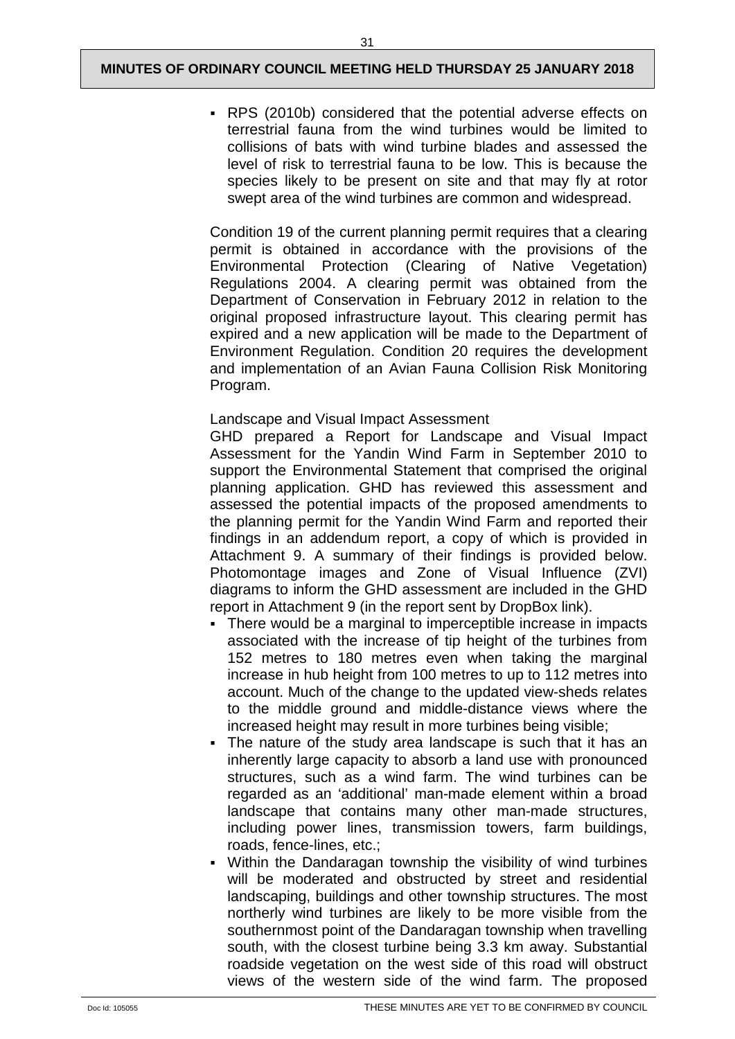- RPS (2010b) considered that the potential adverse effects on terrestrial fauna from the wind turbines would be limited to collisions of bats with wind turbine blades and assessed the level of risk to terrestrial fauna to be low. This is because the species likely to be present on site and that may fly at rotor swept area of the wind turbines are common and widespread.

Condition 19 of the current planning permit requires that a clearing permit is obtained in accordance with the provisions of the Environmental Protection (Clearing of Native Vegetation) Regulations 2004. A clearing permit was obtained from the Department of Conservation in February 2012 in relation to the original proposed infrastructure layout. This clearing permit has expired and a new application will be made to the Department of Environment Regulation. Condition 20 requires the development and implementation of an Avian Fauna Collision Risk Monitoring Program.

Landscape and Visual Impact Assessment

GHD prepared a Report for Landscape and Visual Impact Assessment for the Yandin Wind Farm in September 2010 to support the Environmental Statement that comprised the original planning application. GHD has reviewed this assessment and assessed the potential impacts of the proposed amendments to the planning permit for the Yandin Wind Farm and reported their findings in an addendum report, a copy of which is provided in Attachment 9. A summary of their findings is provided below. Photomontage images and Zone of Visual Influence (ZVI) diagrams to inform the GHD assessment are included in the GHD report in Attachment 9 (in the report sent by DropBox link).

- There would be a marginal to imperceptible increase in impacts associated with the increase of tip height of the turbines from 152 metres to 180 metres even when taking the marginal increase in hub height from 100 metres to up to 112 metres into account. Much of the change to the updated view-sheds relates to the middle ground and middle-distance views where the increased height may result in more turbines being visible;
- The nature of the study area landscape is such that it has an inherently large capacity to absorb a land use with pronounced structures, such as a wind farm. The wind turbines can be regarded as an 'additional' man-made element within a broad landscape that contains many other man-made structures, including power lines, transmission towers, farm buildings, roads, fence-lines, etc.;
- Within the Dandaragan township the visibility of wind turbines will be moderated and obstructed by street and residential landscaping, buildings and other township structures. The most northerly wind turbines are likely to be more visible from the southernmost point of the Dandaragan township when travelling south, with the closest turbine being 3.3 km away. Substantial roadside vegetation on the west side of this road will obstruct views of the western side of the wind farm. The proposed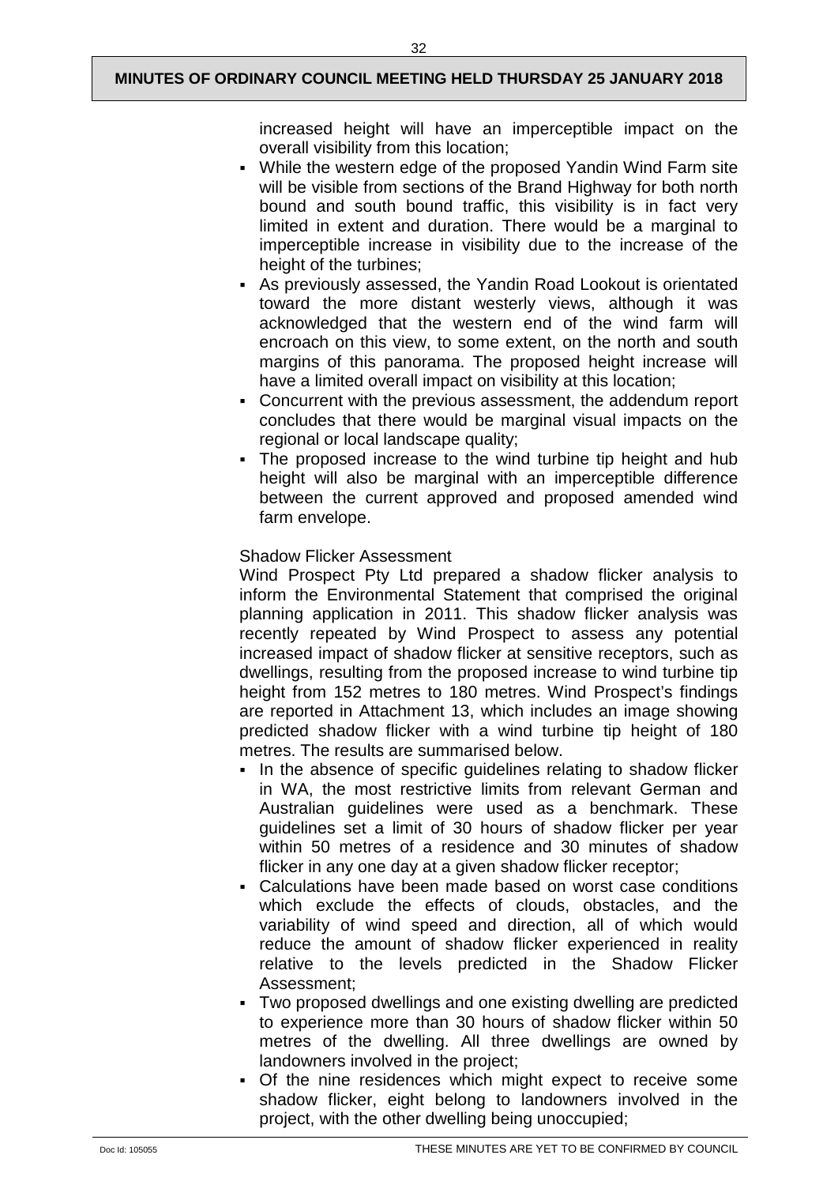increased height will have an imperceptible impact on the overall visibility from this location;

- While the western edge of the proposed Yandin Wind Farm site will be visible from sections of the Brand Highway for both north bound and south bound traffic, this visibility is in fact very limited in extent and duration. There would be a marginal to imperceptible increase in visibility due to the increase of the height of the turbines;
- As previously assessed, the Yandin Road Lookout is orientated toward the more distant westerly views, although it was acknowledged that the western end of the wind farm will encroach on this view, to some extent, on the north and south margins of this panorama. The proposed height increase will have a limited overall impact on visibility at this location;
- Concurrent with the previous assessment, the addendum report concludes that there would be marginal visual impacts on the regional or local landscape quality;
- The proposed increase to the wind turbine tip height and hub height will also be marginal with an imperceptible difference between the current approved and proposed amended wind farm envelope.

Shadow Flicker Assessment

Wind Prospect Pty Ltd prepared a shadow flicker analysis to inform the Environmental Statement that comprised the original planning application in 2011. This shadow flicker analysis was recently repeated by Wind Prospect to assess any potential increased impact of shadow flicker at sensitive receptors, such as dwellings, resulting from the proposed increase to wind turbine tip height from 152 metres to 180 metres. Wind Prospect's findings are reported in Attachment 13, which includes an image showing predicted shadow flicker with a wind turbine tip height of 180 metres. The results are summarised below.

- In the absence of specific guidelines relating to shadow flicker in WA, the most restrictive limits from relevant German and Australian guidelines were used as a benchmark. These guidelines set a limit of 30 hours of shadow flicker per year within 50 metres of a residence and 30 minutes of shadow flicker in any one day at a given shadow flicker receptor;
- Calculations have been made based on worst case conditions which exclude the effects of clouds, obstacles, and the variability of wind speed and direction, all of which would reduce the amount of shadow flicker experienced in reality relative to the levels predicted in the Shadow Flicker Assessment;
- Two proposed dwellings and one existing dwelling are predicted to experience more than 30 hours of shadow flicker within 50 metres of the dwelling. All three dwellings are owned by landowners involved in the project;
- Of the nine residences which might expect to receive some shadow flicker, eight belong to landowners involved in the project, with the other dwelling being unoccupied;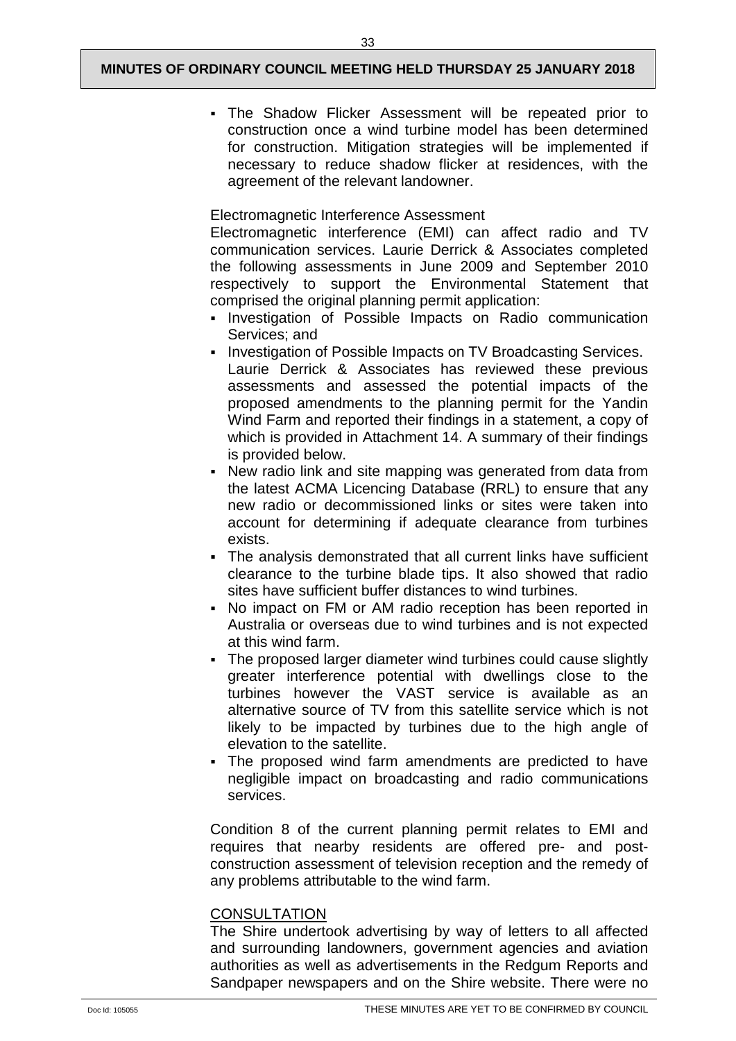- The Shadow Flicker Assessment will be repeated prior to construction once a wind turbine model has been determined for construction. Mitigation strategies will be implemented if necessary to reduce shadow flicker at residences, with the agreement of the relevant landowner.

Electromagnetic Interference Assessment

Electromagnetic interference (EMI) can affect radio and TV communication services. Laurie Derrick & Associates completed the following assessments in June 2009 and September 2010 respectively to support the Environmental Statement that comprised the original planning permit application:

- Investigation of Possible Impacts on Radio communication Services; and
- Investigation of Possible Impacts on TV Broadcasting Services.

  Laurie Derrick & Associates has reviewed these previous assessments and assessed the potential impacts of the proposed amendments to the planning permit for the Yandin Wind Farm and reported their findings in a statement, a copy of which is provided in Attachment 14. A summary of their findings is provided below.
- New radio link and site mapping was generated from data from the latest ACMA Licencing Database (RRL) to ensure that any new radio or decommissioned links or sites were taken into account for determining if adequate clearance from turbines exists.
- The analysis demonstrated that all current links have sufficient clearance to the turbine blade tips. It also showed that radio sites have sufficient buffer distances to wind turbines.
- No impact on FM or AM radio reception has been reported in Australia or overseas due to wind turbines and is not expected at this wind farm.
- The proposed larger diameter wind turbines could cause slightly greater interference potential with dwellings close to the turbines however the VAST service is available as an alternative source of TV from this satellite service which is not likely to be impacted by turbines due to the high angle of elevation to the satellite.
- The proposed wind farm amendments are predicted to have negligible impact on broadcasting and radio communications services.

Condition 8 of the current planning permit relates to EMI and requires that nearby residents are offered pre- and post-construction assessment of television reception and the remedy of any problems attributable to the wind farm.

CONSULTATION

The Shire undertook advertising by way of letters to all affected and surrounding landowners, government agencies and aviation authorities as well as advertisements in the Redgum Reports and Sandpaper newspapers and on the Shire website. There were no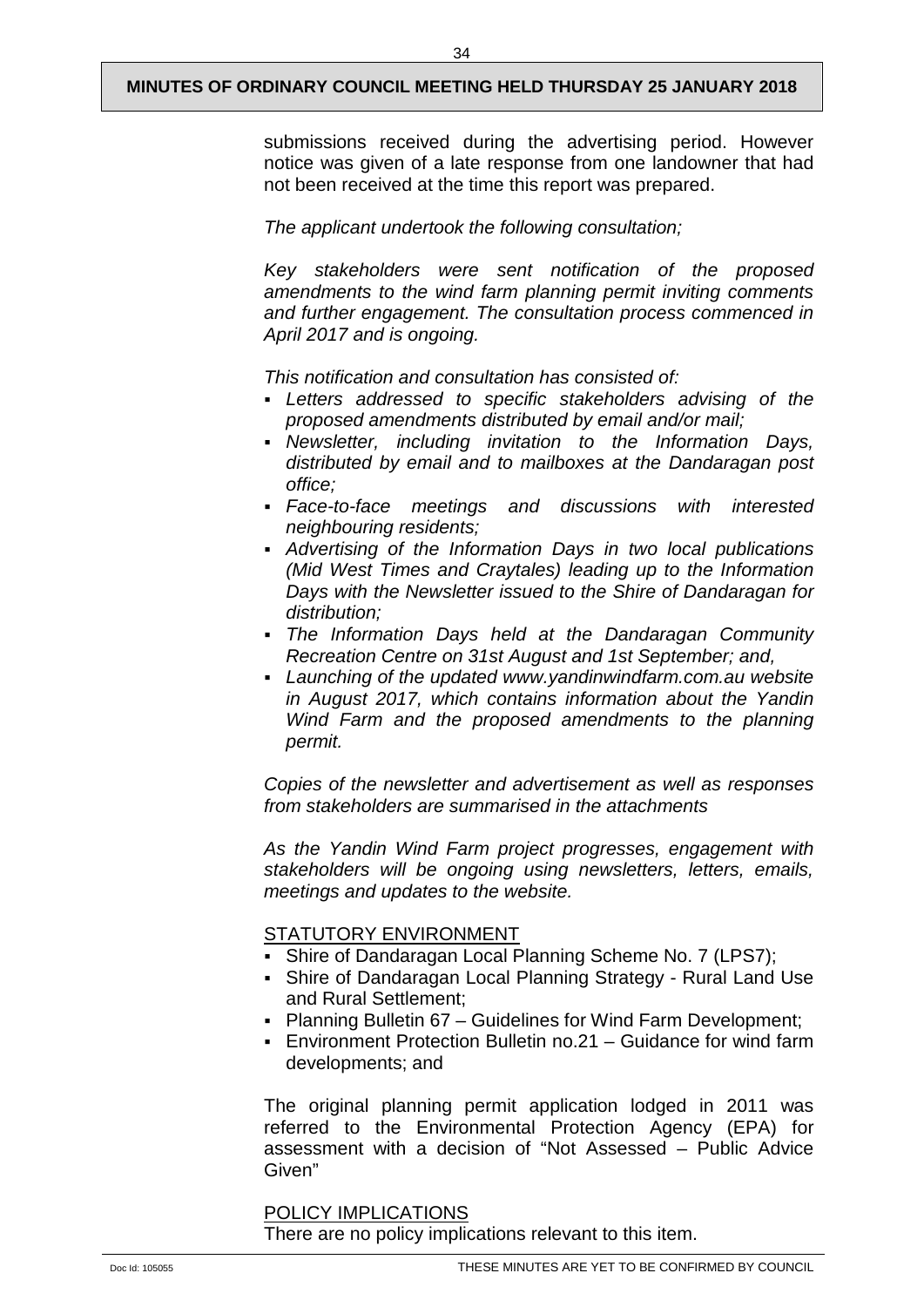submissions received during the advertising period. However notice was given of a late response from one landowner that had not been received at the time this report was prepared.

*The applicant undertook the following consultation;*

*Key stakeholders were sent notification of the proposed amendments to the wind farm planning permit inviting comments and further engagement. The consultation process commenced in April 2017 and is ongoing.*

*This notification and consultation has consisted of:*

- *Letters addressed to specific stakeholders advising of the proposed amendments distributed by email and/or mail;*
- *Newsletter, including invitation to the Information Days, distributed by email and to mailboxes at the Dandaragan post office;*
- *Face-to-face meetings and discussions with interested neighbouring residents;*
- *Advertising of the Information Days in two local publications (Mid West Times and Craytales) leading up to the Information Days with the Newsletter issued to the Shire of Dandaragan for distribution;*
- *The Information Days held at the Dandaragan Community Recreation Centre on 31st August and 1st September; and,*
- *Launching of the updated www.yandinwindfarm.com.au website in August 2017, which contains information about the Yandin Wind Farm and the proposed amendments to the planning permit.*

*Copies of the newsletter and advertisement as well as responses from stakeholders are summarised in the attachments*

*As the Yandin Wind Farm project progresses, engagement with stakeholders will be ongoing using newsletters, letters, emails, meetings and updates to the website.*

STATUTORY ENVIRONMENT

- Shire of Dandaragan Local Planning Scheme No. 7 (LPS7);
- Shire of Dandaragan Local Planning Strategy - Rural Land Use and Rural Settlement;
- Planning Bulletin 67 – Guidelines for Wind Farm Development;
- Environment Protection Bulletin no.21 – Guidance for wind farm developments; and

The original planning permit application lodged in 2011 was referred to the Environmental Protection Agency (EPA) for assessment with a decision of "Not Assessed – Public Advice Given"

POLICY IMPLICATIONS

There are no policy implications relevant to this item.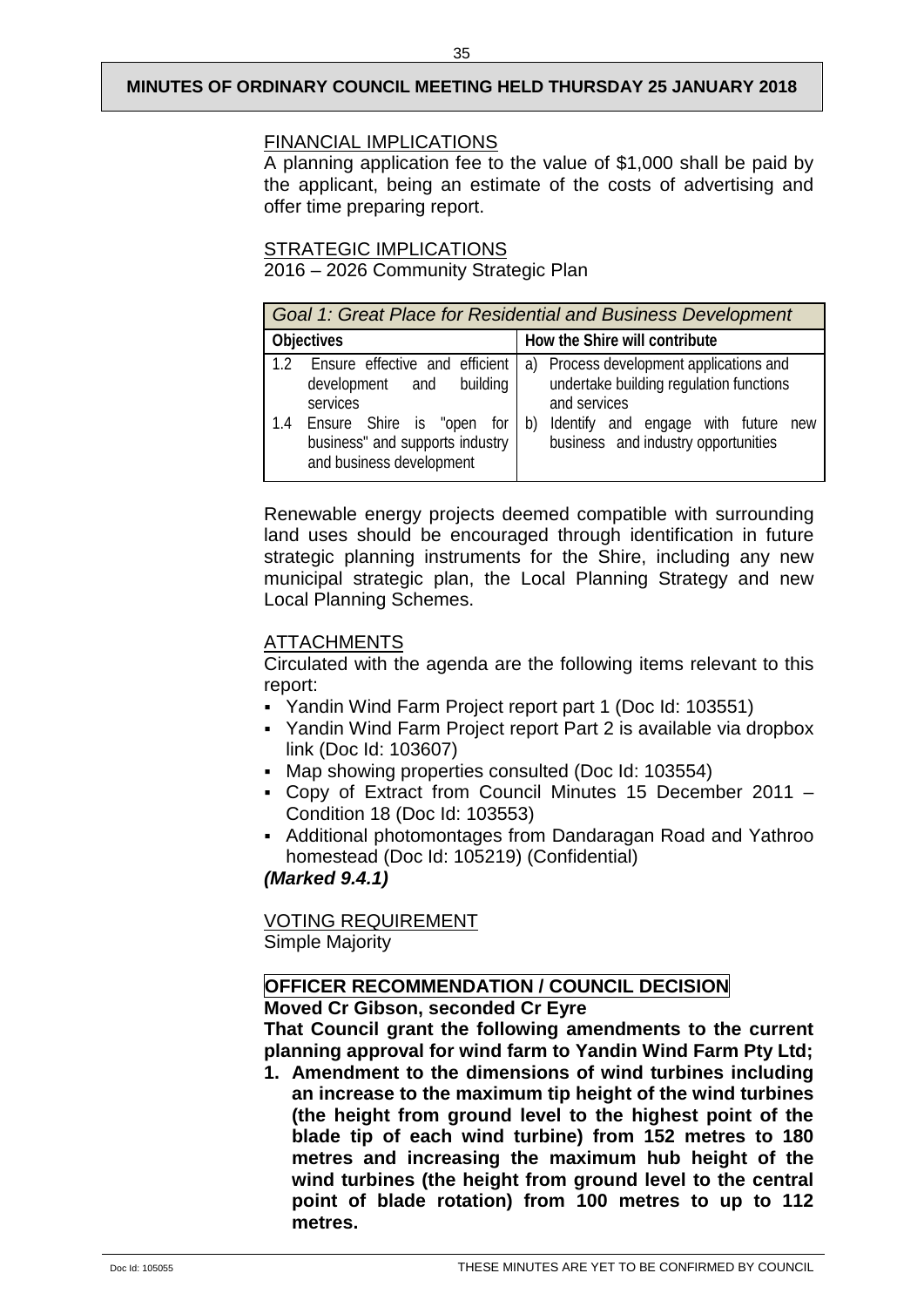FINANCIAL IMPLICATIONS

A planning application fee to the value of $1,000 shall be paid by the applicant, being an estimate of the costs of advertising and offer time preparing report.

STRATEGIC IMPLICATIONS

2016 – 2026 Community Strategic Plan

| *Goal 1: Great Place for Residential and Business Development* | |
|---|---|
| **Objectives** | **How the Shire will contribute** |
| 1.2 Ensure effective and efficient development and building services<br>1.4 Ensure Shire is "open for business" and supports industry and business development | a) Process development applications and undertake building regulation functions and services<br>b) Identify and engage with future new business and industry opportunities |

Renewable energy projects deemed compatible with surrounding land uses should be encouraged through identification in future strategic planning instruments for the Shire, including any new municipal strategic plan, the Local Planning Strategy and new Local Planning Schemes.

ATTACHMENTS

Circulated with the agenda are the following items relevant to this report:

- Yandin Wind Farm Project report part 1 (Doc Id: 103551)
- Yandin Wind Farm Project report Part 2 is available via dropbox link (Doc Id: 103607)
- Map showing properties consulted (Doc Id: 103554)
- Copy of Extract from Council Minutes 15 December 2011 – Condition 18 (Doc Id: 103553)
- Additional photomontages from Dandaragan Road and Yathroo homestead (Doc Id: 105219) (Confidential)

***(Marked 9.4.1)***

VOTING REQUIREMENT

Simple Majority

**OFFICER RECOMMENDATION / COUNCIL DECISION**

**Moved Cr Gibson, seconded Cr Eyre**

**That Council grant the following amendments to the current planning approval for wind farm to Yandin Wind Farm Pty Ltd;**

1. **Amendment to the dimensions of wind turbines including an increase to the maximum tip height of the wind turbines (the height from ground level to the highest point of the blade tip of each wind turbine) from 152 metres to 180 metres and increasing the maximum hub height of the wind turbines (the height from ground level to the central point of blade rotation) from 100 metres to up to 112 metres.**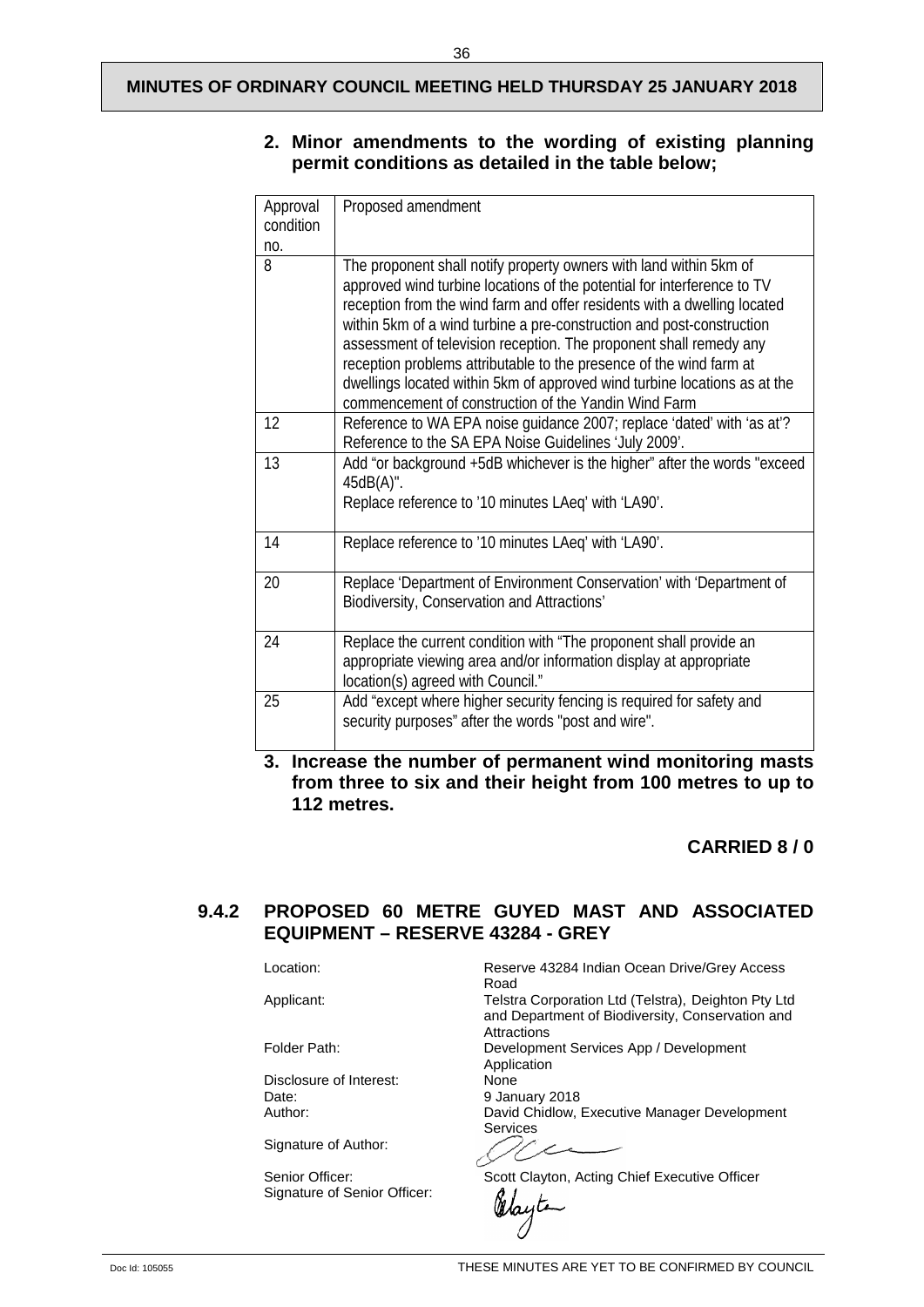**2. Minor amendments to the wording of existing planning permit conditions as detailed in the table below;**

| Approval condition no. | Proposed amendment |
|---|---|
| 8 | The proponent shall notify property owners with land within 5km of approved wind turbine locations of the potential for interference to TV reception from the wind farm and offer residents with a dwelling located within 5km of a wind turbine a pre-construction and post-construction assessment of television reception. The proponent shall remedy any reception problems attributable to the presence of the wind farm at dwellings located within 5km of approved wind turbine locations as at the commencement of construction of the Yandin Wind Farm |
| 12 | Reference to WA EPA noise guidance 2007; replace 'dated' with 'as at'? Reference to the SA EPA Noise Guidelines 'July 2009'. |
| 13 | Add "or background +5dB whichever is the higher" after the words "exceed 45dB(A)".<br>Replace reference to '10 minutes LAeq' with 'LA90'. |
| 14 | Replace reference to '10 minutes LAeq' with 'LA90'. |
| 20 | Replace 'Department of Environment Conservation' with 'Department of Biodiversity, Conservation and Attractions' |
| 24 | Replace the current condition with "The proponent shall provide an appropriate viewing area and/or information display at appropriate location(s) agreed with Council." |
| 25 | Add "except where higher security fencing is required for safety and security purposes" after the words "post and wire". |

**3. Increase the number of permanent wind monitoring masts from three to six and their height from 100 metres to up to 112 metres.**

**CARRIED 8 / 0**

## 9.4.2 PROPOSED 60 METRE GUYED MAST AND ASSOCIATED EQUIPMENT – RESERVE 43284 - GREY

| | |
|---|---|
| Location: | Reserve 43284 Indian Ocean Drive/Grey Access Road |
| Applicant: | Telstra Corporation Ltd (Telstra), Deighton Pty Ltd and Department of Biodiversity, Conservation and Attractions |
| Folder Path: | Development Services App / Development Application |
| Disclosure of Interest: | None |
| Date: | 9 January 2018 |
| Author: | David Chidlow, Executive Manager Development Services |
| Signature of Author: | |
| Senior Officer: | Scott Clayton, Acting Chief Executive Officer |
| Signature of Senior Officer: | |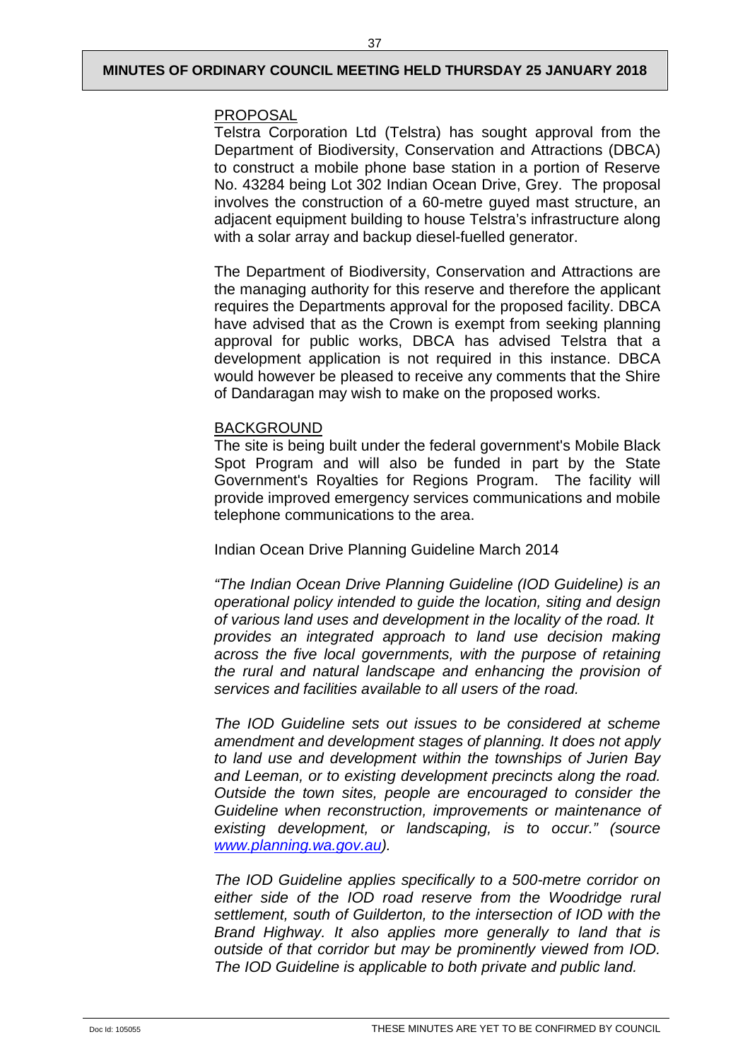PROPOSAL

Telstra Corporation Ltd (Telstra) has sought approval from the Department of Biodiversity, Conservation and Attractions (DBCA) to construct a mobile phone base station in a portion of Reserve No. 43284 being Lot 302 Indian Ocean Drive, Grey. The proposal involves the construction of a 60-metre guyed mast structure, an adjacent equipment building to house Telstra's infrastructure along with a solar array and backup diesel-fuelled generator.

The Department of Biodiversity, Conservation and Attractions are the managing authority for this reserve and therefore the applicant requires the Departments approval for the proposed facility. DBCA have advised that as the Crown is exempt from seeking planning approval for public works, DBCA has advised Telstra that a development application is not required in this instance. DBCA would however be pleased to receive any comments that the Shire of Dandaragan may wish to make on the proposed works.

BACKGROUND

The site is being built under the federal government's Mobile Black Spot Program and will also be funded in part by the State Government's Royalties for Regions Program. The facility will provide improved emergency services communications and mobile telephone communications to the area.

Indian Ocean Drive Planning Guideline March 2014

*"The Indian Ocean Drive Planning Guideline (IOD Guideline) is an operational policy intended to guide the location, siting and design of various land uses and development in the locality of the road. It provides an integrated approach to land use decision making across the five local governments, with the purpose of retaining the rural and natural landscape and enhancing the provision of services and facilities available to all users of the road.*

*The IOD Guideline sets out issues to be considered at scheme amendment and development stages of planning. It does not apply to land use and development within the townships of Jurien Bay and Leeman, or to existing development precincts along the road. Outside the town sites, people are encouraged to consider the Guideline when reconstruction, improvements or maintenance of existing development, or landscaping, is to occur." (source www.planning.wa.gov.au).*

*The IOD Guideline applies specifically to a 500-metre corridor on either side of the IOD road reserve from the Woodridge rural settlement, south of Guilderton, to the intersection of IOD with the Brand Highway. It also applies more generally to land that is outside of that corridor but may be prominently viewed from IOD. The IOD Guideline is applicable to both private and public land.*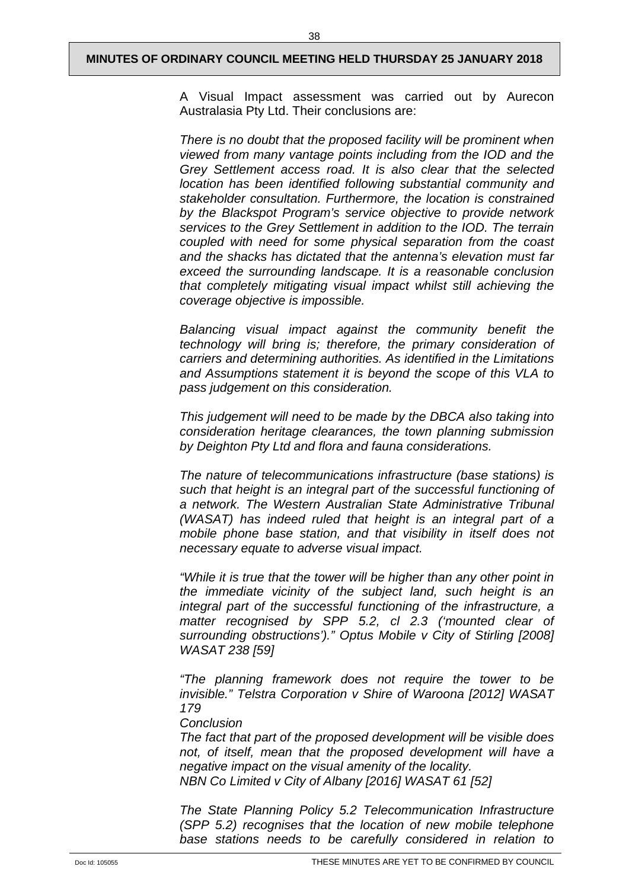A Visual Impact assessment was carried out by Aurecon Australasia Pty Ltd. Their conclusions are:

*There is no doubt that the proposed facility will be prominent when viewed from many vantage points including from the IOD and the Grey Settlement access road. It is also clear that the selected location has been identified following substantial community and stakeholder consultation. Furthermore, the location is constrained by the Blackspot Program's service objective to provide network services to the Grey Settlement in addition to the IOD. The terrain coupled with need for some physical separation from the coast and the shacks has dictated that the antenna's elevation must far exceed the surrounding landscape. It is a reasonable conclusion that completely mitigating visual impact whilst still achieving the coverage objective is impossible.*

*Balancing visual impact against the community benefit the technology will bring is; therefore, the primary consideration of carriers and determining authorities. As identified in the Limitations and Assumptions statement it is beyond the scope of this VLA to pass judgement on this consideration.*

*This judgement will need to be made by the DBCA also taking into consideration heritage clearances, the town planning submission by Deighton Pty Ltd and flora and fauna considerations.*

*The nature of telecommunications infrastructure (base stations) is such that height is an integral part of the successful functioning of a network. The Western Australian State Administrative Tribunal (WASAT) has indeed ruled that height is an integral part of a mobile phone base station, and that visibility in itself does not necessary equate to adverse visual impact.*

*"While it is true that the tower will be higher than any other point in the immediate vicinity of the subject land, such height is an integral part of the successful functioning of the infrastructure, a matter recognised by SPP 5.2, cl 2.3 ('mounted clear of surrounding obstructions')." Optus Mobile v City of Stirling [2008] WASAT 238 [59]*

*"The planning framework does not require the tower to be invisible." Telstra Corporation v Shire of Waroona [2012] WASAT 179*

*Conclusion*

*The fact that part of the proposed development will be visible does not, of itself, mean that the proposed development will have a negative impact on the visual amenity of the locality.*
*NBN Co Limited v City of Albany [2016] WASAT 61 [52]*

*The State Planning Policy 5.2 Telecommunication Infrastructure (SPP 5.2) recognises that the location of new mobile telephone base stations needs to be carefully considered in relation to*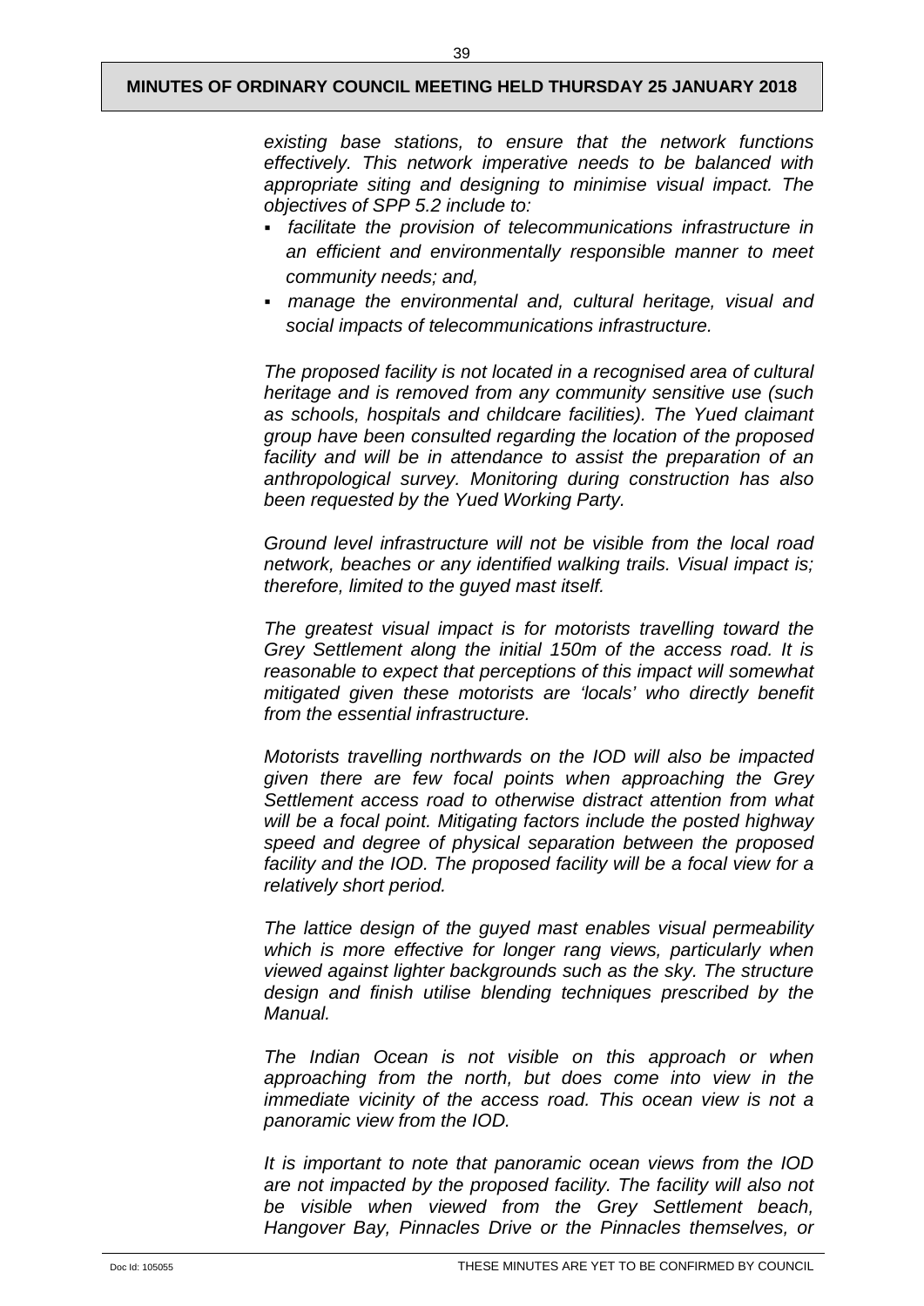*existing base stations, to ensure that the network functions effectively. This network imperative needs to be balanced with appropriate siting and designing to minimise visual impact. The objectives of SPP 5.2 include to:*

- *facilitate the provision of telecommunications infrastructure in an efficient and environmentally responsible manner to meet community needs; and,*
- *manage the environmental and, cultural heritage, visual and social impacts of telecommunications infrastructure.*

*The proposed facility is not located in a recognised area of cultural heritage and is removed from any community sensitive use (such as schools, hospitals and childcare facilities). The Yued claimant group have been consulted regarding the location of the proposed facility and will be in attendance to assist the preparation of an anthropological survey. Monitoring during construction has also been requested by the Yued Working Party.*

*Ground level infrastructure will not be visible from the local road network, beaches or any identified walking trails. Visual impact is; therefore, limited to the guyed mast itself.*

*The greatest visual impact is for motorists travelling toward the Grey Settlement along the initial 150m of the access road. It is reasonable to expect that perceptions of this impact will somewhat mitigated given these motorists are 'locals' who directly benefit from the essential infrastructure.*

*Motorists travelling northwards on the IOD will also be impacted given there are few focal points when approaching the Grey Settlement access road to otherwise distract attention from what will be a focal point. Mitigating factors include the posted highway speed and degree of physical separation between the proposed facility and the IOD. The proposed facility will be a focal view for a relatively short period.*

*The lattice design of the guyed mast enables visual permeability which is more effective for longer rang views, particularly when viewed against lighter backgrounds such as the sky. The structure design and finish utilise blending techniques prescribed by the Manual.*

*The Indian Ocean is not visible on this approach or when approaching from the north, but does come into view in the immediate vicinity of the access road. This ocean view is not a panoramic view from the IOD.*

*It is important to note that panoramic ocean views from the IOD are not impacted by the proposed facility. The facility will also not be visible when viewed from the Grey Settlement beach, Hangover Bay, Pinnacles Drive or the Pinnacles themselves, or*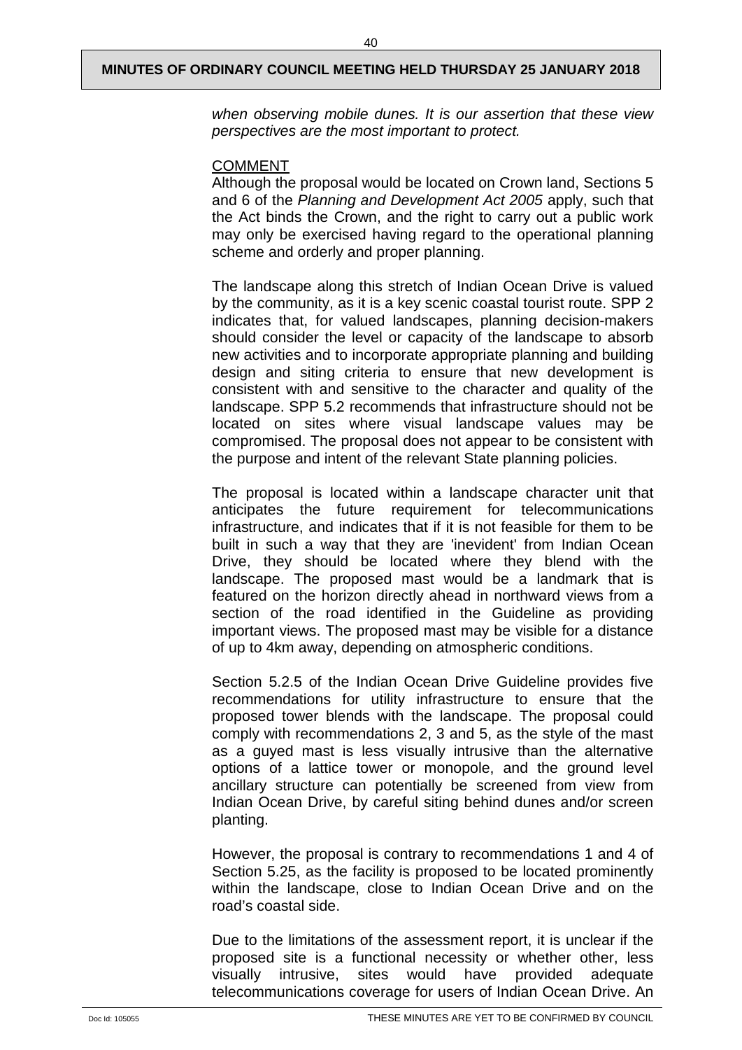*when observing mobile dunes. It is our assertion that these view perspectives are the most important to protect.*

COMMENT

Although the proposal would be located on Crown land, Sections 5 and 6 of the *Planning and Development Act 2005* apply, such that the Act binds the Crown, and the right to carry out a public work may only be exercised having regard to the operational planning scheme and orderly and proper planning.

The landscape along this stretch of Indian Ocean Drive is valued by the community, as it is a key scenic coastal tourist route. SPP 2 indicates that, for valued landscapes, planning decision-makers should consider the level or capacity of the landscape to absorb new activities and to incorporate appropriate planning and building design and siting criteria to ensure that new development is consistent with and sensitive to the character and quality of the landscape. SPP 5.2 recommends that infrastructure should not be located on sites where visual landscape values may be compromised. The proposal does not appear to be consistent with the purpose and intent of the relevant State planning policies.

The proposal is located within a landscape character unit that anticipates the future requirement for telecommunications infrastructure, and indicates that if it is not feasible for them to be built in such a way that they are 'inevident' from Indian Ocean Drive, they should be located where they blend with the landscape. The proposed mast would be a landmark that is featured on the horizon directly ahead in northward views from a section of the road identified in the Guideline as providing important views. The proposed mast may be visible for a distance of up to 4km away, depending on atmospheric conditions.

Section 5.2.5 of the Indian Ocean Drive Guideline provides five recommendations for utility infrastructure to ensure that the proposed tower blends with the landscape. The proposal could comply with recommendations 2, 3 and 5, as the style of the mast as a guyed mast is less visually intrusive than the alternative options of a lattice tower or monopole, and the ground level ancillary structure can potentially be screened from view from Indian Ocean Drive, by careful siting behind dunes and/or screen planting.

However, the proposal is contrary to recommendations 1 and 4 of Section 5.25, as the facility is proposed to be located prominently within the landscape, close to Indian Ocean Drive and on the road's coastal side.

Due to the limitations of the assessment report, it is unclear if the proposed site is a functional necessity or whether other, less visually intrusive, sites would have provided adequate telecommunications coverage for users of Indian Ocean Drive. An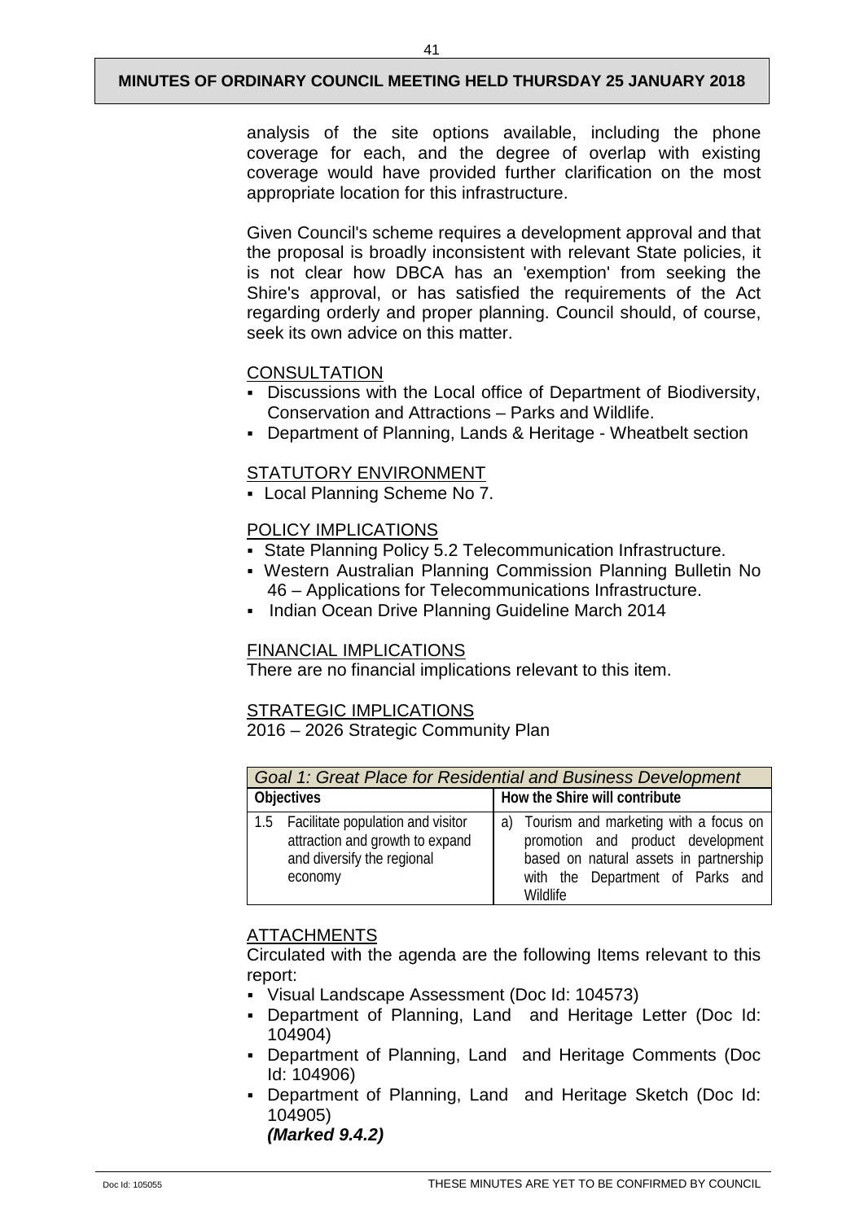analysis of the site options available, including the phone coverage for each, and the degree of overlap with existing coverage would have provided further clarification on the most appropriate location for this infrastructure.

Given Council's scheme requires a development approval and that the proposal is broadly inconsistent with relevant State policies, it is not clear how DBCA has an 'exemption' from seeking the Shire's approval, or has satisfied the requirements of the Act regarding orderly and proper planning. Council should, of course, seek its own advice on this matter.

CONSULTATION

- Discussions with the Local office of Department of Biodiversity, Conservation and Attractions – Parks and Wildlife.
- Department of Planning, Lands & Heritage - Wheatbelt section

STATUTORY ENVIRONMENT

- Local Planning Scheme No 7.

POLICY IMPLICATIONS

- State Planning Policy 5.2 Telecommunication Infrastructure.
- Western Australian Planning Commission Planning Bulletin No 46 – Applications for Telecommunications Infrastructure.
- Indian Ocean Drive Planning Guideline March 2014

FINANCIAL IMPLICATIONS

There are no financial implications relevant to this item.

STRATEGIC IMPLICATIONS

2016 – 2026 Strategic Community Plan

| *Goal 1: Great Place for Residential and Business Development* | |
|---|---|
| **Objectives** | **How the Shire will contribute** |
| 1.5 Facilitate population and visitor attraction and growth to expand and diversify the regional economy | a) Tourism and marketing with a focus on promotion and product development based on natural assets in partnership with the Department of Parks and Wildlife |

ATTACHMENTS

Circulated with the agenda are the following Items relevant to this report:

- Visual Landscape Assessment (Doc Id: 104573)
- Department of Planning, Land and Heritage Letter (Doc Id: 104904)
- Department of Planning, Land and Heritage Comments (Doc Id: 104906)
- Department of Planning, Land and Heritage Sketch (Doc Id: 104905)

***(Marked 9.4.2)***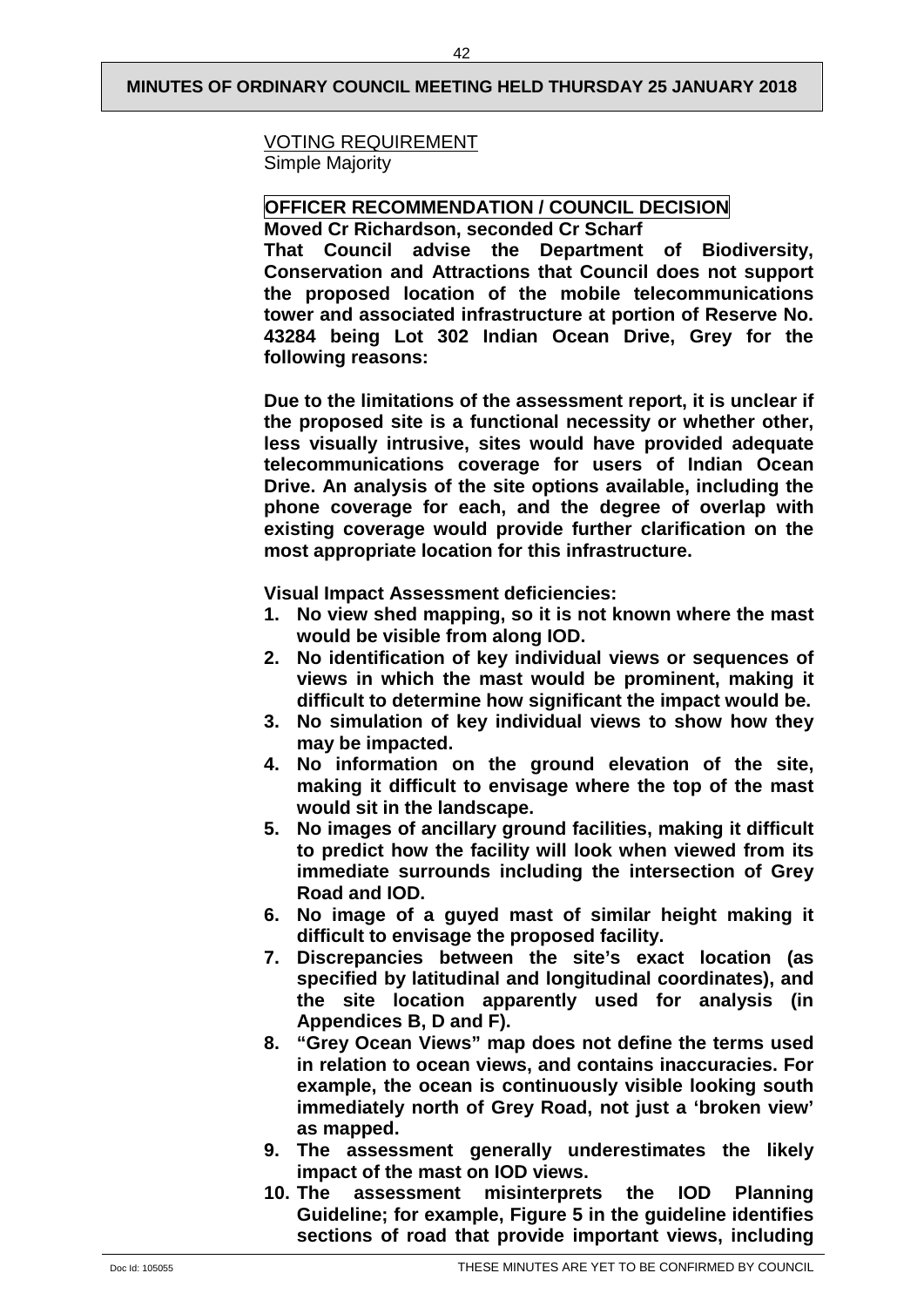VOTING REQUIREMENT
Simple Majority

**OFFICER RECOMMENDATION / COUNCIL DECISION**

**Moved Cr Richardson, seconded Cr Scharf**

**That Council advise the Department of Biodiversity, Conservation and Attractions that Council does not support the proposed location of the mobile telecommunications tower and associated infrastructure at portion of Reserve No. 43284 being Lot 302 Indian Ocean Drive, Grey for the following reasons:**

**Due to the limitations of the assessment report, it is unclear if the proposed site is a functional necessity or whether other, less visually intrusive, sites would have provided adequate telecommunications coverage for users of Indian Ocean Drive. An analysis of the site options available, including the phone coverage for each, and the degree of overlap with existing coverage would provide further clarification on the most appropriate location for this infrastructure.**

**Visual Impact Assessment deficiencies:**

1. **No view shed mapping, so it is not known where the mast would be visible from along IOD.**
2. **No identification of key individual views or sequences of views in which the mast would be prominent, making it difficult to determine how significant the impact would be.**
3. **No simulation of key individual views to show how they may be impacted.**
4. **No information on the ground elevation of the site, making it difficult to envisage where the top of the mast would sit in the landscape.**
5. **No images of ancillary ground facilities, making it difficult to predict how the facility will look when viewed from its immediate surrounds including the intersection of Grey Road and IOD.**
6. **No image of a guyed mast of similar height making it difficult to envisage the proposed facility.**
7. **Discrepancies between the site's exact location (as specified by latitudinal and longitudinal coordinates), and the site location apparently used for analysis (in Appendices B, D and F).**
8. **"Grey Ocean Views" map does not define the terms used in relation to ocean views, and contains inaccuracies. For example, the ocean is continuously visible looking south immediately north of Grey Road, not just a 'broken view' as mapped.**
9. **The assessment generally underestimates the likely impact of the mast on IOD views.**
10. **The assessment misinterprets the IOD Planning Guideline; for example, Figure 5 in the guideline identifies sections of road that provide important views, including**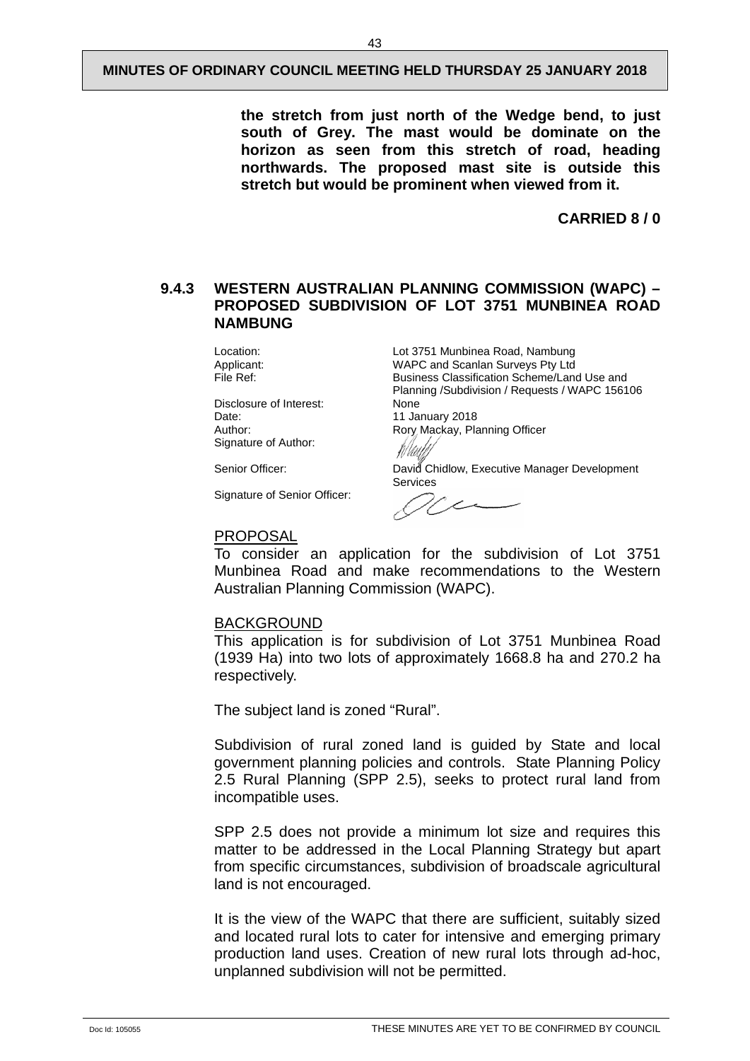**the stretch from just north of the Wedge bend, to just south of Grey. The mast would be dominate on the horizon as seen from this stretch of road, heading northwards. The proposed mast site is outside this stretch but would be prominent when viewed from it.**

**CARRIED 8 / 0**

### 9.4.3 WESTERN AUSTRALIAN PLANNING COMMISSION (WAPC) – PROPOSED SUBDIVISION OF LOT 3751 MUNBINEA ROAD NAMBUNG

| | |
|---|---|
| Location: | Lot 3751 Munbinea Road, Nambung |
| Applicant: | WAPC and Scanlan Surveys Pty Ltd |
| File Ref: | Business Classification Scheme/Land Use and Planning /Subdivision / Requests / WAPC 156106 |
| Disclosure of Interest: | None |
| Date: | 11 January 2018 |
| Author: | Rory Mackay, Planning Officer |
| Signature of Author: | |
| Senior Officer: | David Chidlow, Executive Manager Development Services |
| Signature of Senior Officer: | |

PROPOSAL

To consider an application for the subdivision of Lot 3751 Munbinea Road and make recommendations to the Western Australian Planning Commission (WAPC).

BACKGROUND

This application is for subdivision of Lot 3751 Munbinea Road (1939 Ha) into two lots of approximately 1668.8 ha and 270.2 ha respectively.

The subject land is zoned "Rural".

Subdivision of rural zoned land is guided by State and local government planning policies and controls. State Planning Policy 2.5 Rural Planning (SPP 2.5), seeks to protect rural land from incompatible uses.

SPP 2.5 does not provide a minimum lot size and requires this matter to be addressed in the Local Planning Strategy but apart from specific circumstances, subdivision of broadscale agricultural land is not encouraged.

It is the view of the WAPC that there are sufficient, suitably sized and located rural lots to cater for intensive and emerging primary production land uses. Creation of new rural lots through ad-hoc, unplanned subdivision will not be permitted.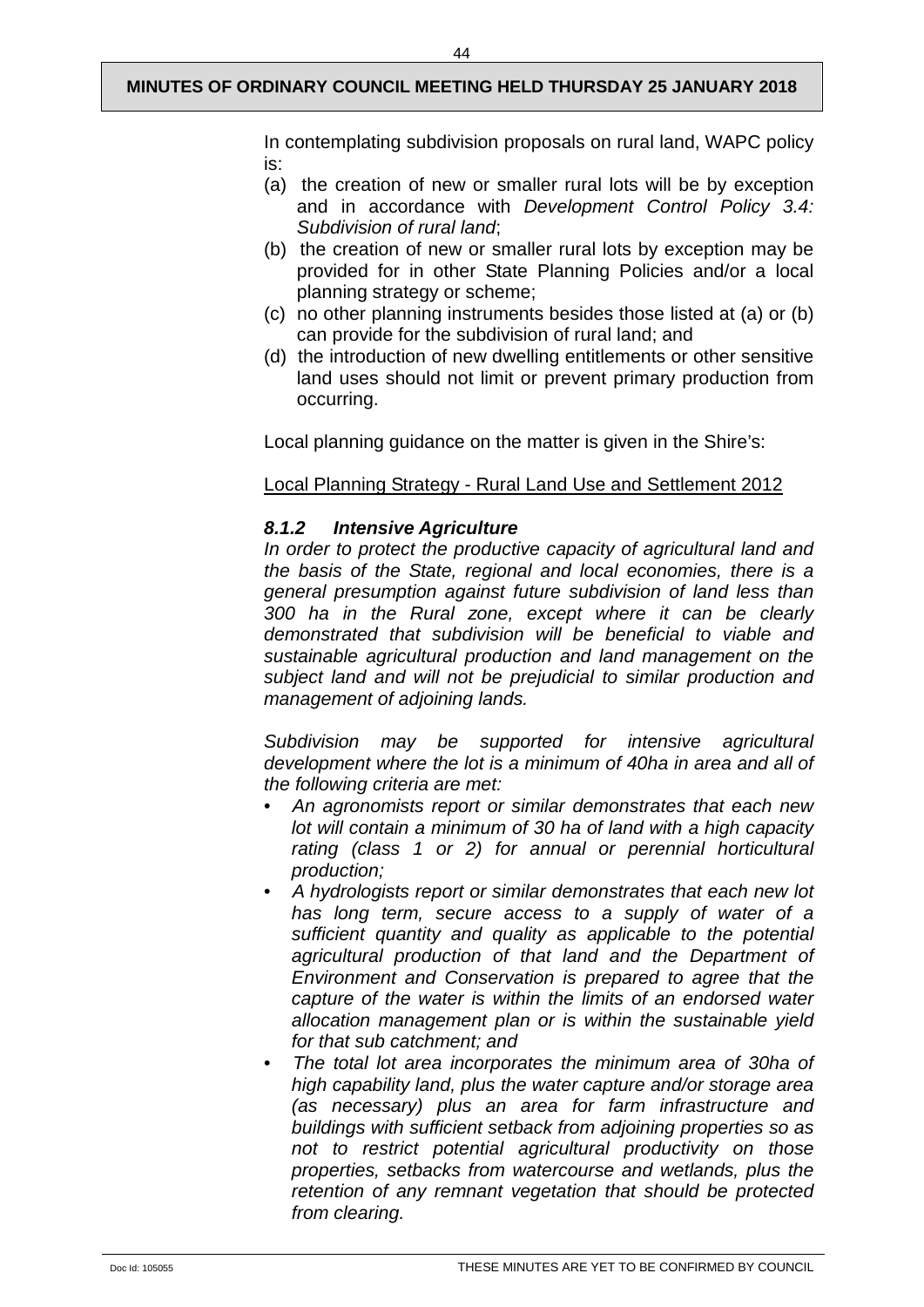In contemplating subdivision proposals on rural land, WAPC policy is:

(a) the creation of new or smaller rural lots will be by exception and in accordance with *Development Control Policy 3.4: Subdivision of rural land*;
(b) the creation of new or smaller rural lots by exception may be provided for in other State Planning Policies and/or a local planning strategy or scheme;
(c) no other planning instruments besides those listed at (a) or (b) can provide for the subdivision of rural land; and
(d) the introduction of new dwelling entitlements or other sensitive land uses should not limit or prevent primary production from occurring.

Local planning guidance on the matter is given in the Shire's:

<u>Local Planning Strategy - Rural Land Use and Settlement 2012</u>

***8.1.2 Intensive Agriculture***

*In order to protect the productive capacity of agricultural land and the basis of the State, regional and local economies, there is a general presumption against future subdivision of land less than 300 ha in the Rural zone, except where it can be clearly demonstrated that subdivision will be beneficial to viable and sustainable agricultural production and land management on the subject land and will not be prejudicial to similar production and management of adjoining lands.*

*Subdivision may be supported for intensive agricultural development where the lot is a minimum of 40ha in area and all of the following criteria are met:*

- *An agronomists report or similar demonstrates that each new lot will contain a minimum of 30 ha of land with a high capacity rating (class 1 or 2) for annual or perennial horticultural production;*
- *A hydrologists report or similar demonstrates that each new lot has long term, secure access to a supply of water of a sufficient quantity and quality as applicable to the potential agricultural production of that land and the Department of Environment and Conservation is prepared to agree that the capture of the water is within the limits of an endorsed water allocation management plan or is within the sustainable yield for that sub catchment; and*
- *The total lot area incorporates the minimum area of 30ha of high capability land, plus the water capture and/or storage area (as necessary) plus an area for farm infrastructure and buildings with sufficient setback from adjoining properties so as not to restrict potential agricultural productivity on those properties, setbacks from watercourse and wetlands, plus the retention of any remnant vegetation that should be protected from clearing.*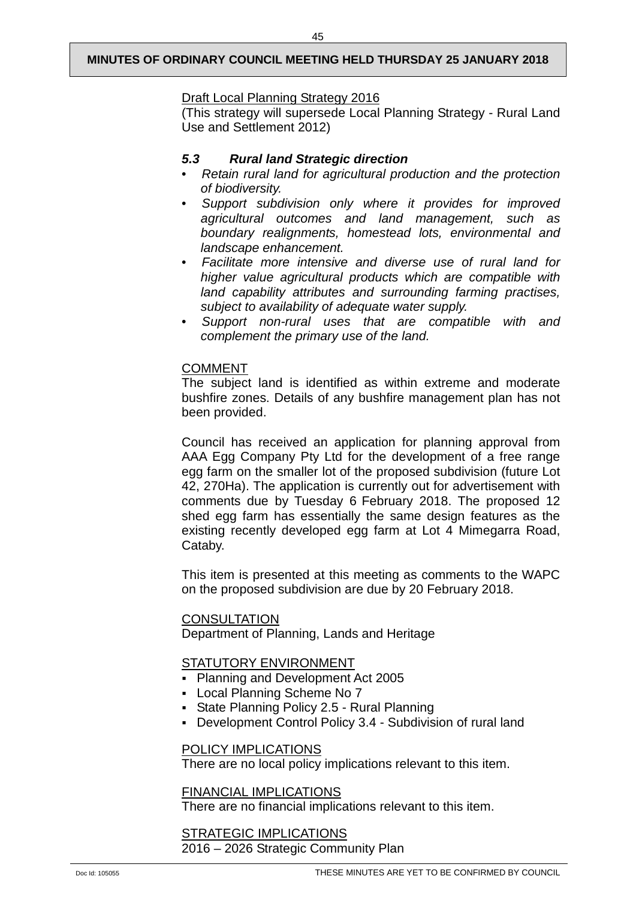Draft Local Planning Strategy 2016
(This strategy will supersede Local Planning Strategy - Rural Land Use and Settlement 2012)

***5.3 Rural land Strategic direction***

- *Retain rural land for agricultural production and the protection of biodiversity.*
- *Support subdivision only where it provides for improved agricultural outcomes and land management, such as boundary realignments, homestead lots, environmental and landscape enhancement.*
- *Facilitate more intensive and diverse use of rural land for higher value agricultural products which are compatible with land capability attributes and surrounding farming practises, subject to availability of adequate water supply.*
- *Support non-rural uses that are compatible with and complement the primary use of the land.*

COMMENT
The subject land is identified as within extreme and moderate bushfire zones. Details of any bushfire management plan has not been provided.

Council has received an application for planning approval from AAA Egg Company Pty Ltd for the development of a free range egg farm on the smaller lot of the proposed subdivision (future Lot 42, 270Ha). The application is currently out for advertisement with comments due by Tuesday 6 February 2018. The proposed 12 shed egg farm has essentially the same design features as the existing recently developed egg farm at Lot 4 Mimegarra Road, Cataby.

This item is presented at this meeting as comments to the WAPC on the proposed subdivision are due by 20 February 2018.

CONSULTATION
Department of Planning, Lands and Heritage

STATUTORY ENVIRONMENT

- Planning and Development Act 2005
- Local Planning Scheme No 7
- State Planning Policy 2.5 - Rural Planning
- Development Control Policy 3.4 - Subdivision of rural land

POLICY IMPLICATIONS
There are no local policy implications relevant to this item.

FINANCIAL IMPLICATIONS
There are no financial implications relevant to this item.

STRATEGIC IMPLICATIONS
2016 – 2026 Strategic Community Plan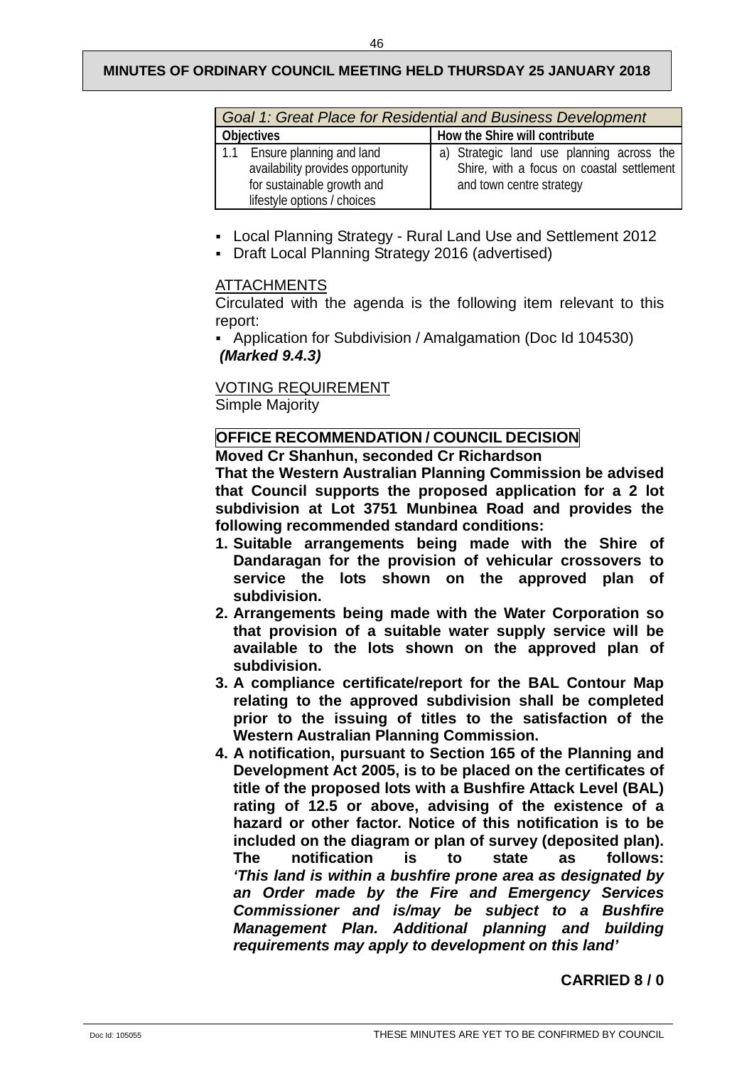| Goal 1: Great Place for Residential and Business Development | |
|---|---|
| **Objectives** | **How the Shire will contribute** |
| 1.1 Ensure planning and land availability provides opportunity for sustainable growth and lifestyle options / choices | a) Strategic land use planning across the Shire, with a focus on coastal settlement and town centre strategy |

- Local Planning Strategy - Rural Land Use and Settlement 2012
- Draft Local Planning Strategy 2016 (advertised)

## ATTACHMENTS

Circulated with the agenda is the following item relevant to this report:

- Application for Subdivision / Amalgamation (Doc Id 104530) ***(Marked 9.4.3)***

## VOTING REQUIREMENT

Simple Majority

## OFFICE RECOMMENDATION / COUNCIL DECISION

**Moved Cr Shanhun, seconded Cr Richardson**

**That the Western Australian Planning Commission be advised that Council supports the proposed application for a 2 lot subdivision at Lot 3751 Munbinea Road and provides the following recommended standard conditions:**

1. **Suitable arrangements being made with the Shire of Dandaragan for the provision of vehicular crossovers to service the lots shown on the approved plan of subdivision.**
2. **Arrangements being made with the Water Corporation so that provision of a suitable water supply service will be available to the lots shown on the approved plan of subdivision.**
3. **A compliance certificate/report for the BAL Contour Map relating to the approved subdivision shall be completed prior to the issuing of titles to the satisfaction of the Western Australian Planning Commission.**
4. **A notification, pursuant to Section 165 of the Planning and Development Act 2005, is to be placed on the certificates of title of the proposed lots with a Bushfire Attack Level (BAL) rating of 12.5 or above, advising of the existence of a hazard or other factor. Notice of this notification is to be included on the diagram or plan of survey (deposited plan). The notification is to state as follows:** ***'This land is within a bushfire prone area as designated by an Order made by the Fire and Emergency Services Commissioner and is/may be subject to a Bushfire Management Plan. Additional planning and building requirements may apply to development on this land'***

**CARRIED 8 / 0**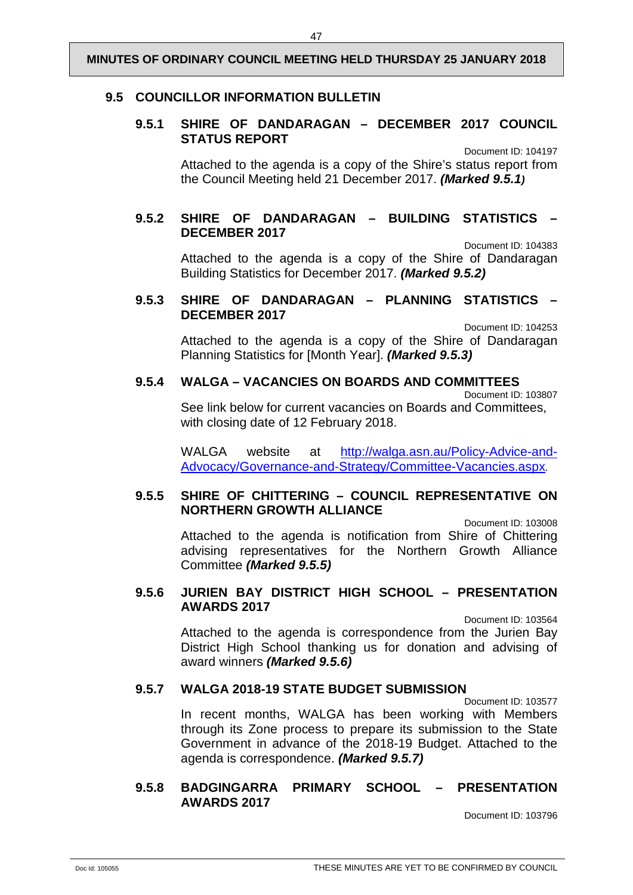## 9.5 COUNCILLOR INFORMATION BULLETIN

### 9.5.1 SHIRE OF DANDARAGAN – DECEMBER 2017 COUNCIL STATUS REPORT

Document ID: 104197

Attached to the agenda is a copy of the Shire's status report from the Council Meeting held 21 December 2017. ***(Marked 9.5.1)***

### 9.5.2 SHIRE OF DANDARAGAN – BUILDING STATISTICS – DECEMBER 2017

Document ID: 104383

Attached to the agenda is a copy of the Shire of Dandaragan Building Statistics for December 2017. ***(Marked 9.5.2)***

### 9.5.3 SHIRE OF DANDARAGAN – PLANNING STATISTICS – DECEMBER 2017

Document ID: 104253

Attached to the agenda is a copy of the Shire of Dandaragan Planning Statistics for [Month Year]. ***(Marked 9.5.3)***

### 9.5.4 WALGA – VACANCIES ON BOARDS AND COMMITTEES

Document ID: 103807

See link below for current vacancies on Boards and Committees, with closing date of 12 February 2018.

WALGA website at http://walga.asn.au/Policy-Advice-and-Advocacy/Governance-and-Strategy/Committee-Vacancies.aspx.

### 9.5.5 SHIRE OF CHITTERING – COUNCIL REPRESENTATIVE ON NORTHERN GROWTH ALLIANCE

Document ID: 103008

Attached to the agenda is notification from Shire of Chittering advising representatives for the Northern Growth Alliance Committee ***(Marked 9.5.5)***

### 9.5.6 JURIEN BAY DISTRICT HIGH SCHOOL – PRESENTATION AWARDS 2017

Document ID: 103564

Attached to the agenda is correspondence from the Jurien Bay District High School thanking us for donation and advising of award winners ***(Marked 9.5.6)***

### 9.5.7 WALGA 2018-19 STATE BUDGET SUBMISSION

Document ID: 103577

In recent months, WALGA has been working with Members through its Zone process to prepare its submission to the State Government in advance of the 2018-19 Budget. Attached to the agenda is correspondence. ***(Marked 9.5.7)***

### 9.5.8 BADGINGARRA PRIMARY SCHOOL – PRESENTATION AWARDS 2017

Document ID: 103796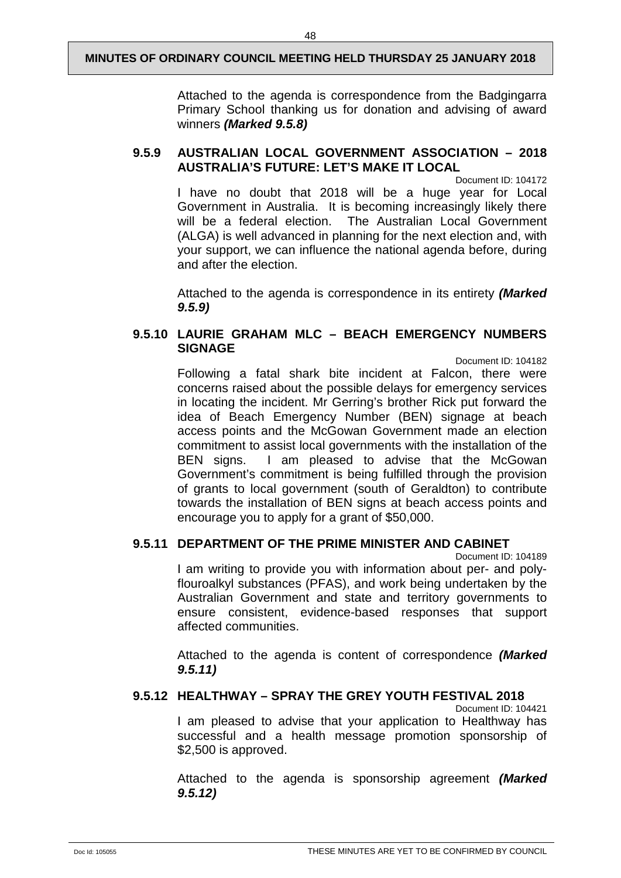Attached to the agenda is correspondence from the Badgingarra Primary School thanking us for donation and advising of award winners ***(Marked 9.5.8)***

### 9.5.9 AUSTRALIAN LOCAL GOVERNMENT ASSOCIATION – 2018 AUSTRALIA'S FUTURE: LET'S MAKE IT LOCAL

Document ID: 104172

I have no doubt that 2018 will be a huge year for Local Government in Australia. It is becoming increasingly likely there will be a federal election. The Australian Local Government (ALGA) is well advanced in planning for the next election and, with your support, we can influence the national agenda before, during and after the election.

Attached to the agenda is correspondence in its entirety ***(Marked 9.5.9)***

### 9.5.10 LAURIE GRAHAM MLC – BEACH EMERGENCY NUMBERS SIGNAGE

Document ID: 104182

Following a fatal shark bite incident at Falcon, there were concerns raised about the possible delays for emergency services in locating the incident. Mr Gerring's brother Rick put forward the idea of Beach Emergency Number (BEN) signage at beach access points and the McGowan Government made an election commitment to assist local governments with the installation of the BEN signs. I am pleased to advise that the McGowan Government's commitment is being fulfilled through the provision of grants to local government (south of Geraldton) to contribute towards the installation of BEN signs at beach access points and encourage you to apply for a grant of $50,000.

### 9.5.11 DEPARTMENT OF THE PRIME MINISTER AND CABINET

Document ID: 104189

I am writing to provide you with information about per- and poly-flouroalkyl substances (PFAS), and work being undertaken by the Australian Government and state and territory governments to ensure consistent, evidence-based responses that support affected communities.

Attached to the agenda is content of correspondence ***(Marked 9.5.11)***

### 9.5.12 HEALTHWAY – SPRAY THE GREY YOUTH FESTIVAL 2018

Document ID: 104421

I am pleased to advise that your application to Healthway has successful and a health message promotion sponsorship of $2,500 is approved.

Attached to the agenda is sponsorship agreement ***(Marked 9.5.12)***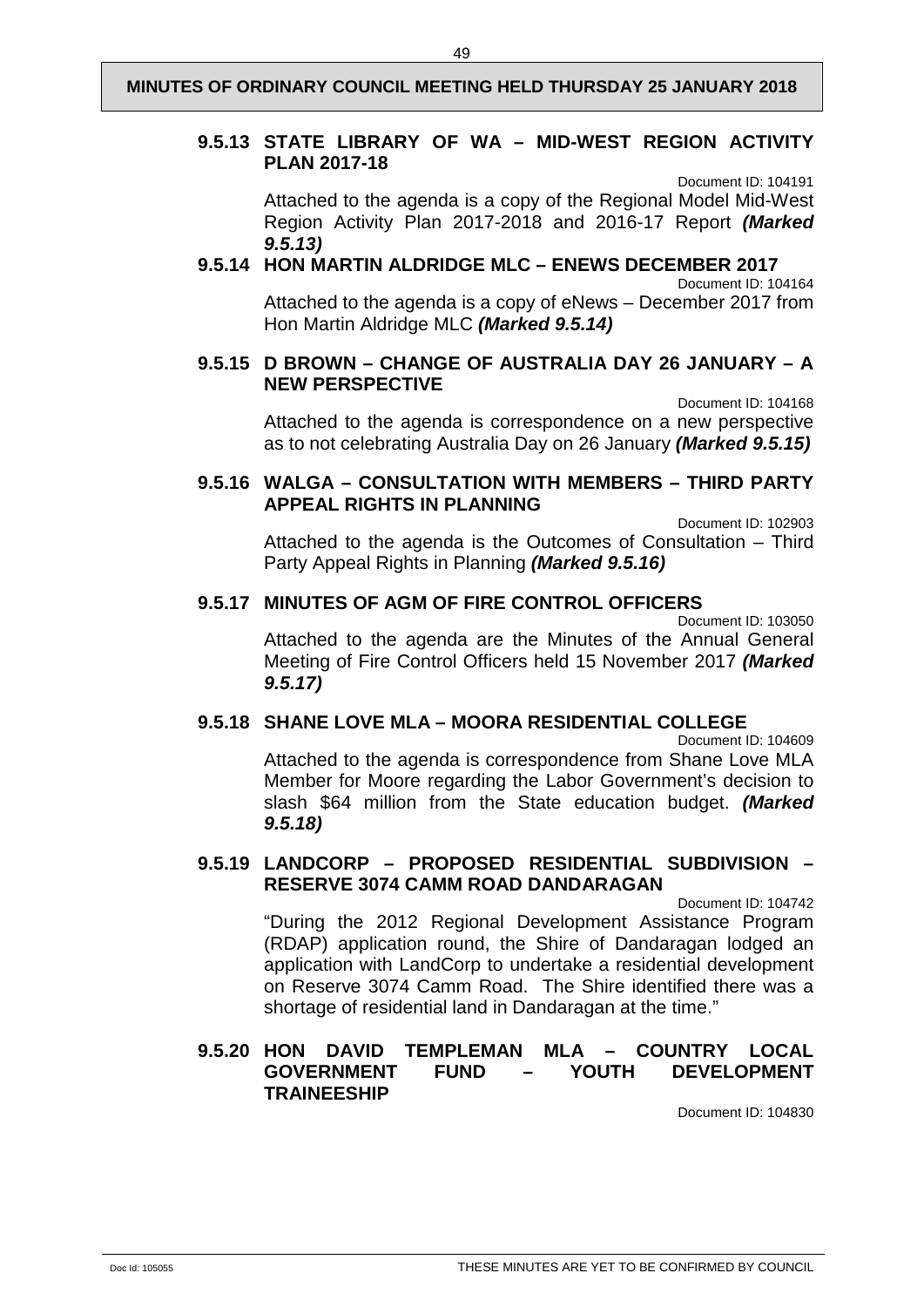### 9.5.13 STATE LIBRARY OF WA – MID-WEST REGION ACTIVITY PLAN 2017-18

Document ID: 104191

Attached to the agenda is a copy of the Regional Model Mid-West Region Activity Plan 2017-2018 and 2016-17 Report ***(Marked 9.5.13)***

### 9.5.14 HON MARTIN ALDRIDGE MLC – ENEWS DECEMBER 2017

Document ID: 104164

Attached to the agenda is a copy of eNews – December 2017 from Hon Martin Aldridge MLC ***(Marked 9.5.14)***

### 9.5.15 D BROWN – CHANGE OF AUSTRALIA DAY 26 JANUARY – A NEW PERSPECTIVE

Document ID: 104168

Attached to the agenda is correspondence on a new perspective as to not celebrating Australia Day on 26 January ***(Marked 9.5.15)***

### 9.5.16 WALGA – CONSULTATION WITH MEMBERS – THIRD PARTY APPEAL RIGHTS IN PLANNING

Document ID: 102903

Attached to the agenda is the Outcomes of Consultation – Third Party Appeal Rights in Planning ***(Marked 9.5.16)***

### 9.5.17 MINUTES OF AGM OF FIRE CONTROL OFFICERS

Document ID: 103050

Attached to the agenda are the Minutes of the Annual General Meeting of Fire Control Officers held 15 November 2017 ***(Marked 9.5.17)***

### 9.5.18 SHANE LOVE MLA – MOORA RESIDENTIAL COLLEGE

Document ID: 104609

Attached to the agenda is correspondence from Shane Love MLA Member for Moore regarding the Labor Government's decision to slash $64 million from the State education budget. ***(Marked 9.5.18)***

### 9.5.19 LANDCORP – PROPOSED RESIDENTIAL SUBDIVISION – RESERVE 3074 CAMM ROAD DANDARAGAN

Document ID: 104742

"During the 2012 Regional Development Assistance Program (RDAP) application round, the Shire of Dandaragan lodged an application with LandCorp to undertake a residential development on Reserve 3074 Camm Road. The Shire identified there was a shortage of residential land in Dandaragan at the time."

### 9.5.20 HON DAVID TEMPLEMAN MLA – COUNTRY LOCAL GOVERNMENT FUND – YOUTH DEVELOPMENT TRAINEESHIP

Document ID: 104830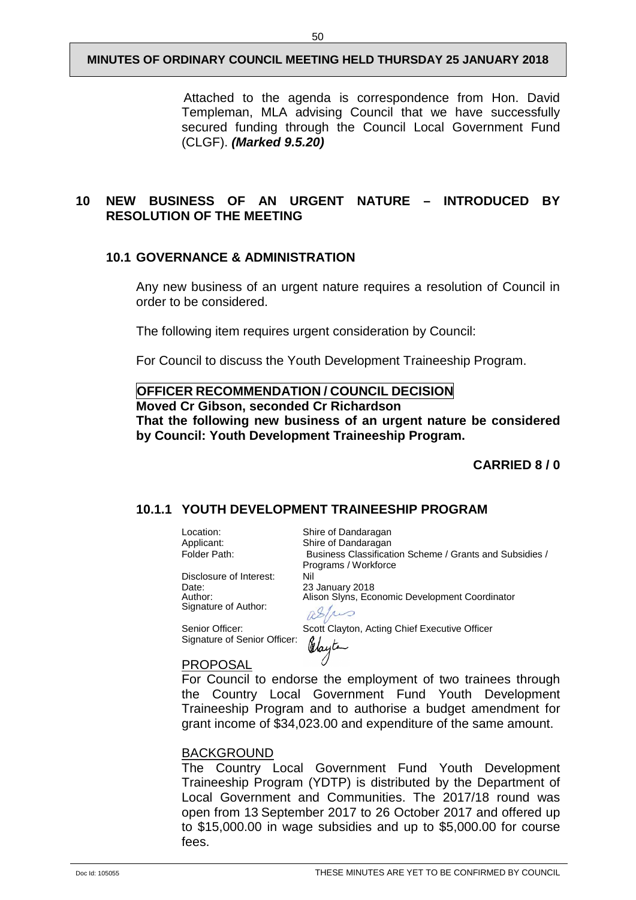Attached to the agenda is correspondence from Hon. David Templeman, MLA advising Council that we have successfully secured funding through the Council Local Government Fund (CLGF). ***(Marked 9.5.20)***

## 10 NEW BUSINESS OF AN URGENT NATURE – INTRODUCED BY RESOLUTION OF THE MEETING

### 10.1 GOVERNANCE & ADMINISTRATION

Any new business of an urgent nature requires a resolution of Council in order to be considered.

The following item requires urgent consideration by Council:

For Council to discuss the Youth Development Traineeship Program.

**OFFICER RECOMMENDATION / COUNCIL DECISION**
**Moved Cr Gibson, seconded Cr Richardson**
**That the following new business of an urgent nature be considered by Council: Youth Development Traineeship Program.**

**CARRIED 8 / 0**

#### 10.1.1 YOUTH DEVELOPMENT TRAINEESHIP PROGRAM

| | |
|---|---|
| Location: | Shire of Dandaragan |
| Applicant: | Shire of Dandaragan |
| Folder Path: | Business Classification Scheme / Grants and Subsidies / Programs / Workforce |
| Disclosure of Interest: | Nil |
| Date: | 23 January 2018 |
| Author: | Alison Slyns, Economic Development Coordinator |
| Signature of Author: | |
| Senior Officer: | Scott Clayton, Acting Chief Executive Officer |
| Signature of Senior Officer: | |

PROPOSAL

For Council to endorse the employment of two trainees through the Country Local Government Fund Youth Development Traineeship Program and to authorise a budget amendment for grant income of $34,023.00 and expenditure of the same amount.

BACKGROUND

The Country Local Government Fund Youth Development Traineeship Program (YDTP) is distributed by the Department of Local Government and Communities. The 2017/18 round was open from 13 September 2017 to 26 October 2017 and offered up to $15,000.00 in wage subsidies and up to $5,000.00 for course fees.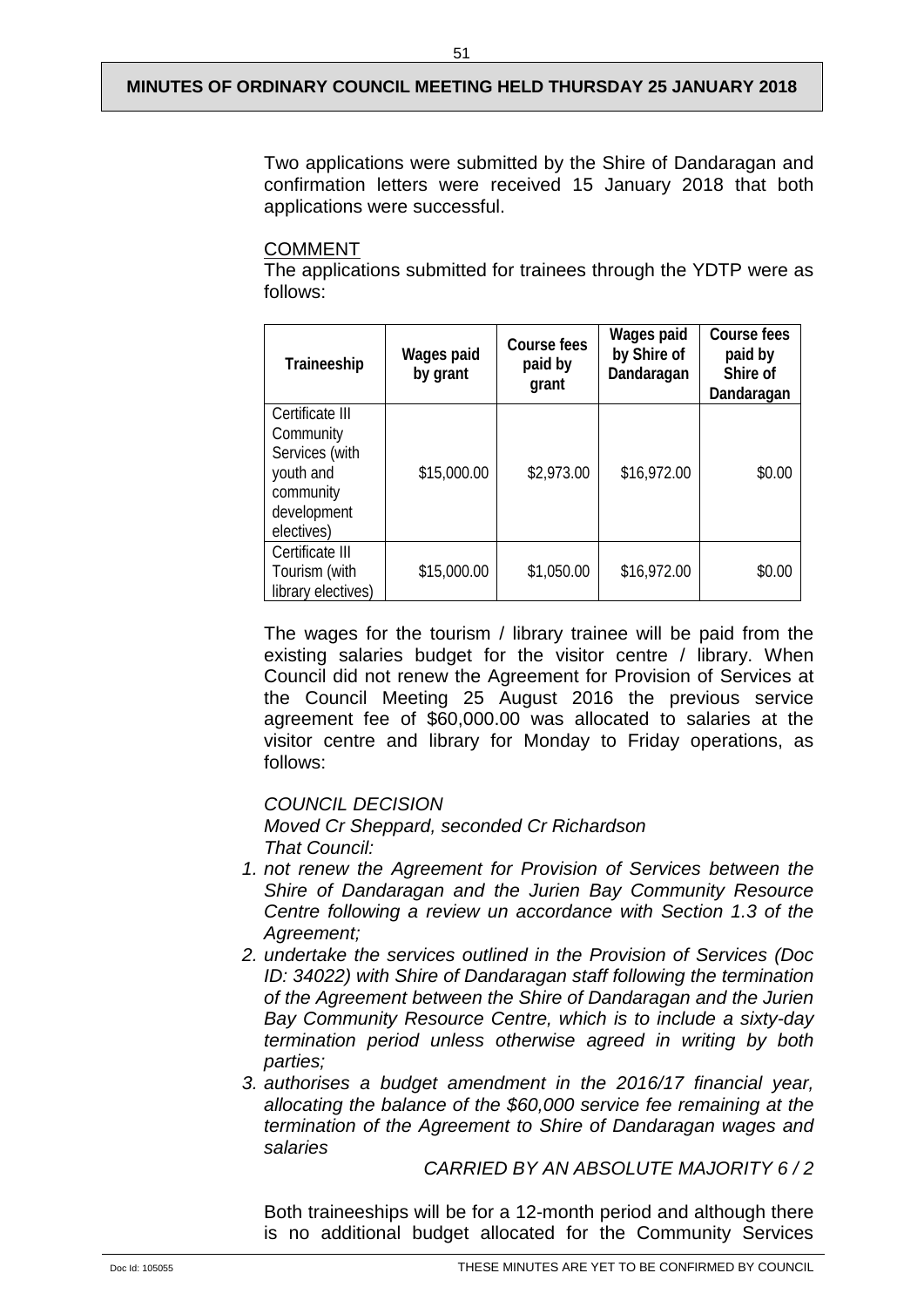Two applications were submitted by the Shire of Dandaragan and confirmation letters were received 15 January 2018 that both applications were successful.

COMMENT

The applications submitted for trainees through the YDTP were as follows:

| Traineeship | Wages paid by grant | Course fees paid by grant | Wages paid by Shire of Dandaragan | Course fees paid by Shire of Dandaragan |
|---|---|---|---|---|
| Certificate III Community Services (with youth and community development electives) | $15,000.00 | $2,973.00 | $16,972.00 | $0.00 |
| Certificate III Tourism (with library electives) | $15,000.00 | $1,050.00 | $16,972.00 | $0.00 |

The wages for the tourism / library trainee will be paid from the existing salaries budget for the visitor centre / library. When Council did not renew the Agreement for Provision of Services at the Council Meeting 25 August 2016 the previous service agreement fee of $60,000.00 was allocated to salaries at the visitor centre and library for Monday to Friday operations, as follows:

*COUNCIL DECISION*
*Moved Cr Sheppard, seconded Cr Richardson*
*That Council:*

1. *not renew the Agreement for Provision of Services between the Shire of Dandaragan and the Jurien Bay Community Resource Centre following a review un accordance with Section 1.3 of the Agreement;*
2. *undertake the services outlined in the Provision of Services (Doc ID: 34022) with Shire of Dandaragan staff following the termination of the Agreement between the Shire of Dandaragan and the Jurien Bay Community Resource Centre, which is to include a sixty-day termination period unless otherwise agreed in writing by both parties;*
3. *authorises a budget amendment in the 2016/17 financial year, allocating the balance of the $60,000 service fee remaining at the termination of the Agreement to Shire of Dandaragan wages and salaries*

*CARRIED BY AN ABSOLUTE MAJORITY 6 / 2*

Both traineeships will be for a 12-month period and although there is no additional budget allocated for the Community Services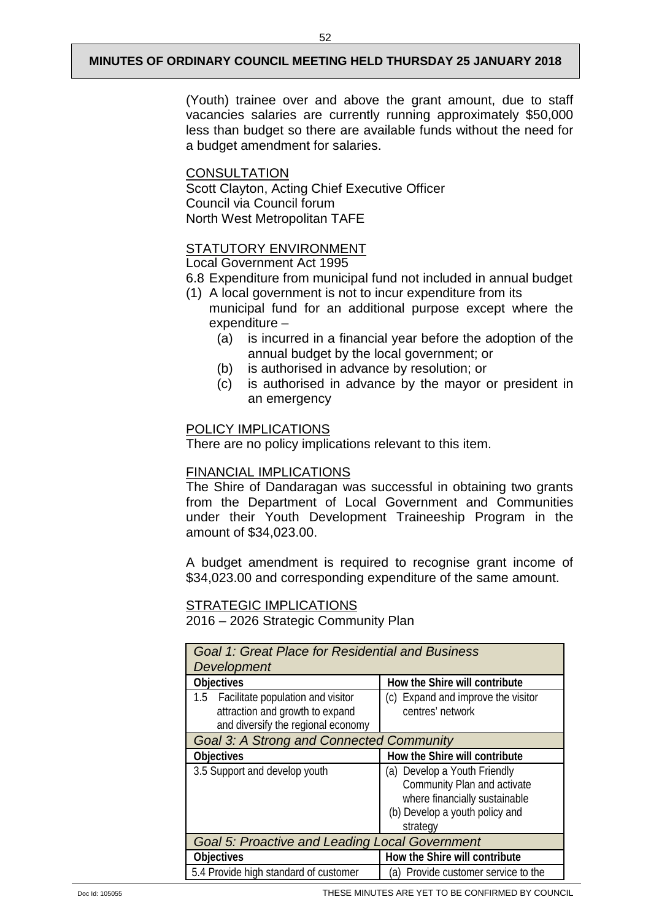(Youth) trainee over and above the grant amount, due to staff vacancies salaries are currently running approximately $50,000 less than budget so there are available funds without the need for a budget amendment for salaries.

CONSULTATION

Scott Clayton, Acting Chief Executive Officer
Council via Council forum
North West Metropolitan TAFE

STATUTORY ENVIRONMENT

Local Government Act 1995

6.8 Expenditure from municipal fund not included in annual budget

(1) A local government is not to incur expenditure from its municipal fund for an additional purpose except where the expenditure –
   (a) is incurred in a financial year before the adoption of the annual budget by the local government; or
   (b) is authorised in advance by resolution; or
   (c) is authorised in advance by the mayor or president in an emergency

POLICY IMPLICATIONS

There are no policy implications relevant to this item.

FINANCIAL IMPLICATIONS

The Shire of Dandaragan was successful in obtaining two grants from the Department of Local Government and Communities under their Youth Development Traineeship Program in the amount of $34,023.00.

A budget amendment is required to recognise grant income of $34,023.00 and corresponding expenditure of the same amount.

STRATEGIC IMPLICATIONS

2016 – 2026 Strategic Community Plan

| *Goal 1: Great Place for Residential and Business Development* | |
|---|---|
| **Objectives** | **How the Shire will contribute** |
| 1.5 Facilitate population and visitor attraction and growth to expand and diversify the regional economy | (c) Expand and improve the visitor centres' network |
| *Goal 3: A Strong and Connected Community* | |
| **Objectives** | **How the Shire will contribute** |
| 3.5 Support and develop youth | (a) Develop a Youth Friendly Community Plan and activate where financially sustainable<br>(b) Develop a youth policy and strategy |
| *Goal 5: Proactive and Leading Local Government* | |
| **Objectives** | **How the Shire will contribute** |
| 5.4 Provide high standard of customer | (a) Provide customer service to the |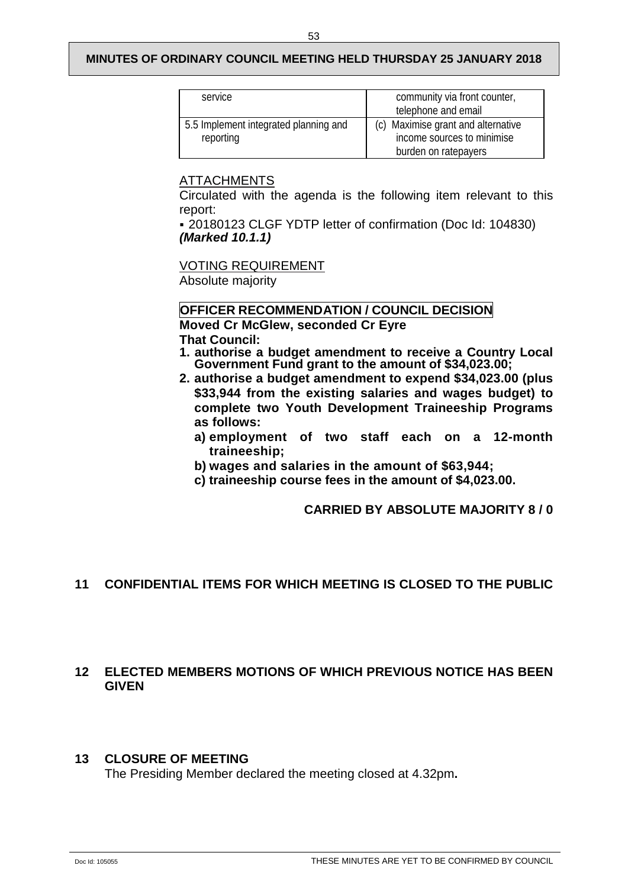| | |
|---|---|
| service | community via front counter, telephone and email |
| 5.5 Implement integrated planning and reporting | (c) Maximise grant and alternative income sources to minimise burden on ratepayers |

ATTACHMENTS

Circulated with the agenda is the following item relevant to this report:

- 20180123 CLGF YDTP letter of confirmation (Doc Id: 104830) ***(Marked 10.1.1)***

VOTING REQUIREMENT

Absolute majority

**OFFICER RECOMMENDATION / COUNCIL DECISION**

**Moved Cr McGlew, seconded Cr Eyre**

**That Council:**

1. **authorise a budget amendment to receive a Country Local Government Fund grant to the amount of $34,023.00;**
2. **authorise a budget amendment to expend $34,023.00 (plus $33,944 from the existing salaries and wages budget) to complete two Youth Development Traineeship Programs as follows:**
   a) **employment of two staff each on a 12-month traineeship;**
   b) **wages and salaries in the amount of $63,944;**
   c) **traineeship course fees in the amount of $4,023.00.**

**CARRIED BY ABSOLUTE MAJORITY 8 / 0**

## 11 CONFIDENTIAL ITEMS FOR WHICH MEETING IS CLOSED TO THE PUBLIC

## 12 ELECTED MEMBERS MOTIONS OF WHICH PREVIOUS NOTICE HAS BEEN GIVEN

## 13 CLOSURE OF MEETING

The Presiding Member declared the meeting closed at 4.32pm**.**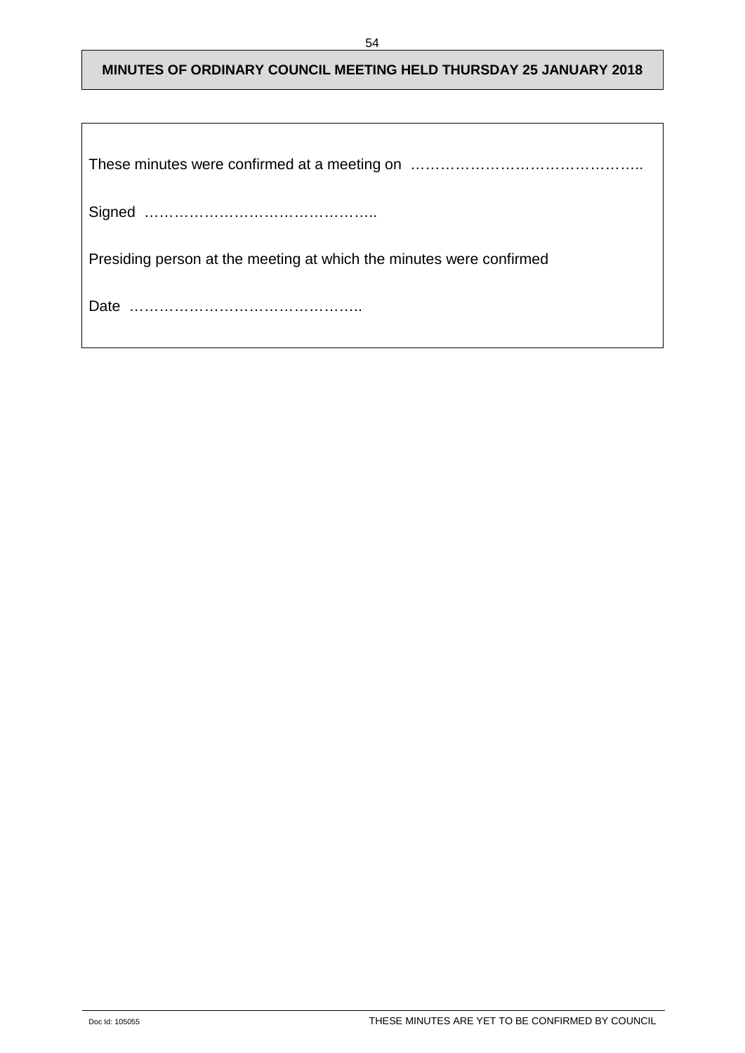These minutes were confirmed at a meeting on ………………………………………..

Signed ………………………………………..

Presiding person at the meeting at which the minutes were confirmed

Date ………………………………………..